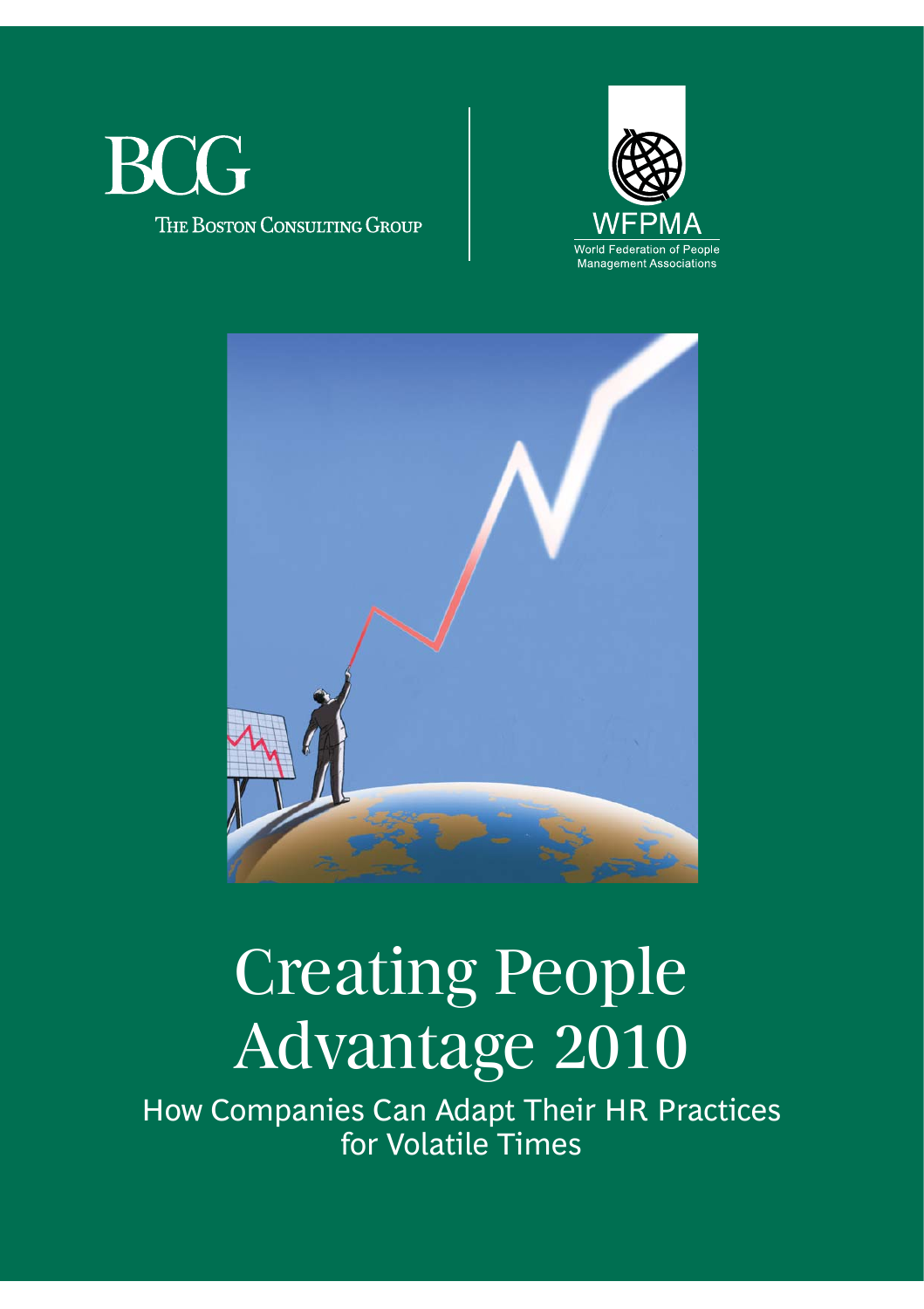BCG

The Boston Consulting Group

WFPMA

World Federation of People Management Associations

# Creating People Advantage 2010

## How Companies Can Adapt Their HR Practices for Volatile Times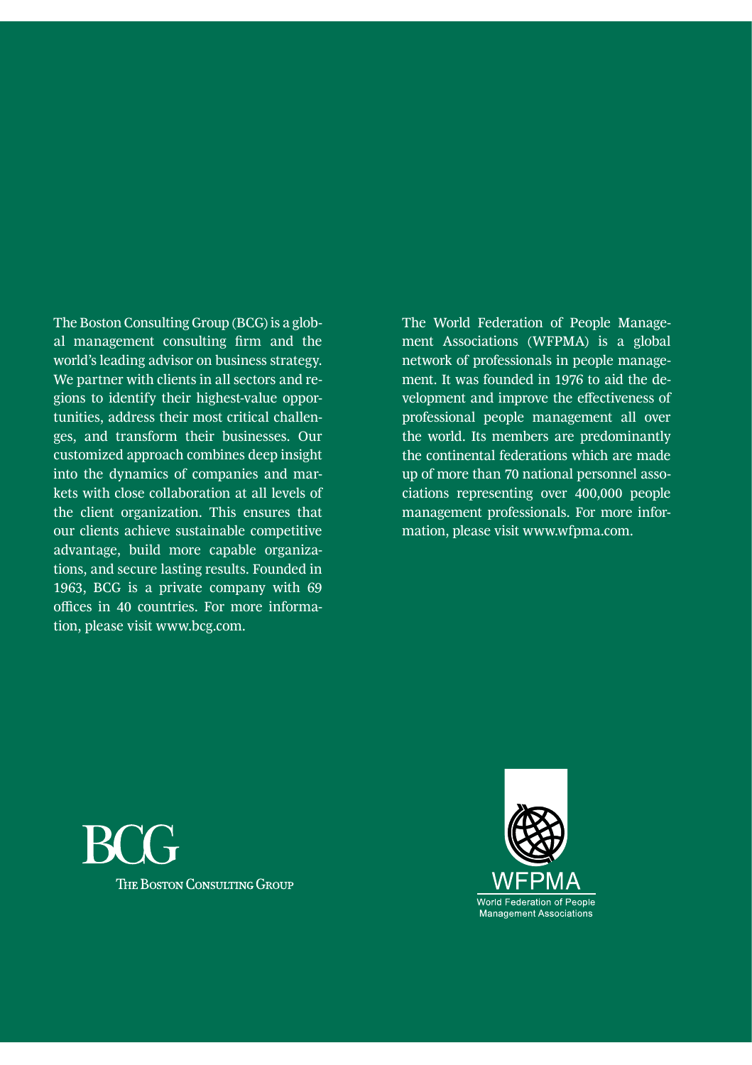The Boston Consulting Group (BCG) is a global management consulting firm and the world's leading advisor on business strategy. We partner with clients in all sectors and regions to identify their highest-value opportunities, address their most critical challenges, and transform their businesses. Our customized approach combines deep insight into the dynamics of companies and markets with close collaboration at all levels of the client organization. This ensures that our clients achieve sustainable competitive advantage, build more capable organizations, and secure lasting results. Founded in 1963, BCG is a private company with 69 offices in 40 countries. For more information, please visit www.bcg.com.

The World Federation of People Management Associations (WFPMA) is a global network of professionals in people management. It was founded in 1976 to aid the development and improve the effectiveness of professional people management all over the world. Its members are predominantly the continental federations which are made up of more than 70 national personnel associations representing over 400,000 people management professionals. For more information, please visit www.wfpma.com.

BCG

THE BOSTON CONSULTING GROUP

WFPMA

World Federation of People Management Associations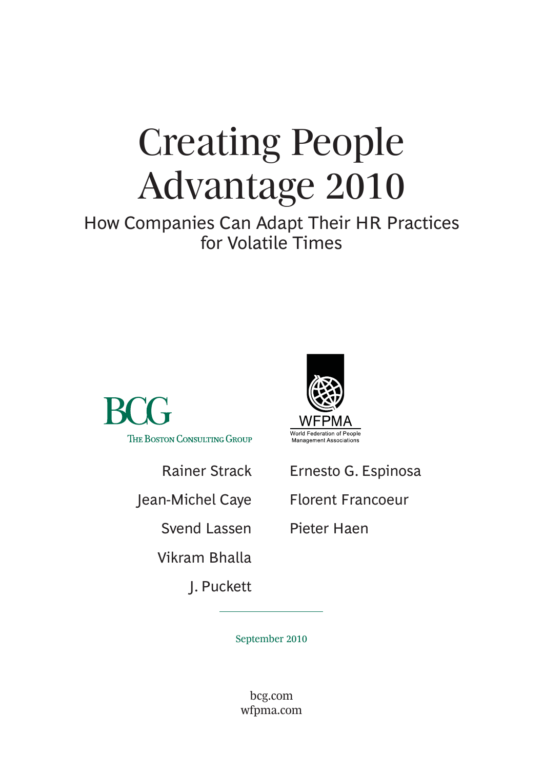# Creating People Advantage 2010

## How Companies Can Adapt Their HR Practices for Volatile Times

BCG
The Boston Consulting Group

WFPMA
World Federation of People Management Associations

Rainer Strack

Jean-Michel Caye

Svend Lassen

Vikram Bhalla

J. Puckett

Ernesto G. Espinosa

Florent Francoeur

Pieter Haen

September 2010

bcg.com
wfpma.com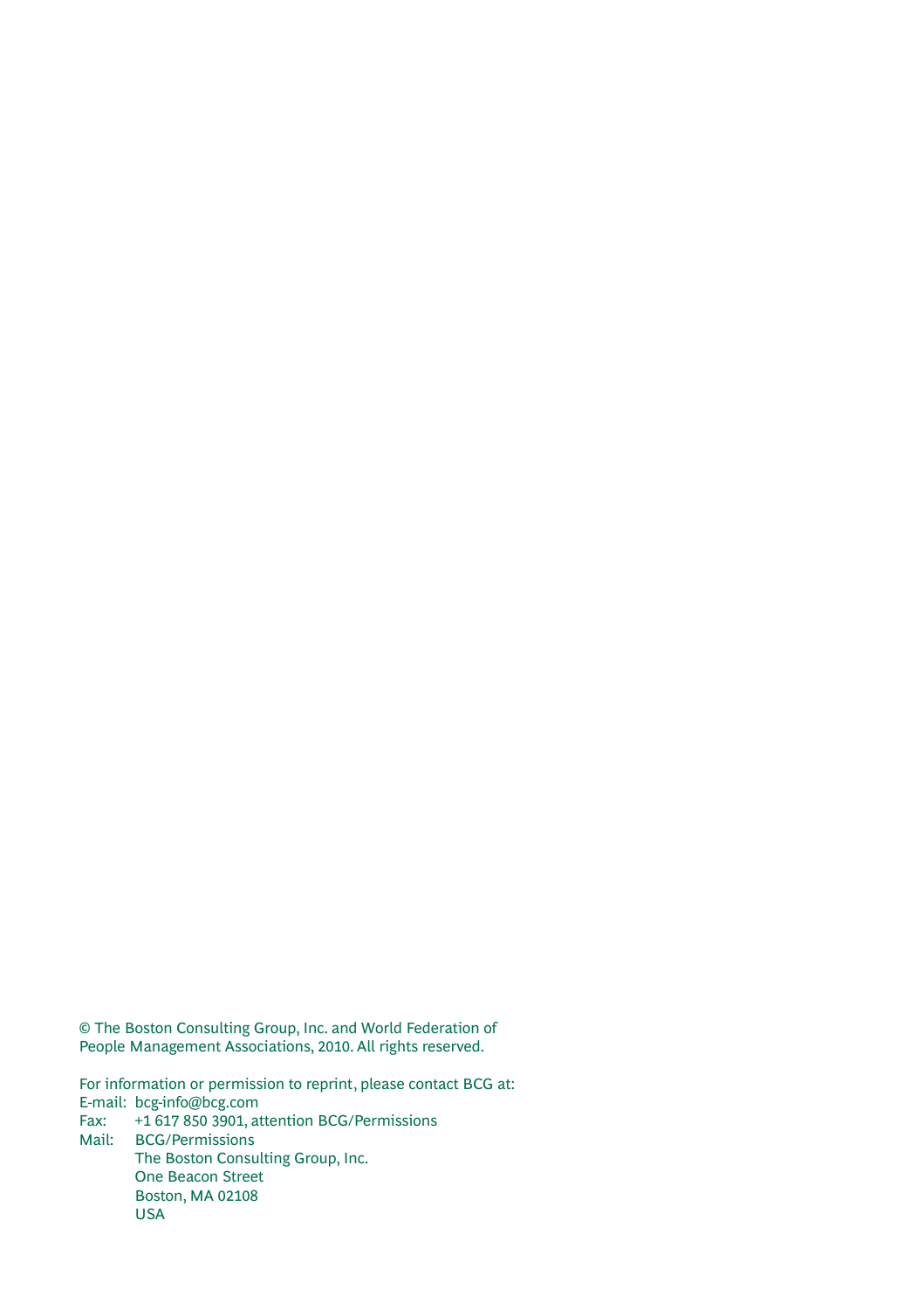© The Boston Consulting Group, Inc. and World Federation of People Management Associations, 2010. All rights reserved.

For information or permission to reprint, please contact BCG at:
E-mail: bcg-info@bcg.com
Fax: +1 617 850 3901, attention BCG/Permissions
Mail: BCG/Permissions
The Boston Consulting Group, Inc.
One Beacon Street
Boston, MA 02108
USA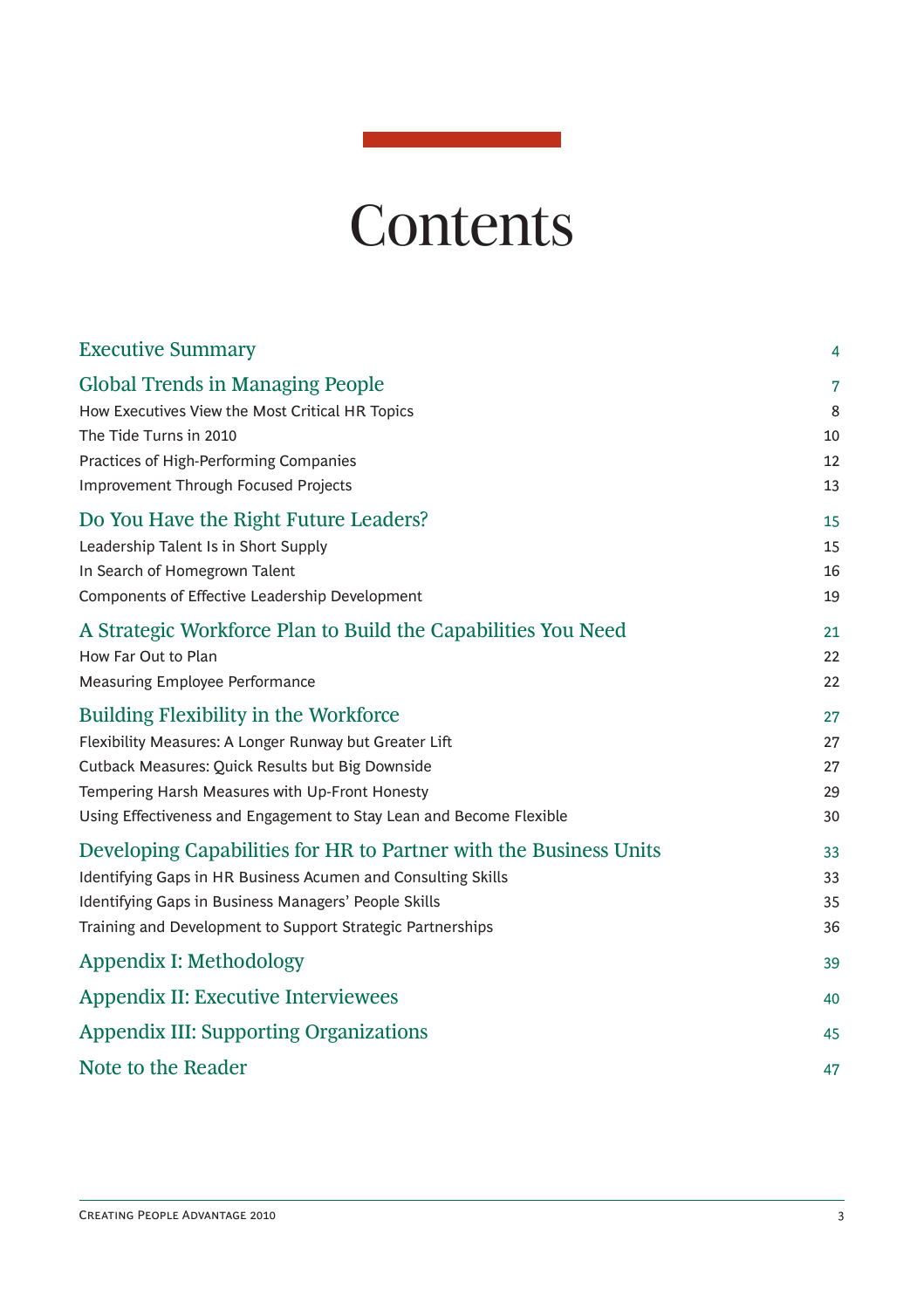# Contents

| | |
|---|---|
| **Executive Summary** | 4 |
| **Global Trends in Managing People** | 7 |
| How Executives View the Most Critical HR Topics | 8 |
| The Tide Turns in 2010 | 10 |
| Practices of High-Performing Companies | 12 |
| Improvement Through Focused Projects | 13 |
| **Do You Have the Right Future Leaders?** | 15 |
| Leadership Talent Is in Short Supply | 15 |
| In Search of Homegrown Talent | 16 |
| Components of Effective Leadership Development | 19 |
| **A Strategic Workforce Plan to Build the Capabilities You Need** | 21 |
| How Far Out to Plan | 22 |
| Measuring Employee Performance | 22 |
| **Building Flexibility in the Workforce** | 27 |
| Flexibility Measures: A Longer Runway but Greater Lift | 27 |
| Cutback Measures: Quick Results but Big Downside | 27 |
| Tempering Harsh Measures with Up-Front Honesty | 29 |
| Using Effectiveness and Engagement to Stay Lean and Become Flexible | 30 |
| **Developing Capabilities for HR to Partner with the Business Units** | 33 |
| Identifying Gaps in HR Business Acumen and Consulting Skills | 33 |
| Identifying Gaps in Business Managers' People Skills | 35 |
| Training and Development to Support Strategic Partnerships | 36 |
| **Appendix I: Methodology** | 39 |
| **Appendix II: Executive Interviewees** | 40 |
| **Appendix III: Supporting Organizations** | 45 |
| **Note to the Reader** | 47 |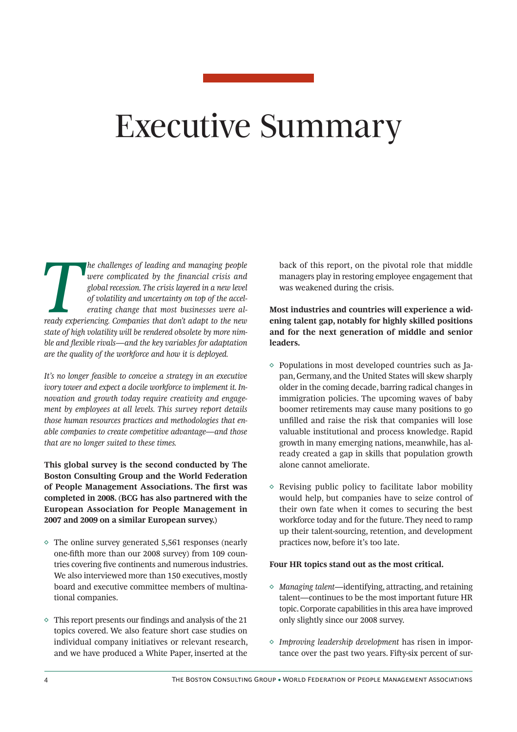# Executive Summary

*The challenges of leading and managing people were complicated by the financial crisis and global recession. The crisis layered in a new level of volatility and uncertainty on top of the accelerating change that most businesses were already experiencing. Companies that don't adapt to the new state of high volatility will be rendered obsolete by more nimble and flexible rivals—and the key variables for adaptation are the quality of the workforce and how it is deployed.*

*It's no longer feasible to conceive a strategy in an executive ivory tower and expect a docile workforce to implement it. Innovation and growth today require creativity and engagement by employees at all levels. This survey report details those human resources practices and methodologies that enable companies to create competitive advantage—and those that are no longer suited to these times.*

**This global survey is the second conducted by The Boston Consulting Group and the World Federation of People Management Associations. The first was completed in 2008. (BCG has also partnered with the European Association for People Management in 2007 and 2009 on a similar European survey.)**

- The online survey generated 5,561 responses (nearly one-fifth more than our 2008 survey) from 109 countries covering five continents and numerous industries. We also interviewed more than 150 executives, mostly board and executive committee members of multinational companies.
- This report presents our findings and analysis of the 21 topics covered. We also feature short case studies on individual company initiatives or relevant research, and we have produced a White Paper, inserted at the back of this report, on the pivotal role that middle managers play in restoring employee engagement that was weakened during the crisis.

**Most industries and countries will experience a widening talent gap, notably for highly skilled positions and for the next generation of middle and senior leaders.**

- Populations in most developed countries such as Japan, Germany, and the United States will skew sharply older in the coming decade, barring radical changes in immigration policies. The upcoming waves of baby boomer retirements may cause many positions to go unfilled and raise the risk that companies will lose valuable institutional and process knowledge. Rapid growth in many emerging nations, meanwhile, has already created a gap in skills that population growth alone cannot ameliorate.
- Revising public policy to facilitate labor mobility would help, but companies have to seize control of their own fate when it comes to securing the best workforce today and for the future. They need to ramp up their talent-sourcing, retention, and development practices now, before it's too late.

**Four HR topics stand out as the most critical.**

- *Managing talent*—identifying, attracting, and retaining talent—continues to be the most important future HR topic. Corporate capabilities in this area have improved only slightly since our 2008 survey.
- *Improving leadership development* has risen in importance over the past two years. Fifty-six percent of sur-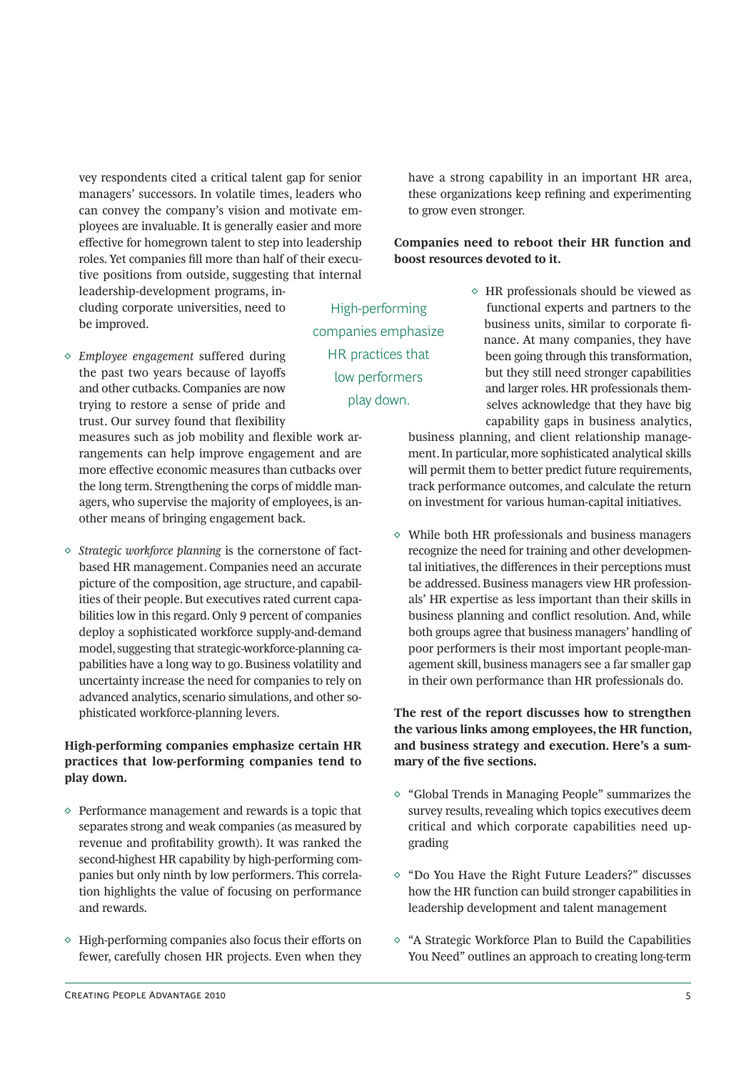vey respondents cited a critical talent gap for senior managers' successors. In volatile times, leaders who can convey the company's vision and motivate employees are invaluable. It is generally easier and more effective for homegrown talent to step into leadership roles. Yet companies fill more than half of their executive positions from outside, suggesting that internal leadership-development programs, including corporate universities, need to be improved.

- *Employee engagement* suffered during the past two years because of layoffs and other cutbacks. Companies are now trying to restore a sense of pride and trust. Our survey found that flexibility measures such as job mobility and flexible work arrangements can help improve engagement and are more effective economic measures than cutbacks over the long term. Strengthening the corps of middle managers, who supervise the majority of employees, is another means of bringing engagement back.

- *Strategic workforce planning* is the cornerstone of fact-based HR management. Companies need an accurate picture of the composition, age structure, and capabilities of their people. But executives rated current capabilities low in this regard. Only 9 percent of companies deploy a sophisticated workforce supply-and-demand model, suggesting that strategic-workforce-planning capabilities have a long way to go. Business volatility and uncertainty increase the need for companies to rely on advanced analytics, scenario simulations, and other sophisticated workforce-planning levers.

High-performing companies emphasize HR practices that low performers play down.

**High-performing companies emphasize certain HR practices that low-performing companies tend to play down.**

- Performance management and rewards is a topic that separates strong and weak companies (as measured by revenue and profitability growth). It was ranked the second-highest HR capability by high-performing companies but only ninth by low performers. This correlation highlights the value of focusing on performance and rewards.

- High-performing companies also focus their efforts on fewer, carefully chosen HR projects. Even when they have a strong capability in an important HR area, these organizations keep refining and experimenting to grow even stronger.

**Companies need to reboot their HR function and boost resources devoted to it.**

- HR professionals should be viewed as functional experts and partners to the business units, similar to corporate finance. At many companies, they have been going through this transformation, but they still need stronger capabilities and larger roles. HR professionals themselves acknowledge that they have big capability gaps in business analytics, business planning, and client relationship management. In particular, more sophisticated analytical skills will permit them to better predict future requirements, track performance outcomes, and calculate the return on investment for various human-capital initiatives.

- While both HR professionals and business managers recognize the need for training and other developmental initiatives, the differences in their perceptions must be addressed. Business managers view HR professionals' HR expertise as less important than their skills in business planning and conflict resolution. And, while both groups agree that business managers' handling of poor performers is their most important people-management skill, business managers see a far smaller gap in their own performance than HR professionals do.

**The rest of the report discusses how to strengthen the various links among employees, the HR function, and business strategy and execution. Here's a summary of the five sections.**

- "Global Trends in Managing People" summarizes the survey results, revealing which topics executives deem critical and which corporate capabilities need upgrading

- "Do You Have the Right Future Leaders?" discusses how the HR function can build stronger capabilities in leadership development and talent management

- "A Strategic Workforce Plan to Build the Capabilities You Need" outlines an approach to creating long-term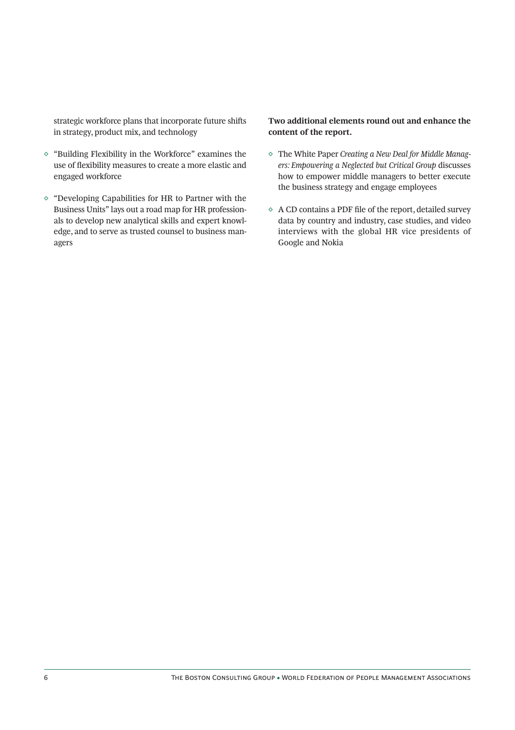strategic workforce plans that incorporate future shifts in strategy, product mix, and technology

- "Building Flexibility in the Workforce" examines the use of flexibility measures to create a more elastic and engaged workforce
- "Developing Capabilities for HR to Partner with the Business Units" lays out a road map for HR professionals to develop new analytical skills and expert knowledge, and to serve as trusted counsel to business managers

**Two additional elements round out and enhance the content of the report.**

- The White Paper *Creating a New Deal for Middle Managers: Empowering a Neglected but Critical Group* discusses how to empower middle managers to better execute the business strategy and engage employees
- A CD contains a PDF file of the report, detailed survey data by country and industry, case studies, and video interviews with the global HR vice presidents of Google and Nokia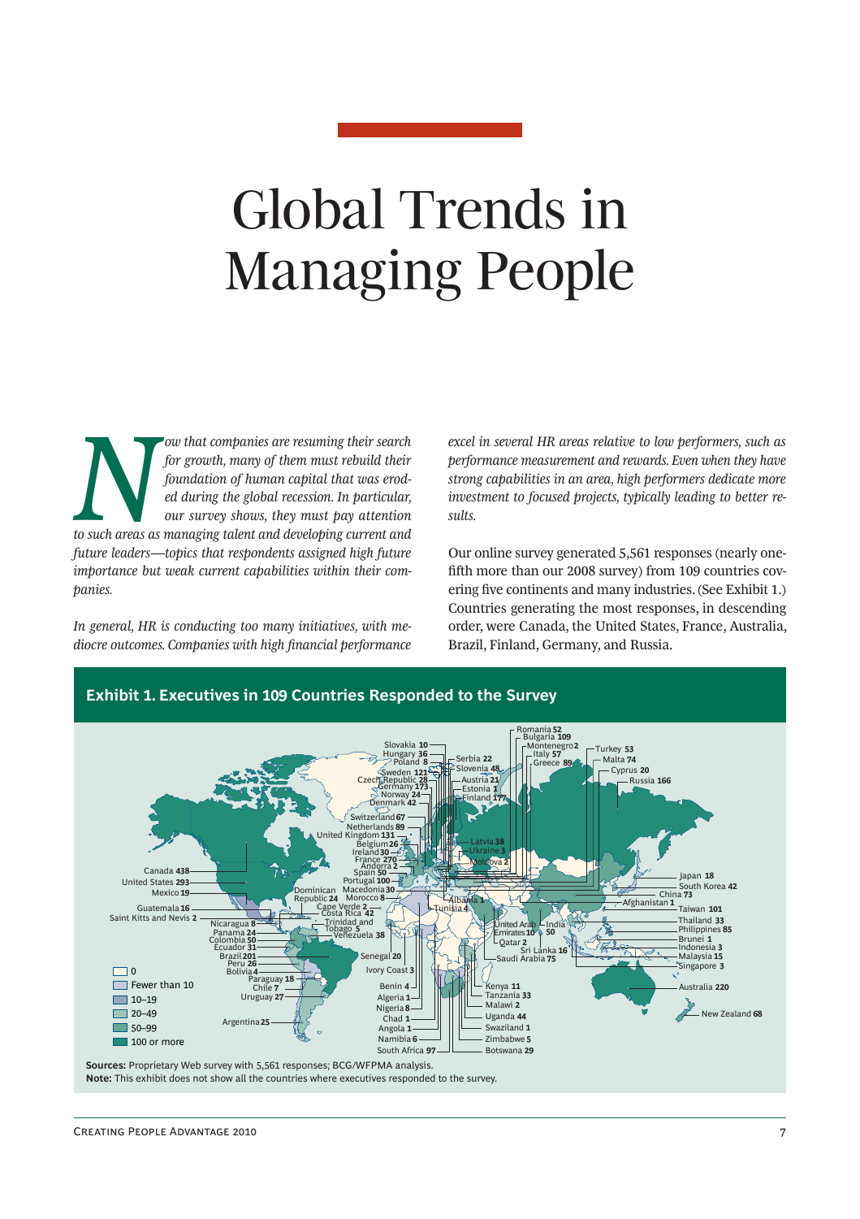# Global Trends in Managing People

*Now that companies are resuming their search for growth, many of them must rebuild their foundation of human capital that was eroded during the global recession. In particular, our survey shows, they must pay attention to such areas as managing talent and developing current and future leaders—topics that respondents assigned high future importance but weak current capabilities within their companies.*

*In general, HR is conducting too many initiatives, with mediocre outcomes. Companies with high financial performance excel in several HR areas relative to low performers, such as performance measurement and rewards. Even when they have strong capabilities in an area, high performers dedicate more investment to focused projects, typically leading to better results.*

Our online survey generated 5,561 responses (nearly one-fifth more than our 2008 survey) from 109 countries covering five continents and many industries. (See Exhibit 1.) Countries generating the most responses, in descending order, were Canada, the United States, France, Australia, Brazil, Finland, Germany, and Russia.

**Exhibit 1. Executives in 109 Countries Responded to the Survey**

Legend: 0; Fewer than 10; 10–19; 20–49; 50–99; 100 or more

Canada 438, United States 293, Mexico 19, Guatemala 16, Saint Kitts and Nevis 2, Nicaragua 8, Panama 24, Colombia 50, Ecuador 31, Brazil 201, Peru 26, Bolivia 4, Paraguay 18, Chile 7, Uruguay 27, Argentina 25, Dominican Republic 24, Cape Verde 2, Costa Rica 42, Trinidad and Tobago 5, Venezuela 38, Slovakia 10, Hungary 36, Poland 8, Sweden 121, Czech Republic 28, Germany 173, Norway 24, Denmark 42, Switzerland 67, Netherlands 89, United Kingdom 131, Belgium 26, Ireland 30, France 270, Andorra 2, Spain 50, Portugal 100, Macedonia 30, Morocco 8, Serbia 22, Slovenia 48, Austria 21, Estonia 1, Finland 177, Latvia 38, Ukraine 3, Moldova 2, Albania 1, Tunisia 4, Romania 52, Bulgaria 109, Montenegro 2, Italy 57, Greece 89, Turkey 53, Malta 74, Cyprus 20, Russia 166, Senegal 20, Ivory Coast 3, Benin 4, Algeria 1, Nigeria 8, Chad 1, Angola 1, Namibia 6, South Africa 97, United Arab Emirates 10, Qatar 2, Saudi Arabia 75, India 50, Sri Lanka 16, Kenya 11, Tanzania 33, Malawi 2, Uganda 44, Swaziland 1, Zimbabwe 5, Botswana 29, Japan 18, South Korea 42, China 73, Afghanistan 1, Taiwan 101, Thailand 33, Philippines 85, Brunei 1, Indonesia 3, Malaysia 15, Singapore 3, Australia 220, New Zealand 68

**Sources:** Proprietary Web survey with 5,561 responses; BCG/WFPMA analysis.
**Note:** This exhibit does not show all the countries where executives responded to the survey.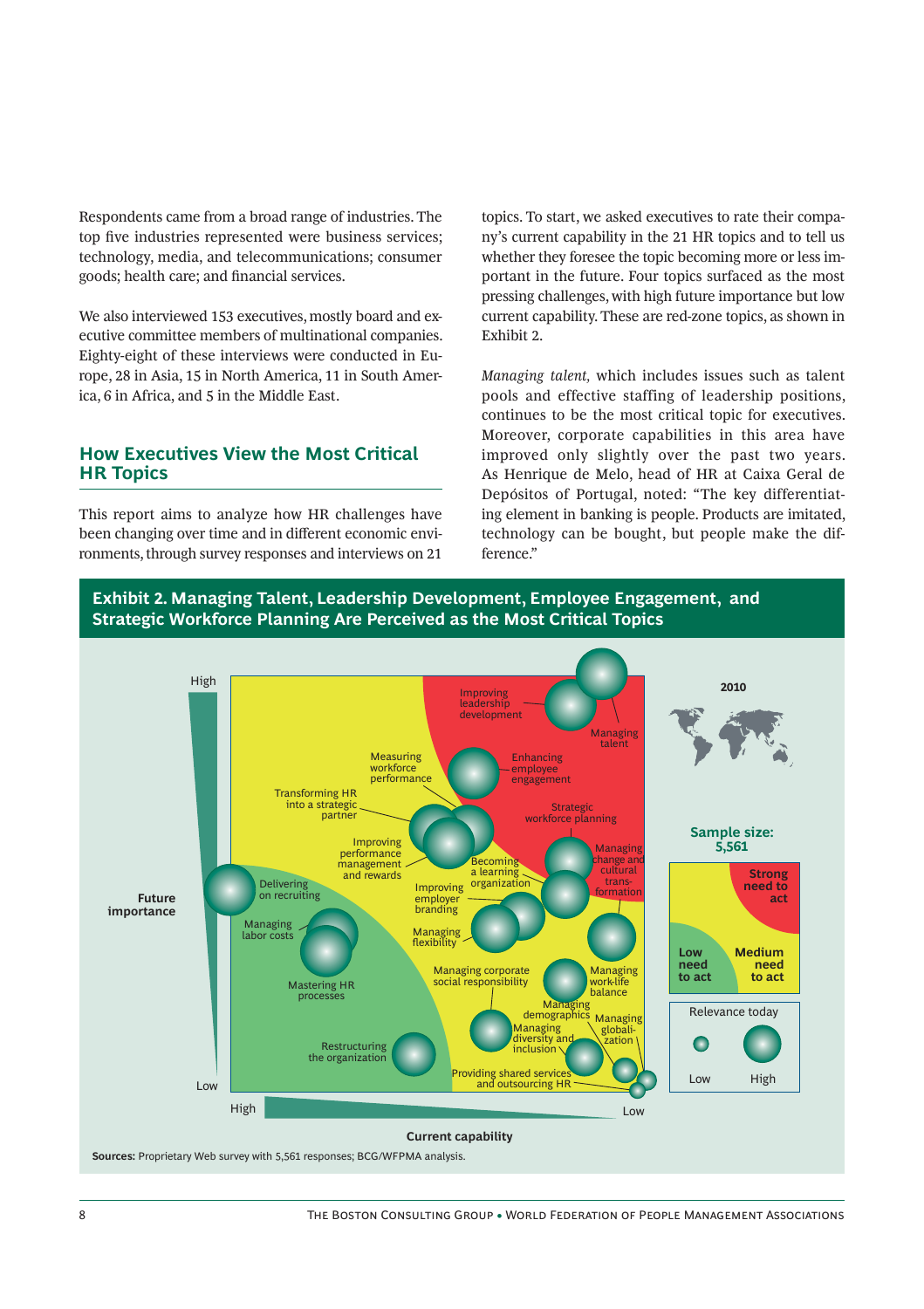Respondents came from a broad range of industries. The top five industries represented were business services; technology, media, and telecommunications; consumer goods; health care; and financial services.

We also interviewed 153 executives, mostly board and executive committee members of multinational companies. Eighty-eight of these interviews were conducted in Europe, 28 in Asia, 15 in North America, 11 in South America, 6 in Africa, and 5 in the Middle East.

## How Executives View the Most Critical HR Topics

This report aims to analyze how HR challenges have been changing over time and in different economic environments, through survey responses and interviews on 21 topics. To start, we asked executives to rate their company's current capability in the 21 HR topics and to tell us whether they foresee the topic becoming more or less important in the future. Four topics surfaced as the most pressing challenges, with high future importance but low current capability. These are red-zone topics, as shown in Exhibit 2.

*Managing talent,* which includes issues such as talent pools and effective staffing of leadership positions, continues to be the most critical topic for executives. Moreover, corporate capabilities in this area have improved only slightly over the past two years. As Henrique de Melo, head of HR at Caixa Geral de Depósitos of Portugal, noted: "The key differentiating element in banking is people. Products are imitated, technology can be bought, but people make the difference."

**Exhibit 2. Managing Talent, Leadership Development, Employee Engagement, and Strategic Workforce Planning Are Perceived as the Most Critical Topics**

Future importance (High–Low) vs. Current capability (High–Low)

2010 — Sample size: 5,561

Zones: Strong need to act; Medium need to act; Low need to act

Relevance today: Low / High

Topics: Improving leadership development; Managing talent; Measuring workforce performance; Enhancing employee engagement; Transforming HR into a strategic partner; Strategic workforce planning; Improving performance management and rewards; Becoming a learning organization; Managing change and cultural transformation; Delivering on recruiting; Improving employer branding; Managing labor costs; Managing flexibility; Mastering HR processes; Managing corporate social responsibility; Managing work-life balance; Managing demographics; Managing diversity and inclusion; Managing globalization; Restructuring the organization; Providing shared services and outsourcing HR

**Sources:** Proprietary Web survey with 5,561 responses; BCG/WFPMA analysis.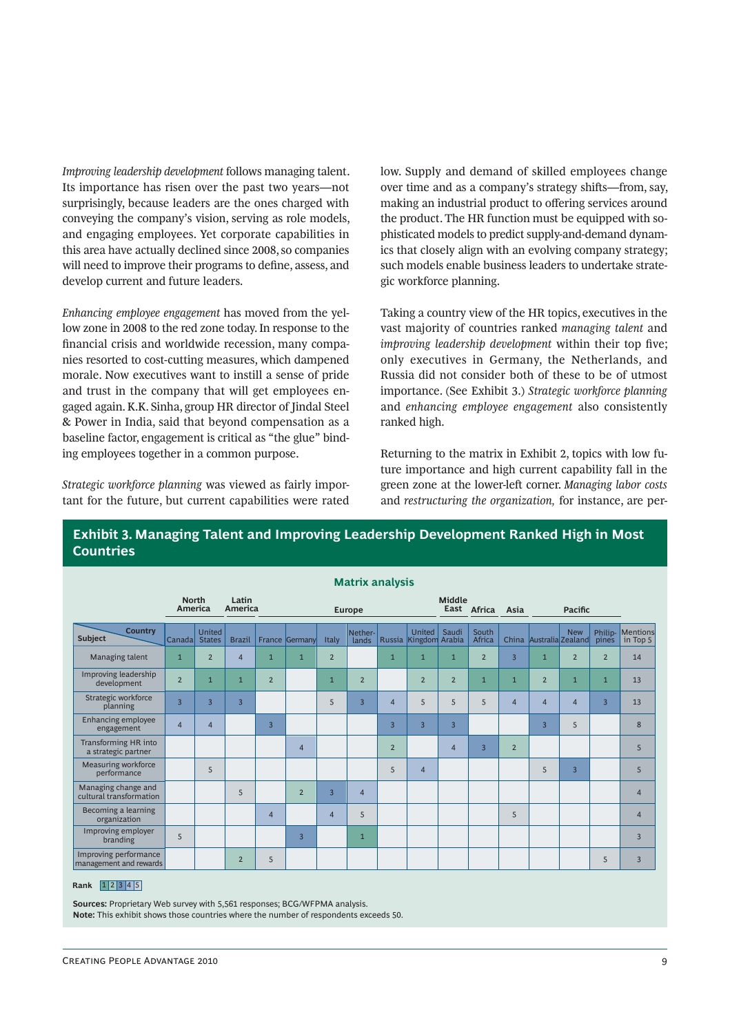*Improving leadership development* follows managing talent. Its importance has risen over the past two years—not surprisingly, because leaders are the ones charged with conveying the company's vision, serving as role models, and engaging employees. Yet corporate capabilities in this area have actually declined since 2008, so companies will need to improve their programs to define, assess, and develop current and future leaders.

*Enhancing employee engagement* has moved from the yellow zone in 2008 to the red zone today. In response to the financial crisis and worldwide recession, many companies resorted to cost-cutting measures, which dampened morale. Now executives want to instill a sense of pride and trust in the company that will get employees engaged again. K.K. Sinha, group HR director of Jindal Steel & Power in India, said that beyond compensation as a baseline factor, engagement is critical as "the glue" binding employees together in a common purpose.

*Strategic workforce planning* was viewed as fairly important for the future, but current capabilities were rated low. Supply and demand of skilled employees change over time and as a company's strategy shifts—from, say, making an industrial product to offering services around the product. The HR function must be equipped with sophisticated models to predict supply-and-demand dynamics that closely align with an evolving company strategy; such models enable business leaders to undertake strategic workforce planning.

Taking a country view of the HR topics, executives in the vast majority of countries ranked *managing talent* and *improving leadership development* within their top five; only executives in Germany, the Netherlands, and Russia did not consider both of these to be of utmost importance. (See Exhibit 3.) *Strategic workforce planning* and *enhancing employee engagement* also consistently ranked high.

Returning to the matrix in Exhibit 2, topics with low future importance and high current capability fall in the green zone at the lower-left corner. *Managing labor costs* and *restructuring the organization,* for instance, are per-

## Exhibit 3. Managing Talent and Improving Leadership Development Ranked High in Most Countries

**Matrix analysis**

| | North America | | Latin America | Europe | | | | | | Middle East | Africa | Asia | Pacific | | | |
|---|---|---|---|---|---|---|---|---|---|---|---|---|---|---|---|---|
| **Subject** / **Country** | Canada | United States | Brazil | France | Germany | Italy | Netherlands | Russia | United Kingdom | Saudi Arabia | South Africa | China | Australia | New Zealand | Philippines | Mentions in Top 5 |
| Managing talent | 1 | 2 | 4 | 1 | 1 | 2 | | 1 | 1 | 1 | 2 | 3 | 1 | 2 | 2 | 14 |
| Improving leadership development | 2 | 1 | 1 | 2 | | 1 | 2 | | 2 | 2 | 1 | 1 | 2 | 1 | 1 | 13 |
| Strategic workforce planning | 3 | 3 | 3 | | | 5 | 3 | 4 | 5 | 5 | 5 | 4 | 4 | 4 | 3 | 13 |
| Enhancing employee engagement | 4 | 4 | | 3 | | | | 3 | 3 | 3 | | | 3 | 5 | | 8 |
| Transforming HR into a strategic partner | | | | | 4 | | | 2 | | 4 | 3 | 2 | | | | 5 |
| Measuring workforce performance | | 5 | | | | | | 5 | 4 | | | | 5 | 3 | | 5 |
| Managing change and cultural transformation | | | 5 | | 2 | 3 | 4 | | | | | | | | | 4 |
| Becoming a learning organization | | | | 4 | | 4 | 5 | | | | | 5 | | | | 4 |
| Improving employer branding | 5 | | | | 3 | | 1 | | | | | | | | | 3 |
| Improving performance management and rewards | | | 2 | 5 | | | | | | | | | | | 5 | 3 |

**Rank** 1 2 3 4 5

**Sources:** Proprietary Web survey with 5,561 responses; BCG/WFPMA analysis.
**Note:** This exhibit shows those countries where the number of respondents exceeds 50.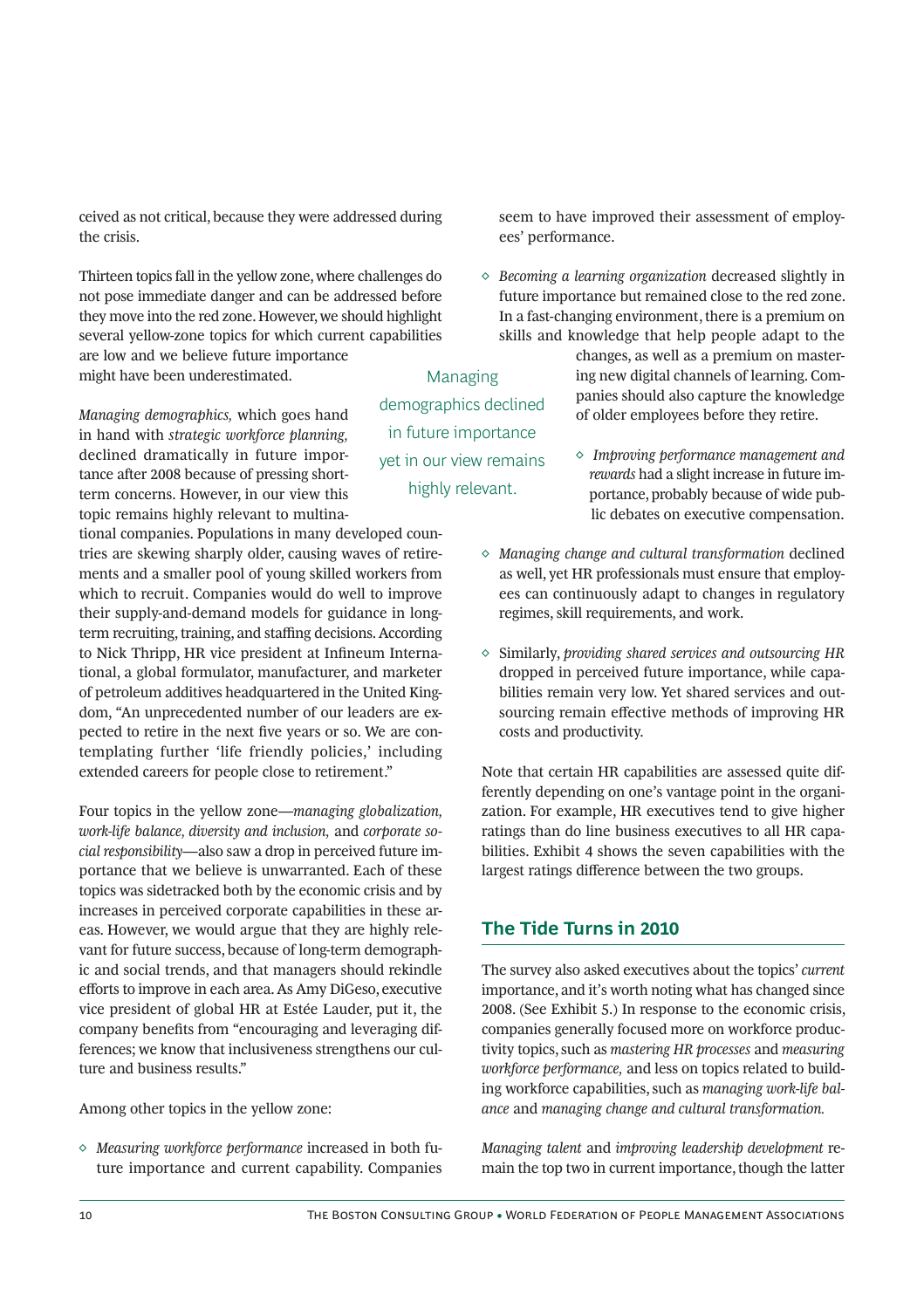ceived as not critical, because they were addressed during the crisis.

Thirteen topics fall in the yellow zone, where challenges do not pose immediate danger and can be addressed before they move into the red zone. However, we should highlight several yellow-zone topics for which current capabilities are low and we believe future importance might have been underestimated.

*Managing demographics,* which goes hand in hand with *strategic workforce planning,* declined dramatically in future importance after 2008 because of pressing short-term concerns. However, in our view this topic remains highly relevant to multinational companies. Populations in many developed countries are skewing sharply older, causing waves of retirements and a smaller pool of young skilled workers from which to recruit. Companies would do well to improve their supply-and-demand models for guidance in long-term recruiting, training, and staffing decisions. According to Nick Thripp, HR vice president at Infineum International, a global formulator, manufacturer, and marketer of petroleum additives headquartered in the United Kingdom, "An unprecedented number of our leaders are expected to retire in the next five years or so. We are contemplating further 'life friendly policies,' including extended careers for people close to retirement."

Managing demographics declined in future importance yet in our view remains highly relevant.

Four topics in the yellow zone—*managing globalization, work-life balance, diversity and inclusion,* and *corporate social responsibility*—also saw a drop in perceived future importance that we believe is unwarranted. Each of these topics was sidetracked both by the economic crisis and by increases in perceived corporate capabilities in these areas. However, we would argue that they are highly relevant for future success, because of long-term demographic and social trends, and that managers should rekindle efforts to improve in each area. As Amy DiGeso, executive vice president of global HR at Estée Lauder, put it, the company benefits from "encouraging and leveraging differences; we know that inclusiveness strengthens our culture and business results."

Among other topics in the yellow zone:

- *Measuring workforce performance* increased in both future importance and current capability. Companies seem to have improved their assessment of employees' performance.
- *Becoming a learning organization* decreased slightly in future importance but remained close to the red zone. In a fast-changing environment, there is a premium on skills and knowledge that help people adapt to the changes, as well as a premium on mastering new digital channels of learning. Companies should also capture the knowledge of older employees before they retire.
- *Improving performance management and rewards* had a slight increase in future importance, probably because of wide public debates on executive compensation.
- *Managing change and cultural transformation* declined as well, yet HR professionals must ensure that employees can continuously adapt to changes in regulatory regimes, skill requirements, and work.
- Similarly, *providing shared services and outsourcing HR* dropped in perceived future importance, while capabilities remain very low. Yet shared services and outsourcing remain effective methods of improving HR costs and productivity.

Note that certain HR capabilities are assessed quite differently depending on one's vantage point in the organization. For example, HR executives tend to give higher ratings than do line business executives to all HR capabilities. Exhibit 4 shows the seven capabilities with the largest ratings difference between the two groups.

## The Tide Turns in 2010

The survey also asked executives about the topics' *current* importance, and it's worth noting what has changed since 2008. (See Exhibit 5.) In response to the economic crisis, companies generally focused more on workforce productivity topics, such as *mastering HR processes* and *measuring workforce performance,* and less on topics related to building workforce capabilities, such as *managing work-life balance* and *managing change and cultural transformation.*

*Managing talent* and *improving leadership development* remain the top two in current importance, though the latter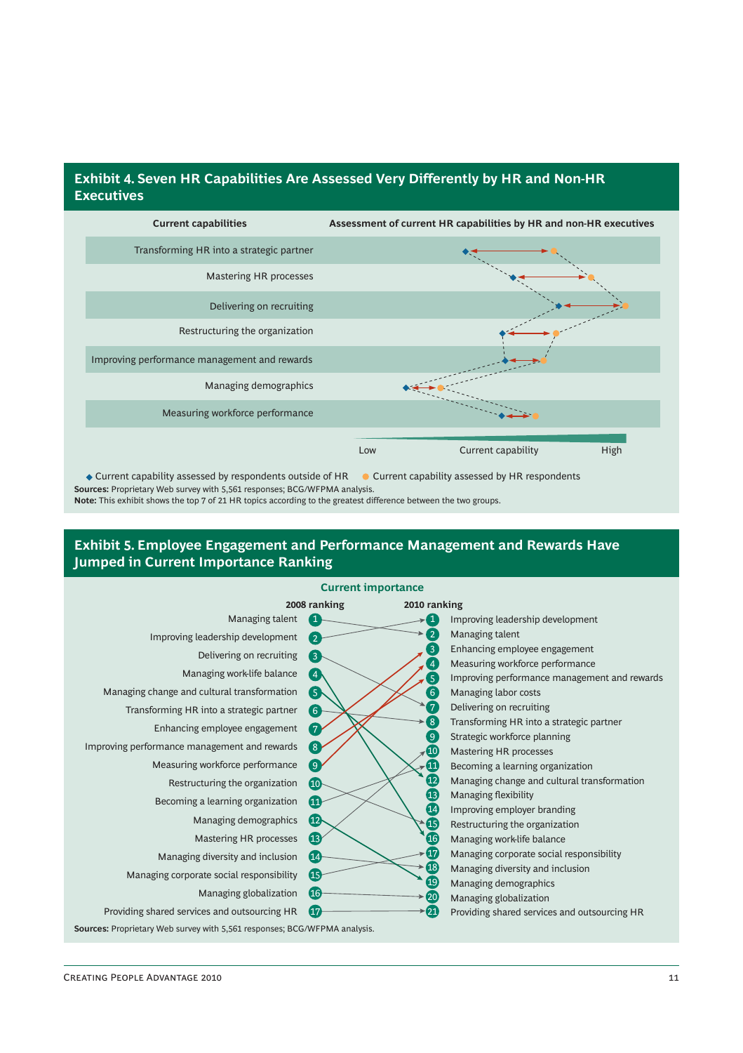## Exhibit 4. Seven HR Capabilities Are Assessed Very Differently by HR and Non-HR Executives

**Current capabilities** | **Assessment of current HR capabilities by HR and non-HR executives**

- Transforming HR into a strategic partner
- Mastering HR processes
- Delivering on recruiting
- Restructuring the organization
- Improving performance management and rewards
- Managing demographics
- Measuring workforce performance

Low — Current capability — High

◆ Current capability assessed by respondents outside of HR ● Current capability assessed by HR respondents

**Sources:** Proprietary Web survey with 5,561 responses; BCG/WFPMA analysis.
**Note:** This exhibit shows the top 7 of 21 HR topics according to the greatest difference between the two groups.

## Exhibit 5. Employee Engagement and Performance Management and Rewards Have Jumped in Current Importance Ranking

**Current importance**

| 2008 ranking | | 2010 ranking | |
|---|---|---|---|
| Managing talent | 1 | 1 | Improving leadership development |
| Improving leadership development | 2 | 2 | Managing talent |
| Delivering on recruiting | 3 | 3 | Enhancing employee engagement |
| Managing work-life balance | 4 | 4 | Measuring workforce performance |
| Managing change and cultural transformation | 5 | 5 | Improving performance management and rewards |
| Transforming HR into a strategic partner | 6 | 6 | Managing labor costs |
| Enhancing employee engagement | 7 | 7 | Delivering on recruiting |
| Improving performance management and rewards | 8 | 8 | Transforming HR into a strategic partner |
| Measuring workforce performance | 9 | 9 | Strategic workforce planning |
| Restructuring the organization | 10 | 10 | Mastering HR processes |
| Becoming a learning organization | 11 | 11 | Becoming a learning organization |
| Managing demographics | 12 | 12 | Managing change and cultural transformation |
| Mastering HR processes | 13 | 13 | Managing flexibility |
| Managing diversity and inclusion | 14 | 14 | Improving employer branding |
| Managing corporate social responsibility | 15 | 15 | Restructuring the organization |
| Managing globalization | 16 | 16 | Managing work-life balance |
| Providing shared services and outsourcing HR | 17 | 17 | Managing corporate social responsibility |
| | | 18 | Managing diversity and inclusion |
| | | 19 | Managing demographics |
| | | 20 | Managing globalization |
| | | 21 | Providing shared services and outsourcing HR |

**Sources:** Proprietary Web survey with 5,561 responses; BCG/WFPMA analysis.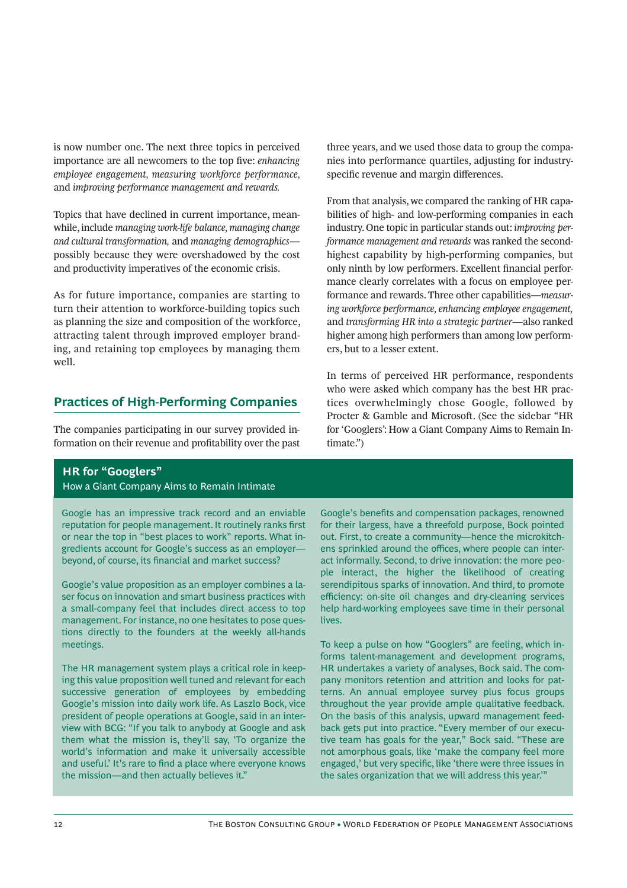is now number one. The next three topics in perceived importance are all newcomers to the top five: *enhancing employee engagement, measuring workforce performance,* and *improving performance management and rewards.*

Topics that have declined in current importance, meanwhile, include *managing work-life balance, managing change and cultural transformation,* and *managing demographics*—possibly because they were overshadowed by the cost and productivity imperatives of the economic crisis.

As for future importance, companies are starting to turn their attention to workforce-building topics such as planning the size and composition of the workforce, attracting talent through improved employer branding, and retaining top employees by managing them well.

## Practices of High-Performing Companies

The companies participating in our survey provided information on their revenue and profitability over the past three years, and we used those data to group the companies into performance quartiles, adjusting for industry-specific revenue and margin differences.

From that analysis, we compared the ranking of HR capabilities of high- and low-performing companies in each industry. One topic in particular stands out: *improving performance management and rewards* was ranked the second-highest capability by high-performing companies, but only ninth by low performers. Excellent financial performance clearly correlates with a focus on employee performance and rewards. Three other capabilities—*measuring workforce performance, enhancing employee engagement,* and *transforming HR into a strategic partner*—also ranked higher among high performers than among low performers, but to a lesser extent.

In terms of perceived HR performance, respondents who were asked which company has the best HR practices overwhelmingly chose Google, followed by Procter & Gamble and Microsoft. (See the sidebar "HR for 'Googlers': How a Giant Company Aims to Remain Intimate.")

### HR for "Googlers"

How a Giant Company Aims to Remain Intimate

Google has an impressive track record and an enviable reputation for people management. It routinely ranks first or near the top in "best places to work" reports. What ingredients account for Google's success as an employer—beyond, of course, its financial and market success?

Google's value proposition as an employer combines a laser focus on innovation and smart business practices with a small-company feel that includes direct access to top management. For instance, no one hesitates to pose questions directly to the founders at the weekly all-hands meetings.

The HR management system plays a critical role in keeping this value proposition well tuned and relevant for each successive generation of employees by embedding Google's mission into daily work life. As Laszlo Bock, vice president of people operations at Google, said in an interview with BCG: "If you talk to anybody at Google and ask them what the mission is, they'll say, 'To organize the world's information and make it universally accessible and useful.' It's rare to find a place where everyone knows the mission—and then actually believes it."

Google's benefits and compensation packages, renowned for their largess, have a threefold purpose, Bock pointed out. First, to create a community—hence the microkitchens sprinkled around the offices, where people can interact informally. Second, to drive innovation: the more people interact, the higher the likelihood of creating serendipitous sparks of innovation. And third, to promote efficiency: on-site oil changes and dry-cleaning services help hard-working employees save time in their personal lives.

To keep a pulse on how "Googlers" are feeling, which informs talent-management and development programs, HR undertakes a variety of analyses, Bock said. The company monitors retention and attrition and looks for patterns. An annual employee survey plus focus groups throughout the year provide ample qualitative feedback. On the basis of this analysis, upward management feedback gets put into practice. "Every member of our executive team has goals for the year," Bock said. "These are not amorphous goals, like 'make the company feel more engaged,' but very specific, like 'there were three issues in the sales organization that we will address this year.'"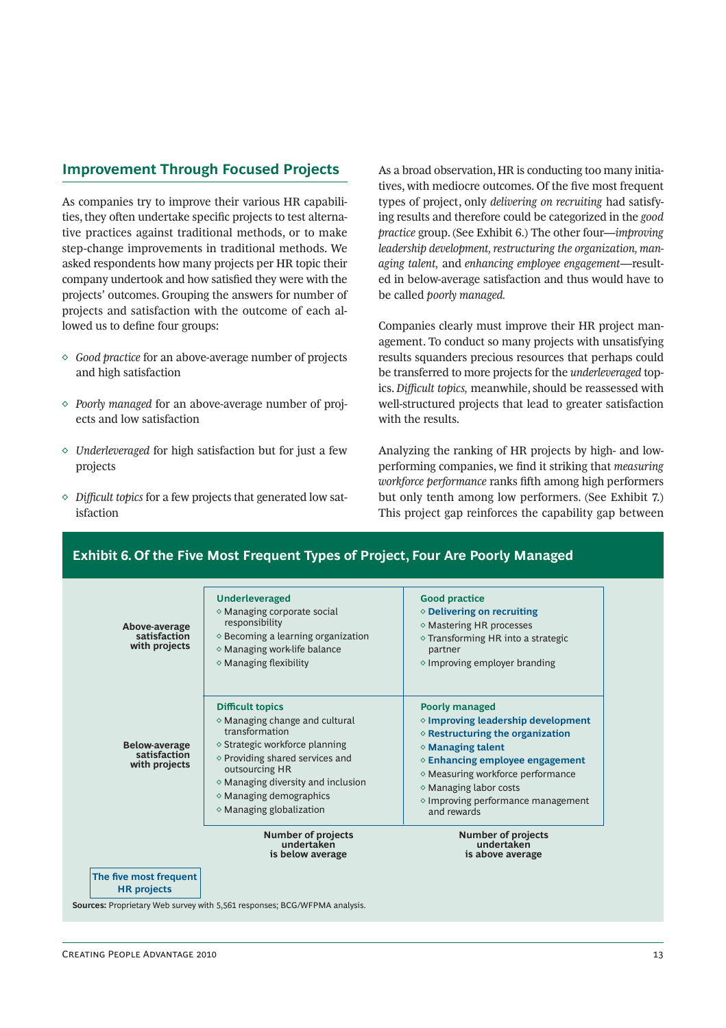## Improvement Through Focused Projects

As companies try to improve their various HR capabilities, they often undertake specific projects to test alternative practices against traditional methods, or to make step-change improvements in traditional methods. We asked respondents how many projects per HR topic their company undertook and how satisfied they were with the projects' outcomes. Grouping the answers for number of projects and satisfaction with the outcome of each allowed us to define four groups:

- *Good practice* for an above-average number of projects and high satisfaction
- *Poorly managed* for an above-average number of projects and low satisfaction
- *Underleveraged* for high satisfaction but for just a few projects
- *Difficult topics* for a few projects that generated low satisfaction

As a broad observation, HR is conducting too many initiatives, with mediocre outcomes. Of the five most frequent types of project, only *delivering on recruiting* had satisfying results and therefore could be categorized in the *good practice* group. (See Exhibit 6.) The other four—*improving leadership development, restructuring the organization, managing talent,* and *enhancing employee engagement*—resulted in below-average satisfaction and thus would have to be called *poorly managed.*

Companies clearly must improve their HR project management. To conduct so many projects with unsatisfying results squanders precious resources that perhaps could be transferred to more projects for the *underleveraged* topics. *Difficult topics,* meanwhile, should be reassessed with well-structured projects that lead to greater satisfaction with the results.

Analyzing the ranking of HR projects by high- and low-performing companies, we find it striking that *measuring workforce performance* ranks fifth among high performers but only tenth among low performers. (See Exhibit 7.) This project gap reinforces the capability gap between

### Exhibit 6. Of the Five Most Frequent Types of Project, Four Are Poorly Managed

| | Number of projects undertaken is below average | Number of projects undertaken is above average |
|---|---|---|
| **Above-average satisfaction with projects** | **Underleveraged**<br>◇ Managing corporate social responsibility<br>◇ Becoming a learning organization<br>◇ Managing work-life balance<br>◇ Managing flexibility | **Good practice**<br>◇ **Delivering on recruiting**<br>◇ Mastering HR processes<br>◇ Transforming HR into a strategic partner<br>◇ Improving employer branding |
| **Below-average satisfaction with projects** | **Difficult topics**<br>◇ Managing change and cultural transformation<br>◇ Strategic workforce planning<br>◇ Providing shared services and outsourcing HR<br>◇ Managing diversity and inclusion<br>◇ Managing demographics<br>◇ Managing globalization | **Poorly managed**<br>◇ **Improving leadership development**<br>◇ **Restructuring the organization**<br>◇ **Managing talent**<br>◇ **Enhancing employee engagement**<br>◇ Measuring workforce performance<br>◇ Managing labor costs<br>◇ Improving performance management and rewards |

**The five most frequent HR projects** (shown in bold)

**Sources:** Proprietary Web survey with 5,561 responses; BCG/WFPMA analysis.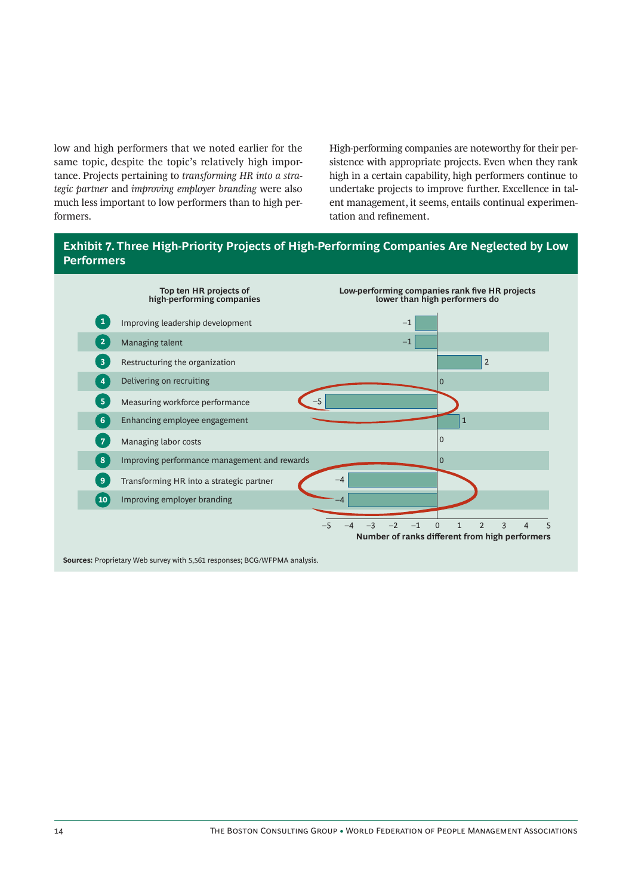low and high performers that we noted earlier for the same topic, despite the topic's relatively high importance. Projects pertaining to *transforming HR into a strategic partner* and *improving employer branding* were also much less important to low performers than to high performers.

High-performing companies are noteworthy for their persistence with appropriate projects. Even when they rank high in a certain capability, high performers continue to undertake projects to improve further. Excellence in talent management, it seems, entails continual experimentation and refinement.

## Exhibit 7. Three High-Priority Projects of High-Performing Companies Are Neglected by Low Performers

| Top ten HR projects of high-performing companies | Low-performing companies rank five HR projects lower than high performers do (Number of ranks different from high performers) |
|---|---|
| 1 Improving leadership development | –1 |
| 2 Managing talent | –1 |
| 3 Restructuring the organization | 2 |
| 4 Delivering on recruiting | 0 |
| 5 Measuring workforce performance | –5 |
| 6 Enhancing employee engagement | 1 |
| 7 Managing labor costs | 0 |
| 8 Improving performance management and rewards | 0 |
| 9 Transforming HR into a strategic partner | –4 |
| 10 Improving employer branding | –4 |

**Sources:** Proprietary Web survey with 5,561 responses; BCG/WFPMA analysis.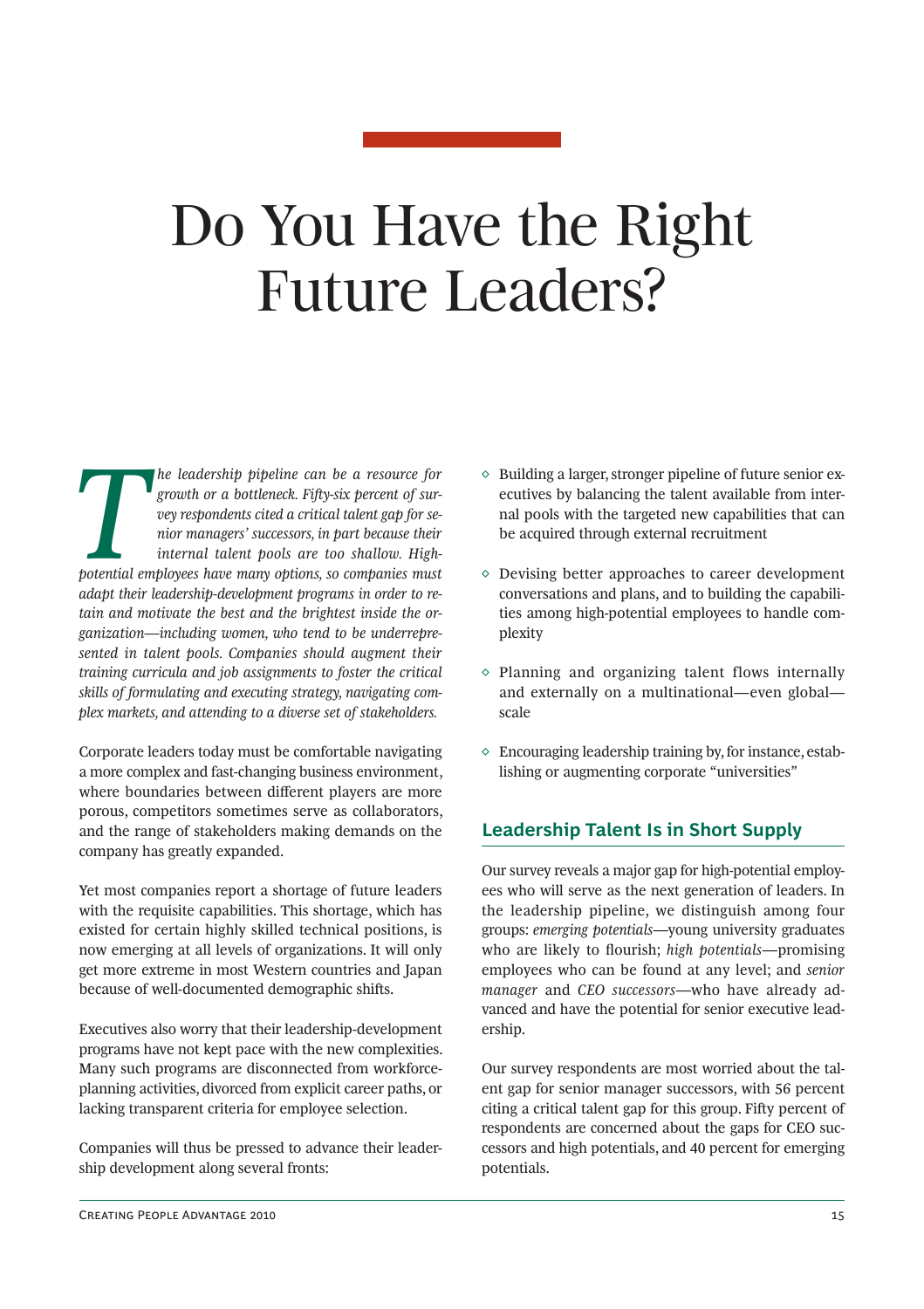# Do You Have the Right Future Leaders?

*The leadership pipeline can be a resource for growth or a bottleneck. Fifty-six percent of survey respondents cited a critical talent gap for senior managers' successors, in part because their internal talent pools are too shallow. High-potential employees have many options, so companies must adapt their leadership-development programs in order to retain and motivate the best and the brightest inside the organization—including women, who tend to be underrepresented in talent pools. Companies should augment their training curricula and job assignments to foster the critical skills of formulating and executing strategy, navigating complex markets, and attending to a diverse set of stakeholders.*

Corporate leaders today must be comfortable navigating a more complex and fast-changing business environment, where boundaries between different players are more porous, competitors sometimes serve as collaborators, and the range of stakeholders making demands on the company has greatly expanded.

Yet most companies report a shortage of future leaders with the requisite capabilities. This shortage, which has existed for certain highly skilled technical positions, is now emerging at all levels of organizations. It will only get more extreme in most Western countries and Japan because of well-documented demographic shifts.

Executives also worry that their leadership-development programs have not kept pace with the new complexities. Many such programs are disconnected from workforce-planning activities, divorced from explicit career paths, or lacking transparent criteria for employee selection.

Companies will thus be pressed to advance their leadership development along several fronts:

- Building a larger, stronger pipeline of future senior executives by balancing the talent available from internal pools with the targeted new capabilities that can be acquired through external recruitment
- Devising better approaches to career development conversations and plans, and to building the capabilities among high-potential employees to handle complexity
- Planning and organizing talent flows internally and externally on a multinational—even global—scale
- Encouraging leadership training by, for instance, establishing or augmenting corporate "universities"

## Leadership Talent Is in Short Supply

Our survey reveals a major gap for high-potential employees who will serve as the next generation of leaders. In the leadership pipeline, we distinguish among four groups: *emerging potentials*—young university graduates who are likely to flourish; *high potentials*—promising employees who can be found at any level; and *senior manager* and *CEO successors*—who have already advanced and have the potential for senior executive leadership.

Our survey respondents are most worried about the talent gap for senior manager successors, with 56 percent citing a critical talent gap for this group. Fifty percent of respondents are concerned about the gaps for CEO successors and high potentials, and 40 percent for emerging potentials.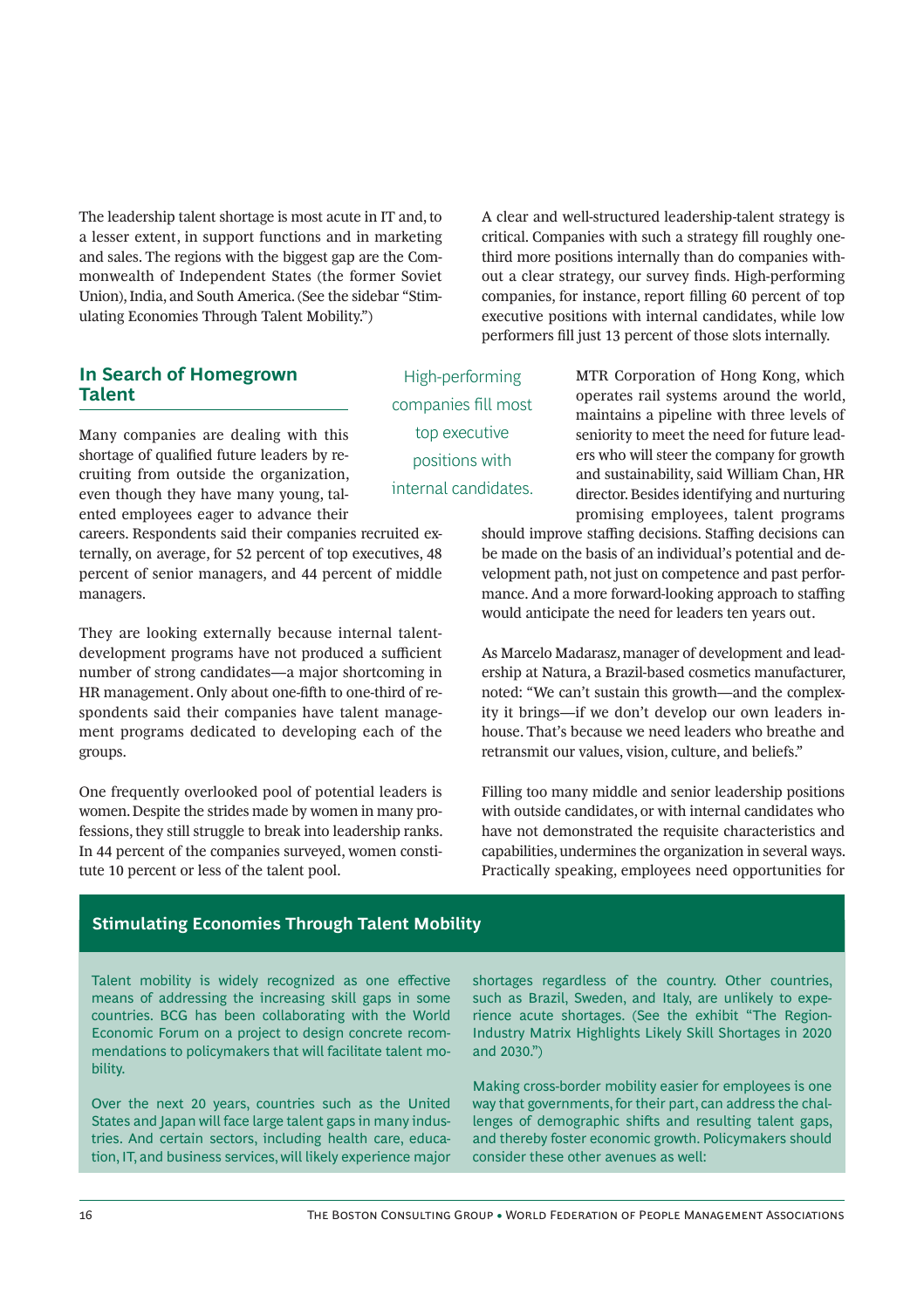The leadership talent shortage is most acute in IT and, to a lesser extent, in support functions and in marketing and sales. The regions with the biggest gap are the Commonwealth of Independent States (the former Soviet Union), India, and South America. (See the sidebar "Stimulating Economies Through Talent Mobility.")

## In Search of Homegrown Talent

Many companies are dealing with this shortage of qualified future leaders by recruiting from outside the organization, even though they have many young, talented employees eager to advance their careers. Respondents said their companies recruited externally, on average, for 52 percent of top executives, 48 percent of senior managers, and 44 percent of middle managers.

They are looking externally because internal talent-development programs have not produced a sufficient number of strong candidates—a major shortcoming in HR management. Only about one-fifth to one-third of respondents said their companies have talent management programs dedicated to developing each of the groups.

One frequently overlooked pool of potential leaders is women. Despite the strides made by women in many professions, they still struggle to break into leadership ranks. In 44 percent of the companies surveyed, women constitute 10 percent or less of the talent pool.

A clear and well-structured leadership-talent strategy is critical. Companies with such a strategy fill roughly one-third more positions internally than do companies without a clear strategy, our survey finds. High-performing companies, for instance, report filling 60 percent of top executive positions with internal candidates, while low performers fill just 13 percent of those slots internally.

> High-performing companies fill most top executive positions with internal candidates.

MTR Corporation of Hong Kong, which operates rail systems around the world, maintains a pipeline with three levels of seniority to meet the need for future leaders who will steer the company for growth and sustainability, said William Chan, HR director. Besides identifying and nurturing promising employees, talent programs should improve staffing decisions. Staffing decisions can be made on the basis of an individual's potential and development path, not just on competence and past performance. And a more forward-looking approach to staffing would anticipate the need for leaders ten years out.

As Marcelo Madarasz, manager of development and leadership at Natura, a Brazil-based cosmetics manufacturer, noted: "We can't sustain this growth—and the complexity it brings—if we don't develop our own leaders in-house. That's because we need leaders who breathe and retransmit our values, vision, culture, and beliefs."

Filling too many middle and senior leadership positions with outside candidates, or with internal candidates who have not demonstrated the requisite characteristics and capabilities, undermines the organization in several ways. Practically speaking, employees need opportunities for

### Stimulating Economies Through Talent Mobility

Talent mobility is widely recognized as one effective means of addressing the increasing skill gaps in some countries. BCG has been collaborating with the World Economic Forum on a project to design concrete recommendations to policymakers that will facilitate talent mobility.

Over the next 20 years, countries such as the United States and Japan will face large talent gaps in many industries. And certain sectors, including health care, education, IT, and business services, will likely experience major shortages regardless of the country. Other countries, such as Brazil, Sweden, and Italy, are unlikely to experience acute shortages. (See the exhibit "The Region-Industry Matrix Highlights Likely Skill Shortages in 2020 and 2030.")

Making cross-border mobility easier for employees is one way that governments, for their part, can address the challenges of demographic shifts and resulting talent gaps, and thereby foster economic growth. Policymakers should consider these other avenues as well: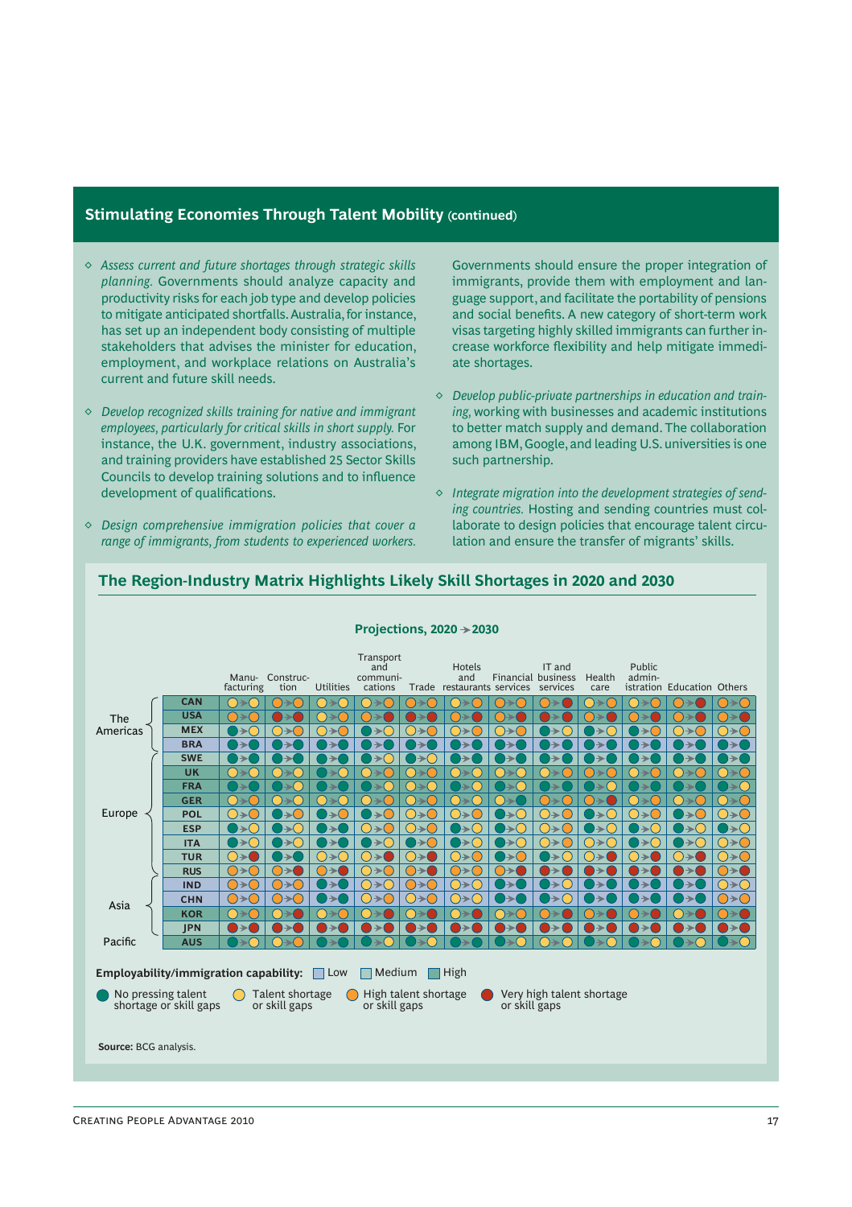## Stimulating Economies Through Talent Mobility (continued)

- *Assess current and future shortages through strategic skills planning.* Governments should analyze capacity and productivity risks for each job type and develop policies to mitigate anticipated shortfalls. Australia, for instance, has set up an independent body consisting of multiple stakeholders that advises the minister for education, employment, and workplace relations on Australia's current and future skill needs.

- *Develop recognized skills training for native and immigrant employees, particularly for critical skills in short supply.* For instance, the U.K. government, industry associations, and training providers have established 25 Sector Skills Councils to develop training solutions and to influence development of qualifications.

- *Design comprehensive immigration policies that cover a range of immigrants, from students to experienced workers.* Governments should ensure the proper integration of immigrants, provide them with employment and language support, and facilitate the portability of pensions and social benefits. A new category of short-term work visas targeting highly skilled immigrants can further increase workforce flexibility and help mitigate immediate shortages.

- *Develop public-private partnerships in education and training,* working with businesses and academic institutions to better match supply and demand. The collaboration among IBM, Google, and leading U.S. universities is one such partnership.

- *Integrate migration into the development strategies of sending countries.* Hosting and sending countries must collaborate to design policies that encourage talent circulation and ensure the transfer of migrants' skills.

### The Region-Industry Matrix Highlights Likely Skill Shortages in 2020 and 2030

Projections, 2020 → 2030

| Region | Country | Manufacturing | Construction | Utilities | Transport and communications | Trade | Hotels and restaurants | Financial services | IT and business services | Health care | Public administration | Education | Others |
|---|---|---|---|---|---|---|---|---|---|---|---|---|---|
| The Americas | CAN | Talent shortage → Talent shortage | High → High | Talent shortage → Talent shortage | Talent shortage → High | High → High | Talent shortage → High | High → High | High → Very high | Talent shortage → High | Talent shortage → High | High → Very high | Talent shortage → High |
| | USA | High → High | Very high → Very high | Talent shortage → High | High → Very high | Very high → Very high | High → Very high | High → Very high | Very high → Very high | High → Very high | High → Very high | High → Very high | Talent shortage → Very high |
| | MEX | No pressing → Talent shortage | Talent shortage → High | Talent shortage → High | No pressing → Talent shortage | Talent shortage → High | Talent shortage → High | Talent shortage → High | No pressing → Talent shortage | No pressing → Talent shortage | No pressing → High | Talent shortage → High | Talent shortage → High |
| | BRA | No pressing → No pressing | No pressing → No pressing | No pressing → No pressing | No pressing → No pressing | No pressing → No pressing | No pressing → No pressing | No pressing → No pressing | No pressing → No pressing | No pressing → No pressing | No pressing → No pressing | No pressing → No pressing | No pressing → No pressing |
| Europe | SWE | No pressing → No pressing | No pressing → No pressing | No pressing → No pressing | No pressing → Talent shortage | No pressing → Talent shortage | No pressing → No pressing | No pressing → No pressing | No pressing → No pressing | No pressing → No pressing | No pressing → No pressing | No pressing → No pressing | No pressing → No pressing |
| | UK | Talent shortage → Talent shortage | Talent shortage → Talent shortage | No pressing → Talent shortage | Talent shortage → High | Talent shortage → High | Talent shortage → Talent shortage | Talent shortage → Talent shortage | Talent shortage → High | High → High | Talent shortage → High | Talent shortage → High | Talent shortage → High |
| | FRA | No pressing → No pressing | No pressing → Talent shortage | No pressing → No pressing | No pressing → Talent shortage | Talent shortage → Talent shortage | No pressing → Talent shortage | No pressing → Talent shortage | No pressing → No pressing | No pressing → Talent shortage | No pressing → No pressing | No pressing → No pressing | No pressing → Talent shortage |
| | GER | Talent shortage → High | Talent shortage → Talent shortage | Talent shortage → Talent shortage | Talent shortage → High | Talent shortage → High | Talent shortage → High | Talent shortage → No pressing | High → High | High → Very high | Talent shortage → High | Talent shortage → High | Talent shortage → High |
| | POL | Talent shortage → High | No pressing → High | No pressing → High | No pressing → High | Talent shortage → High | Talent shortage → High | No pressing → Talent shortage | Talent shortage → High | No pressing → Talent shortage | Talent shortage → High | No pressing → High | Talent shortage → High |
| | ESP | No pressing → Talent shortage | No pressing → Talent shortage | No pressing → No pressing | Talent shortage → High | Talent shortage → High | No pressing → Talent shortage | No pressing → Talent shortage | Talent shortage → High | No pressing → Talent shortage | No pressing → Talent shortage | No pressing → Talent shortage | No pressing → Talent shortage |
| | ITA | No pressing → Talent shortage | No pressing → Talent shortage | No pressing → No pressing | No pressing → Talent shortage | No pressing → High | No pressing → Talent shortage | No pressing → Talent shortage | Talent shortage → High | Talent shortage → Talent shortage | No pressing → Talent shortage | No pressing → Talent shortage | Talent shortage → Talent shortage |
| | TUR | Talent shortage → Very high | No pressing → No pressing | Talent shortage → Talent shortage | Talent shortage → Very high | Talent shortage → Very high | Talent shortage → Talent shortage | No pressing → Talent shortage | No pressing → Talent shortage | Talent shortage → Very high | Talent shortage → Very high | Talent shortage → Very high | Talent shortage → High |
| | RUS | High → High | High → Very high | High → Very high | Talent shortage → High | High → Very high | High → High | High → Very high | Very high → Very high | Very high → Very high | Very high → Very high | Very high → Very high | High → Very high |
| Asia | IND | High → High | High → High | No pressing → No pressing | Talent shortage → Talent shortage | High → High | Talent shortage → Talent shortage | No pressing → No pressing | No pressing → Talent shortage | No pressing → No pressing | No pressing → No pressing | No pressing → No pressing | Talent shortage → Talent shortage |
| | CHN | High → High | High → High | No pressing → No pressing | Talent shortage → High | Talent shortage → High | Talent shortage → Talent shortage | No pressing → No pressing | No pressing → Talent shortage | No pressing → No pressing | No pressing → No pressing | No pressing → No pressing | High → High |
| | KOR | Talent shortage → High | Talent shortage → Very high | Talent shortage → High | Talent shortage → Very high | Talent shortage → Very high | Talent shortage → Very high | Talent shortage → High | High → Very high | High → Very high | High → Very high | Talent shortage → Very high | High → Very high |
| | JPN | Very high → Very high | Very high → Very high | Very high → Very high | Very high → Very high | Very high → Very high | Very high → Very high | Very high → Very high | Very high → Very high | Very high → Very high | Very high → Very high | Very high → Very high | Very high → Very high |
| Pacific | AUS | No pressing → Talent shortage | Talent shortage → High | No pressing → No pressing | No pressing → Talent shortage | No pressing → Talent shortage | No pressing → No pressing | No pressing → Talent shortage | Talent shortage → High | No pressing → Talent shortage | No pressing → Talent shortage | No pressing → Talent shortage | No pressing → Talent shortage |

Employability/immigration capability: Low | Medium | High

No pressing talent shortage or skill gaps | Talent shortage or skill gaps | High talent shortage or skill gaps | Very high talent shortage or skill gaps

**Source:** BCG analysis.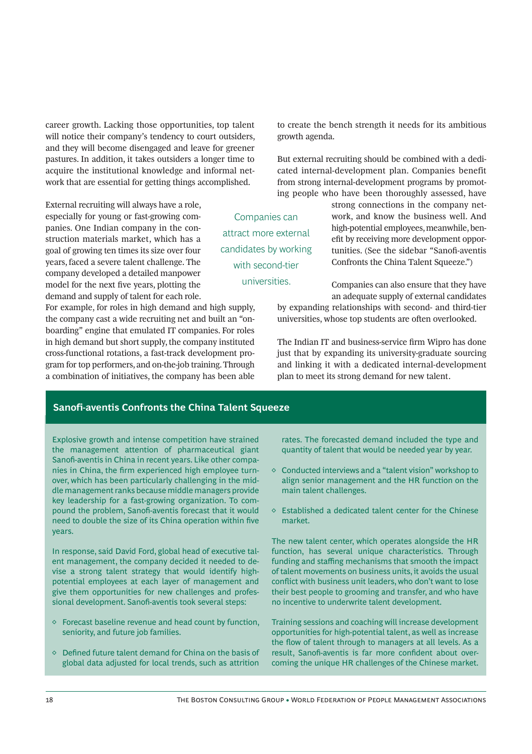career growth. Lacking those opportunities, top talent will notice their company's tendency to court outsiders, and they will become disengaged and leave for greener pastures. In addition, it takes outsiders a longer time to acquire the institutional knowledge and informal network that are essential for getting things accomplished.

External recruiting will always have a role, especially for young or fast-growing companies. One Indian company in the construction materials market, which has a goal of growing ten times its size over four years, faced a severe talent challenge. The company developed a detailed manpower model for the next five years, plotting the demand and supply of talent for each role. For example, for roles in high demand and high supply, the company cast a wide recruiting net and built an "onboarding" engine that emulated IT companies. For roles in high demand but short supply, the company instituted cross-functional rotations, a fast-track development program for top performers, and on-the-job training. Through a combination of initiatives, the company has been able to create the bench strength it needs for its ambitious growth agenda.

> Companies can attract more external candidates by working with second-tier universities.

But external recruiting should be combined with a dedicated internal-development plan. Companies benefit from strong internal-development programs by promoting people who have been thoroughly assessed, have strong connections in the company network, and know the business well. And high-potential employees, meanwhile, benefit by receiving more development opportunities. (See the sidebar "Sanofi-aventis Confronts the China Talent Squeeze.")

Companies can also ensure that they have an adequate supply of external candidates by expanding relationships with second- and third-tier universities, whose top students are often overlooked.

The Indian IT and business-service firm Wipro has done just that by expanding its university-graduate sourcing and linking it with a dedicated internal-development plan to meet its strong demand for new talent.

## Sanofi-aventis Confronts the China Talent Squeeze

Explosive growth and intense competition have strained the management attention of pharmaceutical giant Sanofi-aventis in China in recent years. Like other companies in China, the firm experienced high employee turnover, which has been particularly challenging in the middle management ranks because middle managers provide key leadership for a fast-growing organization. To compound the problem, Sanofi-aventis forecast that it would need to double the size of its China operation within five years.

In response, said David Ford, global head of executive talent management, the company decided it needed to devise a strong talent strategy that would identify high-potential employees at each layer of management and give them opportunities for new challenges and professional development. Sanofi-aventis took several steps:

- Forecast baseline revenue and head count by function, seniority, and future job families.
- Defined future talent demand for China on the basis of global data adjusted for local trends, such as attrition rates. The forecasted demand included the type and quantity of talent that would be needed year by year.
- Conducted interviews and a "talent vision" workshop to align senior management and the HR function on the main talent challenges.
- Established a dedicated talent center for the Chinese market.

The new talent center, which operates alongside the HR function, has several unique characteristics. Through funding and staffing mechanisms that smooth the impact of talent movements on business units, it avoids the usual conflict with business unit leaders, who don't want to lose their best people to grooming and transfer, and who have no incentive to underwrite talent development.

Training sessions and coaching will increase development opportunities for high-potential talent, as well as increase the flow of talent through to managers at all levels. As a result, Sanofi-aventis is far more confident about overcoming the unique HR challenges of the Chinese market.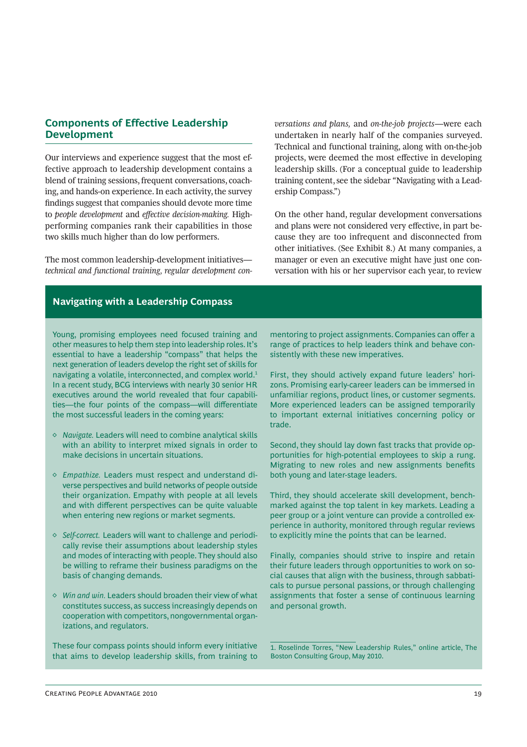## Components of Effective Leadership Development

Our interviews and experience suggest that the most effective approach to leadership development contains a blend of training sessions, frequent conversations, coaching, and hands-on experience. In each activity, the survey findings suggest that companies should devote more time to *people development* and *effective decision-making.* High-performing companies rank their capabilities in those two skills much higher than do low performers.

The most common leadership-development initiatives—*technical and functional training, regular development conversations and plans,* and *on-the-job projects*—were each undertaken in nearly half of the companies surveyed. Technical and functional training, along with on-the-job projects, were deemed the most effective in developing leadership skills. (For a conceptual guide to leadership training content, see the sidebar "Navigating with a Leadership Compass.")

On the other hand, regular development conversations and plans were not considered very effective, in part because they are too infrequent and disconnected from other initiatives. (See Exhibit 8.) At many companies, a manager or even an executive might have just one conversation with his or her supervisor each year, to review

### Navigating with a Leadership Compass

Young, promising employees need focused training and other measures to help them step into leadership roles. It's essential to have a leadership "compass" that helps the next generation of leaders develop the right set of skills for navigating a volatile, interconnected, and complex world.[1] In a recent study, BCG interviews with nearly 30 senior HR executives around the world revealed that four capabilities—the four points of the compass—will differentiate the most successful leaders in the coming years:

- *Navigate.* Leaders will need to combine analytical skills with an ability to interpret mixed signals in order to make decisions in uncertain situations.
- *Empathize.* Leaders must respect and understand diverse perspectives and build networks of people outside their organization. Empathy with people at all levels and with different perspectives can be quite valuable when entering new regions or market segments.
- *Self-correct.* Leaders will want to challenge and periodically revise their assumptions about leadership styles and modes of interacting with people. They should also be willing to reframe their business paradigms on the basis of changing demands.
- *Win and win.* Leaders should broaden their view of what constitutes success, as success increasingly depends on cooperation with competitors, nongovernmental organizations, and regulators.

These four compass points should inform every initiative that aims to develop leadership skills, from training to mentoring to project assignments. Companies can offer a range of practices to help leaders think and behave consistently with these new imperatives.

First, they should actively expand future leaders' horizons. Promising early-career leaders can be immersed in unfamiliar regions, product lines, or customer segments. More experienced leaders can be assigned temporarily to important external initiatives concerning policy or trade.

Second, they should lay down fast tracks that provide opportunities for high-potential employees to skip a rung. Migrating to new roles and new assignments benefits both young and later-stage leaders.

Third, they should accelerate skill development, benchmarked against the top talent in key markets. Leading a peer group or a joint venture can provide a controlled experience in authority, monitored through regular reviews to explicitly mine the points that can be learned.

Finally, companies should strive to inspire and retain their future leaders through opportunities to work on social causes that align with the business, through sabbaticals to pursue personal passions, or through challenging assignments that foster a sense of continuous learning and personal growth.

1. Roselinde Torres, "New Leadership Rules," online article, The Boston Consulting Group, May 2010.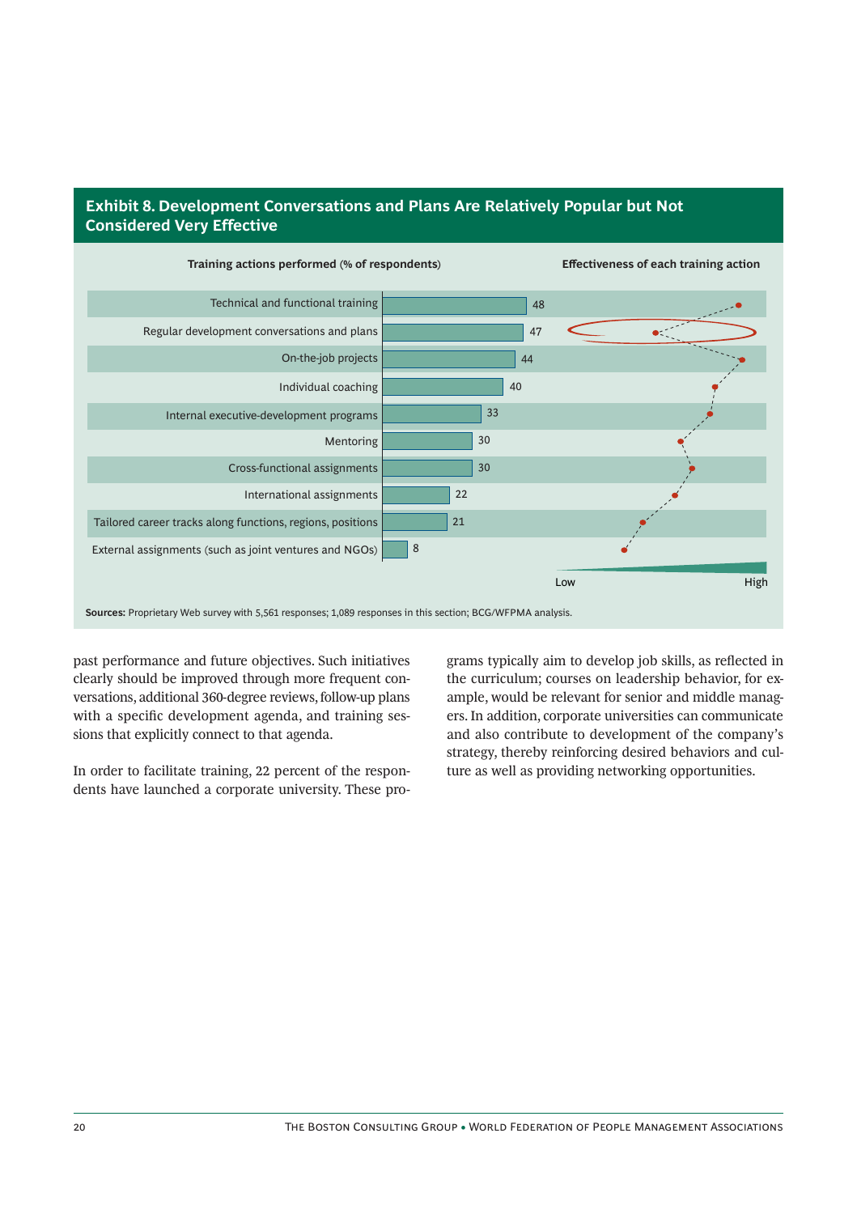**Exhibit 8. Development Conversations and Plans Are Relatively Popular but Not Considered Very Effective**

| Training actions performed (% of respondents) | % |
|---|---|
| Technical and functional training | 48 |
| Regular development conversations and plans | 47 |
| On-the-job projects | 44 |
| Individual coaching | 40 |
| Internal executive-development programs | 33 |
| Mentoring | 30 |
| Cross-functional assignments | 30 |
| International assignments | 22 |
| Tailored career tracks along functions, regions, positions | 21 |
| External assignments (such as joint ventures and NGOs) | 8 |

Effectiveness of each training action (Low – High)

**Sources:** Proprietary Web survey with 5,561 responses; 1,089 responses in this section; BCG/WFPMA analysis.

past performance and future objectives. Such initiatives clearly should be improved through more frequent conversations, additional 360-degree reviews, follow-up plans with a specific development agenda, and training sessions that explicitly connect to that agenda.

In order to facilitate training, 22 percent of the respondents have launched a corporate university. These programs typically aim to develop job skills, as reflected in the curriculum; courses on leadership behavior, for example, would be relevant for senior and middle managers. In addition, corporate universities can communicate and also contribute to development of the company's strategy, thereby reinforcing desired behaviors and culture as well as providing networking opportunities.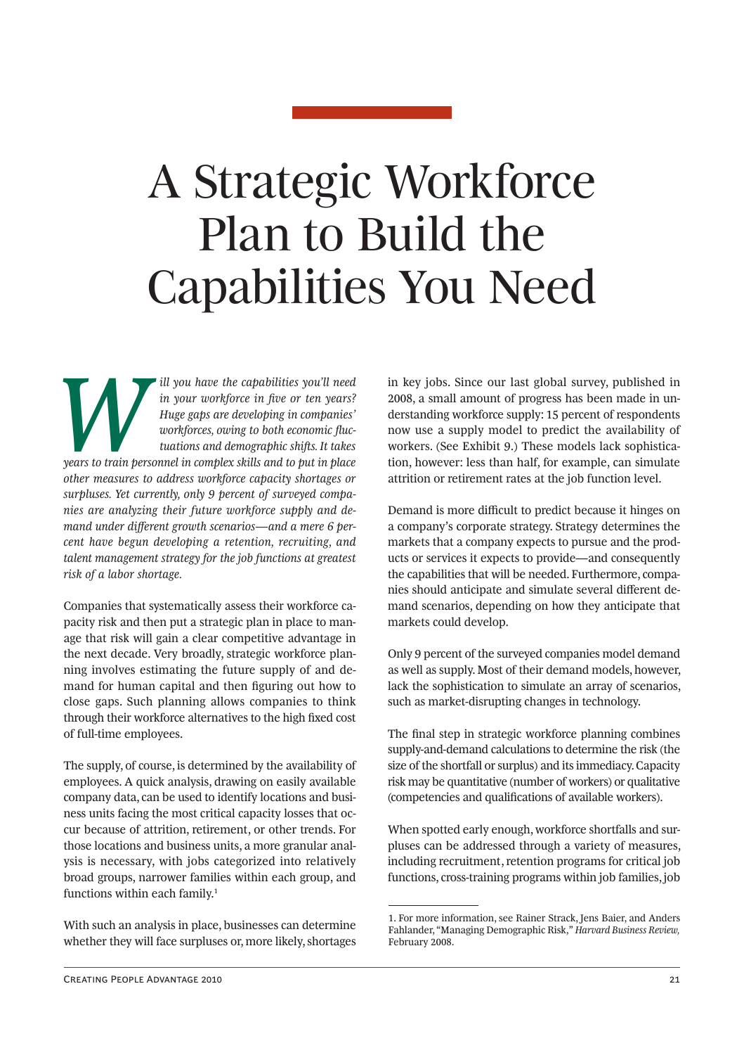# A Strategic Workforce Plan to Build the Capabilities You Need

*Will you have the capabilities you'll need in your workforce in five or ten years? Huge gaps are developing in companies' workforces, owing to both economic fluctuations and demographic shifts. It takes years to train personnel in complex skills and to put in place other measures to address workforce capacity shortages or surpluses. Yet currently, only 9 percent of surveyed companies are analyzing their future workforce supply and demand under different growth scenarios—and a mere 6 percent have begun developing a retention, recruiting, and talent management strategy for the job functions at greatest risk of a labor shortage.*

Companies that systematically assess their workforce capacity risk and then put a strategic plan in place to manage that risk will gain a clear competitive advantage in the next decade. Very broadly, strategic workforce planning involves estimating the future supply of and demand for human capital and then figuring out how to close gaps. Such planning allows companies to think through their workforce alternatives to the high fixed cost of full-time employees.

The supply, of course, is determined by the availability of employees. A quick analysis, drawing on easily available company data, can be used to identify locations and business units facing the most critical capacity losses that occur because of attrition, retirement, or other trends. For those locations and business units, a more granular analysis is necessary, with jobs categorized into relatively broad groups, narrower families within each group, and functions within each family.[1]

With such an analysis in place, businesses can determine whether they will face surpluses or, more likely, shortages in key jobs. Since our last global survey, published in 2008, a small amount of progress has been made in understanding workforce supply: 15 percent of respondents now use a supply model to predict the availability of workers. (See Exhibit 9.) These models lack sophistication, however: less than half, for example, can simulate attrition or retirement rates at the job function level.

Demand is more difficult to predict because it hinges on a company's corporate strategy. Strategy determines the markets that a company expects to pursue and the products or services it expects to provide—and consequently the capabilities that will be needed. Furthermore, companies should anticipate and simulate several different demand scenarios, depending on how they anticipate that markets could develop.

Only 9 percent of the surveyed companies model demand as well as supply. Most of their demand models, however, lack the sophistication to simulate an array of scenarios, such as market-disrupting changes in technology.

The final step in strategic workforce planning combines supply-and-demand calculations to determine the risk (the size of the shortfall or surplus) and its immediacy. Capacity risk may be quantitative (number of workers) or qualitative (competencies and qualifications of available workers).

When spotted early enough, workforce shortfalls and surpluses can be addressed through a variety of measures, including recruitment, retention programs for critical job functions, cross-training programs within job families, job

1. For more information, see Rainer Strack, Jens Baier, and Anders Fahlander, "Managing Demographic Risk," *Harvard Business Review,* February 2008.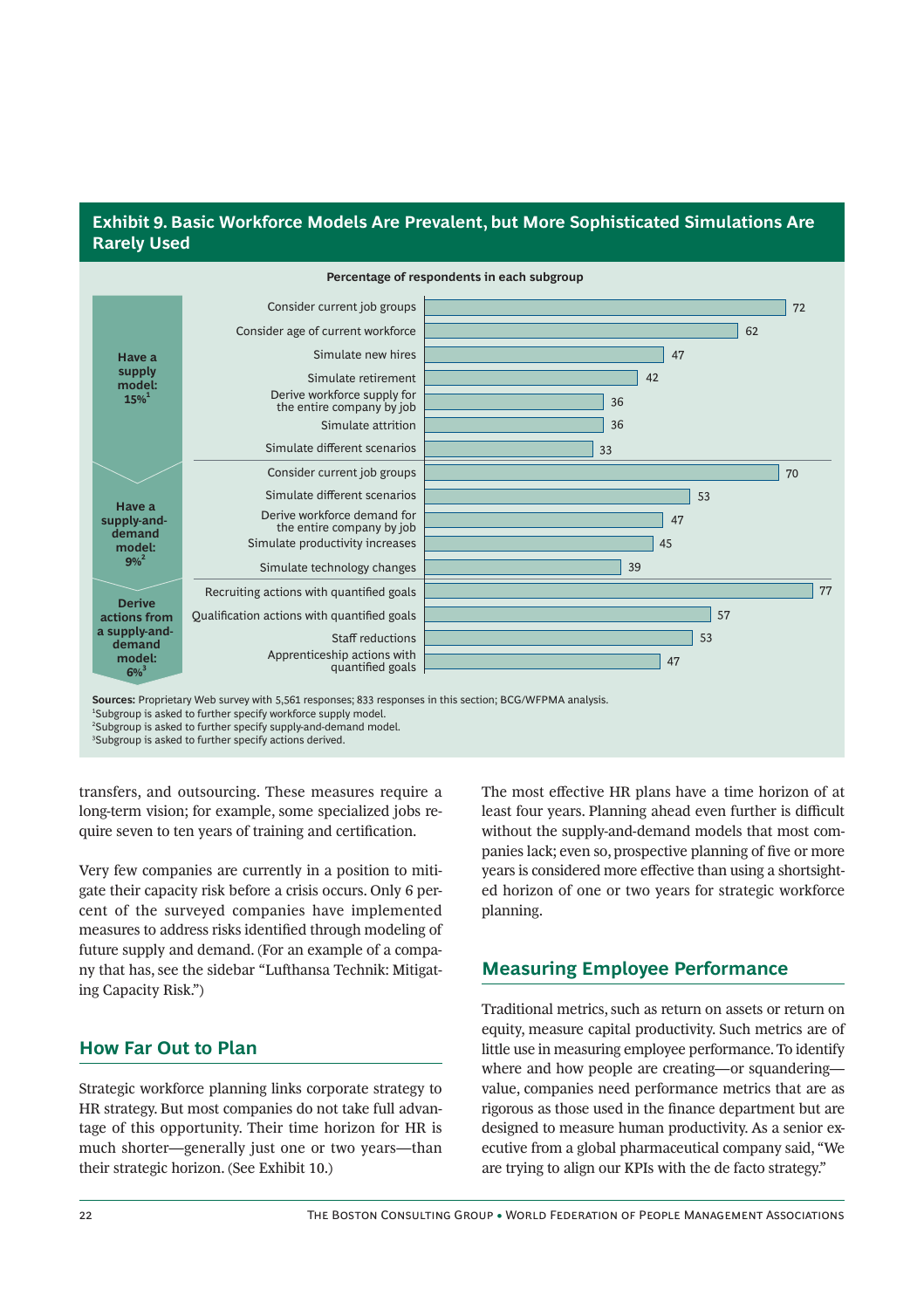## Exhibit 9. Basic Workforce Models Are Prevalent, but More Sophisticated Simulations Are Rarely Used

**Percentage of respondents in each subgroup**

| Subgroup | Item | % |
|---|---|---|
| Have a supply model: 15%[1] | Consider current job groups | 72 |
| | Consider age of current workforce | 62 |
| | Simulate new hires | 47 |
| | Simulate retirement | 42 |
| | Derive workforce supply for the entire company by job | 36 |
| | Simulate attrition | 36 |
| | Simulate different scenarios | 33 |
| Have a supply-and-demand model: 9%[2] | Consider current job groups | 70 |
| | Simulate different scenarios | 53 |
| | Derive workforce demand for the entire company by job | 47 |
| | Simulate productivity increases | 45 |
| | Simulate technology changes | 39 |
| Derive actions from a supply-and-demand model: 6%[3] | Recruiting actions with quantified goals | 77 |
| | Qualification actions with quantified goals | 57 |
| | Staff reductions | 53 |
| | Apprenticeship actions with quantified goals | 47 |

**Sources:** Proprietary Web survey with 5,561 responses; 833 responses in this section; BCG/WFPMA analysis.
[1]Subgroup is asked to further specify workforce supply model.
[2]Subgroup is asked to further specify supply-and-demand model.
[3]Subgroup is asked to further specify actions derived.

transfers, and outsourcing. These measures require a long-term vision; for example, some specialized jobs require seven to ten years of training and certification.

Very few companies are currently in a position to mitigate their capacity risk before a crisis occurs. Only 6 percent of the surveyed companies have implemented measures to address risks identified through modeling of future supply and demand. (For an example of a company that has, see the sidebar "Lufthansa Technik: Mitigating Capacity Risk.")

## How Far Out to Plan

Strategic workforce planning links corporate strategy to HR strategy. But most companies do not take full advantage of this opportunity. Their time horizon for HR is much shorter—generally just one or two years—than their strategic horizon. (See Exhibit 10.)

The most effective HR plans have a time horizon of at least four years. Planning ahead even further is difficult without the supply-and-demand models that most companies lack; even so, prospective planning of five or more years is considered more effective than using a shortsighted horizon of one or two years for strategic workforce planning.

## Measuring Employee Performance

Traditional metrics, such as return on assets or return on equity, measure capital productivity. Such metrics are of little use in measuring employee performance. To identify where and how people are creating—or squandering—value, companies need performance metrics that are as rigorous as those used in the finance department but are designed to measure human productivity. As a senior executive from a global pharmaceutical company said, "We are trying to align our KPIs with the de facto strategy."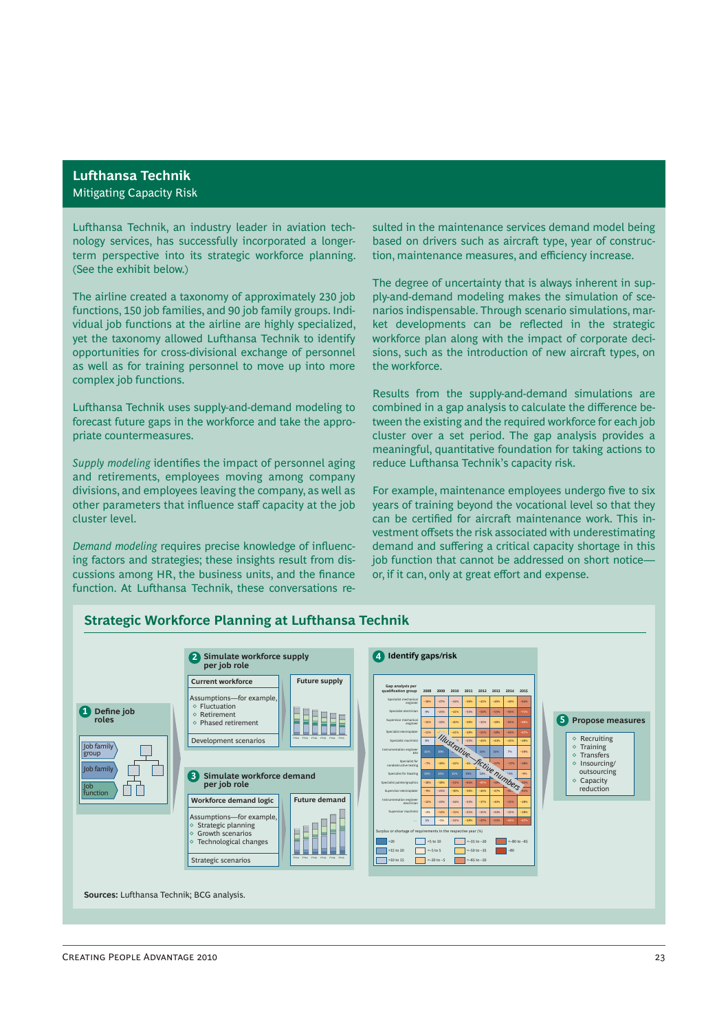## Lufthansa Technik

Mitigating Capacity Risk

Lufthansa Technik, an industry leader in aviation technology services, has successfully incorporated a longer-term perspective into its strategic workforce planning. (See the exhibit below.)

The airline created a taxonomy of approximately 230 job functions, 150 job families, and 90 job family groups. Individual job functions at the airline are highly specialized, yet the taxonomy allowed Lufthansa Technik to identify opportunities for cross-divisional exchange of personnel as well as for training personnel to move up into more complex job functions.

Lufthansa Technik uses supply-and-demand modeling to forecast future gaps in the workforce and take the appropriate countermeasures.

*Supply modeling* identifies the impact of personnel aging and retirements, employees moving among company divisions, and employees leaving the company, as well as other parameters that influence staff capacity at the job cluster level.

*Demand modeling* requires precise knowledge of influencing factors and strategies; these insights result from discussions among HR, the business units, and the finance function. At Lufthansa Technik, these conversations resulted in the maintenance services demand model being based on drivers such as aircraft type, year of construction, maintenance measures, and efficiency increase.

The degree of uncertainty that is always inherent in supply-and-demand modeling makes the simulation of scenarios indispensable. Through scenario simulations, market developments can be reflected in the strategic workforce plan along with the impact of corporate decisions, such as the introduction of new aircraft types, on the workforce.

Results from the supply-and-demand simulations are combined in a gap analysis to calculate the difference between the existing and the required workforce for each job cluster over a set period. The gap analysis provides a meaningful, quantitative foundation for taking actions to reduce Lufthansa Technik's capacity risk.

For example, maintenance employees undergo five to six years of training beyond the vocational level so that they can be certified for aircraft maintenance work. This investment offsets the risk associated with underestimating demand and suffering a critical capacity shortage in this job function that cannot be addressed on short notice—or, if it can, only at great effort and expense.

### Strategic Workforce Planning at Lufthansa Technik

**1 Define job roles**
- Job family group
- Job family
- Job function

**2 Simulate workforce supply per job role**
- Current workforce
  - Assumptions—for example,
    - Fluctuation
    - Retirement
    - Phased retirement
  - Development scenarios
- Future supply

**3 Simulate workforce demand per job role**
- Workforce demand logic
  - Assumptions—for example,
    - Strategic planning
    - Growth scenarios
    - Technological changes
  - Strategic scenarios
- Future demand

**4 Identify gaps/risk**

Gap analysis per qualification group (2008–2015) — Illustrative—fictive numbers

Surplus or shortage of requirements in the respective year (%)

**5 Propose measures**
- Recruiting
- Training
- Transfers
- Insourcing/outsourcing
- Capacity reduction

**Sources:** Lufthansa Technik; BCG analysis.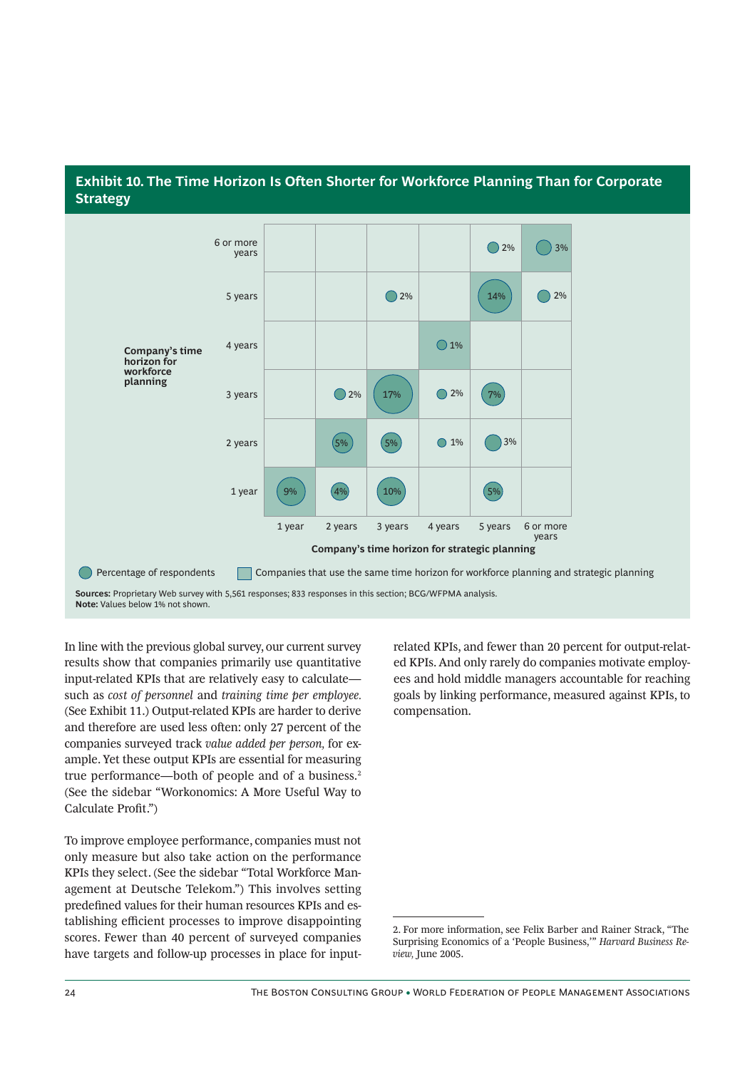## Exhibit 10. The Time Horizon Is Often Shorter for Workforce Planning Than for Corporate Strategy

| Company's time horizon for workforce planning | 1 year | 2 years | 3 years | 4 years | 5 years | 6 or more years |
|---|---|---|---|---|---|---|
| 6 or more years | | | | | 2% | 3% |
| 5 years | | | 2% | | 14% | 2% |
| 4 years | | | | 1% | | |
| 3 years | | 2% | 17% | 2% | 7% | |
| 2 years | | 5% | 5% | 1% | 3% | |
| 1 year | 9% | 4% | 10% | | 5% | |

Company's time horizon for strategic planning

Percentage of respondents; Shaded cells: Companies that use the same time horizon for workforce planning and strategic planning

**Sources:** Proprietary Web survey with 5,561 responses; 833 responses in this section; BCG/WFPMA analysis.
**Note:** Values below 1% not shown.

In line with the previous global survey, our current survey results show that companies primarily use quantitative input-related KPIs that are relatively easy to calculate—such as *cost of personnel* and *training time per employee.* (See Exhibit 11.) Output-related KPIs are harder to derive and therefore are used less often: only 27 percent of the companies surveyed track *value added per person,* for example. Yet these output KPIs are essential for measuring true performance—both of people and of a business.[2] (See the sidebar "Workonomics: A More Useful Way to Calculate Profit.")

To improve employee performance, companies must not only measure but also take action on the performance KPIs they select. (See the sidebar "Total Workforce Management at Deutsche Telekom.") This involves setting predefined values for their human resources KPIs and establishing efficient processes to improve disappointing scores. Fewer than 40 percent of surveyed companies have targets and follow-up processes in place for input-related KPIs, and fewer than 20 percent for output-related KPIs. And only rarely do companies motivate employees and hold middle managers accountable for reaching goals by linking performance, measured against KPIs, to compensation.

2. For more information, see Felix Barber and Rainer Strack, "The Surprising Economics of a 'People Business,'" *Harvard Business Review,* June 2005.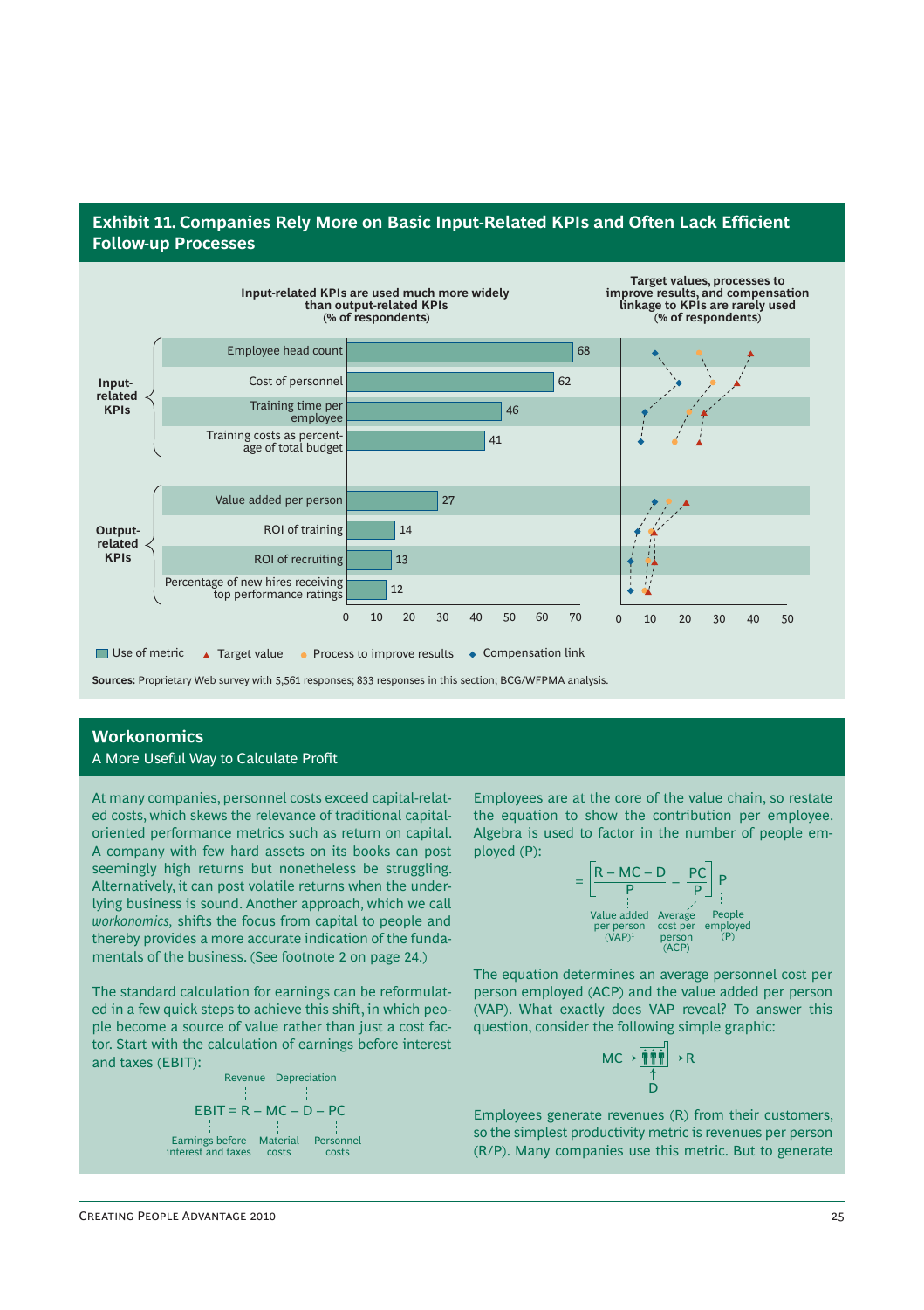## Exhibit 11. Companies Rely More on Basic Input-Related KPIs and Often Lack Efficient Follow-up Processes

**Input-related KPIs are used much more widely than output-related KPIs** (% of respondents)

**Target values, processes to improve results, and compensation linkage to KPIs are rarely used** (% of respondents)

| | KPI | Use of metric |
|---|---|---|
| Input-related KPIs | Employee head count | 68 |
| | Cost of personnel | 62 |
| | Training time per employee | 46 |
| | Training costs as percentage of total budget | 41 |
| Output-related KPIs | Value added per person | 27 |
| | ROI of training | 14 |
| | ROI of recruiting | 13 |
| | Percentage of new hires receiving top performance ratings | 12 |

Use of metric ▲ Target value ● Process to improve results ◆ Compensation link

**Sources:** Proprietary Web survey with 5,561 responses; 833 responses in this section; BCG/WFPMA analysis.

## Workonomics

A More Useful Way to Calculate Profit

At many companies, personnel costs exceed capital-related costs, which skews the relevance of traditional capital-oriented performance metrics such as return on capital. A company with few hard assets on its books can post seemingly high returns but nonetheless be struggling. Alternatively, it can post volatile returns when the underlying business is sound. Another approach, which we call *workonomics,* shifts the focus from capital to people and thereby provides a more accurate indication of the fundamentals of the business. (See footnote 2 on page 24.)

The standard calculation for earnings can be reformulated in a few quick steps to achieve this shift, in which people become a source of value rather than just a cost factor. Start with the calculation of earnings before interest and taxes (EBIT):

$$EBIT = R - MC - D - PC$$

EBIT: Earnings before interest and taxes; R: Revenue; MC: Material costs; D: Depreciation; PC: Personnel costs

Employees are at the core of the value chain, so restate the equation to show the contribution per employee. Algebra is used to factor in the number of people employed (P):

$$= \left[\frac{R - MC - D}{P} - \frac{PC}{P}\right] P$$

$\frac{R - MC - D}{P}$: Value added per person (VAP)[1]; $\frac{PC}{P}$: Average cost per person (ACP); P: People employed (P)

The equation determines an average personnel cost per person employed (ACP) and the value added per person (VAP). What exactly does VAP reveal? To answer this question, consider the following simple graphic:

MC → [people] → R
↑
D

Employees generate revenues (R) from their customers, so the simplest productivity metric is revenues per person (R/P). Many companies use this metric. But to generate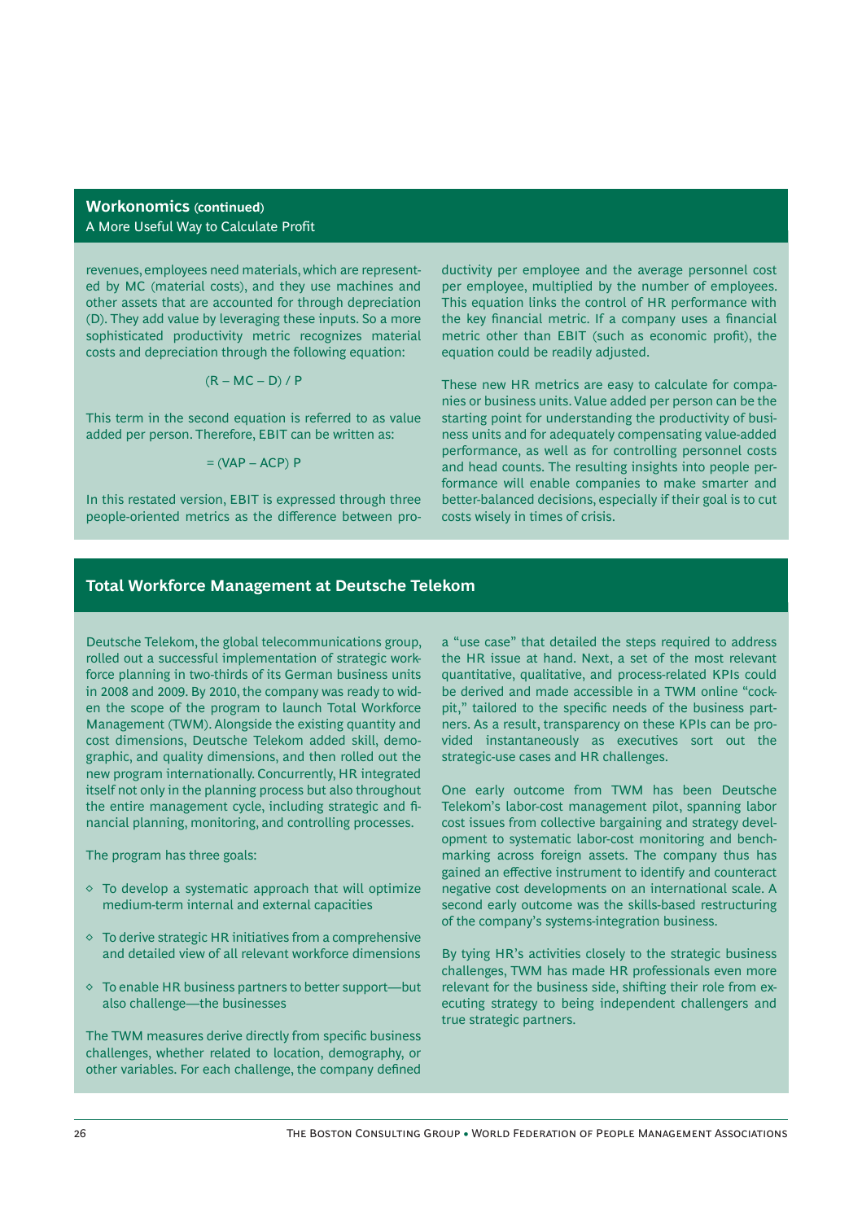## Workonomics (continued)

A More Useful Way to Calculate Profit

revenues, employees need materials, which are represented by MC (material costs), and they use machines and other assets that are accounted for through depreciation (D). They add value by leveraging these inputs. So a more sophisticated productivity metric recognizes material costs and depreciation through the following equation:

$$(R - MC - D) / P$$

This term in the second equation is referred to as value added per person. Therefore, EBIT can be written as:

$$= (VAP - ACP)\ P$$

In this restated version, EBIT is expressed through three people-oriented metrics as the difference between productivity per employee and the average personnel cost per employee, multiplied by the number of employees. This equation links the control of HR performance with the key financial metric. If a company uses a financial metric other than EBIT (such as economic profit), the equation could be readily adjusted.

These new HR metrics are easy to calculate for companies or business units. Value added per person can be the starting point for understanding the productivity of business units and for adequately compensating value-added performance, as well as for controlling personnel costs and head counts. The resulting insights into people performance will enable companies to make smarter and better-balanced decisions, especially if their goal is to cut costs wisely in times of crisis.

## Total Workforce Management at Deutsche Telekom

Deutsche Telekom, the global telecommunications group, rolled out a successful implementation of strategic workforce planning in two-thirds of its German business units in 2008 and 2009. By 2010, the company was ready to widen the scope of the program to launch Total Workforce Management (TWM). Alongside the existing quantity and cost dimensions, Deutsche Telekom added skill, demographic, and quality dimensions, and then rolled out the new program internationally. Concurrently, HR integrated itself not only in the planning process but also throughout the entire management cycle, including strategic and financial planning, monitoring, and controlling processes.

The program has three goals:

- To develop a systematic approach that will optimize medium-term internal and external capacities
- To derive strategic HR initiatives from a comprehensive and detailed view of all relevant workforce dimensions
- To enable HR business partners to better support—but also challenge—the businesses

The TWM measures derive directly from specific business challenges, whether related to location, demography, or other variables. For each challenge, the company defined a "use case" that detailed the steps required to address the HR issue at hand. Next, a set of the most relevant quantitative, qualitative, and process-related KPIs could be derived and made accessible in a TWM online "cockpit," tailored to the specific needs of the business partners. As a result, transparency on these KPIs can be provided instantaneously as executives sort out the strategic-use cases and HR challenges.

One early outcome from TWM has been Deutsche Telekom's labor-cost management pilot, spanning labor cost issues from collective bargaining and strategy development to systematic labor-cost monitoring and benchmarking across foreign assets. The company thus has gained an effective instrument to identify and counteract negative cost developments on an international scale. A second early outcome was the skills-based restructuring of the company's systems-integration business.

By tying HR's activities closely to the strategic business challenges, TWM has made HR professionals even more relevant for the business side, shifting their role from executing strategy to being independent challengers and true strategic partners.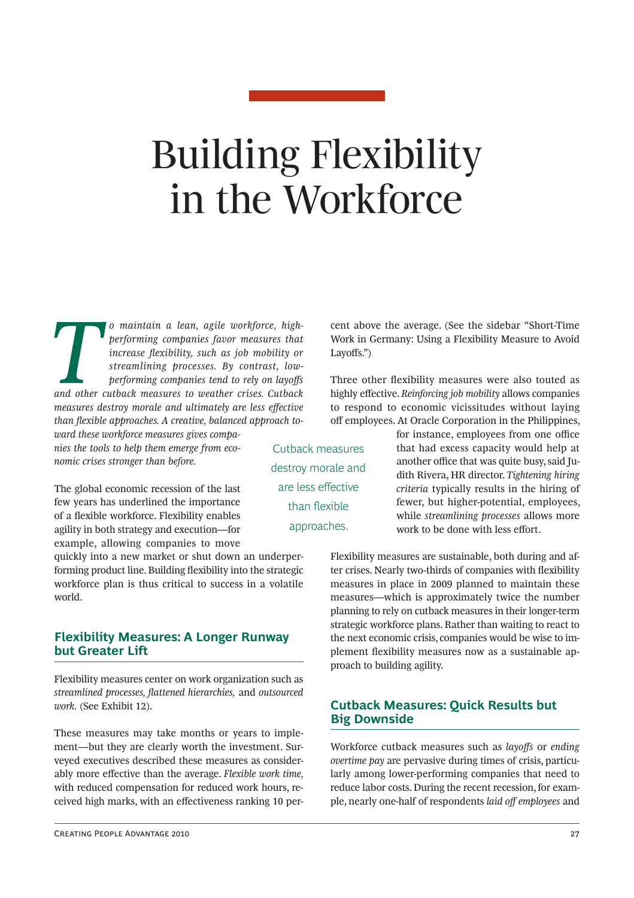# Building Flexibility in the Workforce

*To maintain a lean, agile workforce, high-performing companies favor measures that increase flexibility, such as job mobility or streamlining processes. By contrast, low-performing companies tend to rely on layoffs and other cutback measures to weather crises. Cutback measures destroy morale and ultimately are less effective than flexible approaches. A creative, balanced approach toward these workforce measures gives companies the tools to help them emerge from economic crises stronger than before.*

The global economic recession of the last few years has underlined the importance of a flexible workforce. Flexibility enables agility in both strategy and execution—for example, allowing companies to move quickly into a new market or shut down an underperforming product line. Building flexibility into the strategic workforce plan is thus critical to success in a volatile world.

## Flexibility Measures: A Longer Runway but Greater Lift

Flexibility measures center on work organization such as *streamlined processes, flattened hierarchies,* and *outsourced work.* (See Exhibit 12).

These measures may take months or years to implement—but they are clearly worth the investment. Surveyed executives described these measures as considerably more effective than the average. *Flexible work time,* with reduced compensation for reduced work hours, received high marks, with an effectiveness ranking 10 percent above the average. (See the sidebar "Short-Time Work in Germany: Using a Flexibility Measure to Avoid Layoffs.")

Three other flexibility measures were also touted as highly effective. *Reinforcing job mobility* allows companies to respond to economic vicissitudes without laying off employees. At Oracle Corporation in the Philippines, for instance, employees from one office that had excess capacity would help at another office that was quite busy, said Judith Rivera, HR director. *Tightening hiring criteria* typically results in the hiring of fewer, but higher-potential, employees, while *streamlining processes* allows more work to be done with less effort.

> Cutback measures destroy morale and are less effective than flexible approaches.

Flexibility measures are sustainable, both during and after crises. Nearly two-thirds of companies with flexibility measures in place in 2009 planned to maintain these measures—which is approximately twice the number planning to rely on cutback measures in their longer-term strategic workforce plans. Rather than waiting to react to the next economic crisis, companies would be wise to implement flexibility measures now as a sustainable approach to building agility.

## Cutback Measures: Quick Results but Big Downside

Workforce cutback measures such as *layoffs* or *ending overtime pay* are pervasive during times of crisis, particularly among lower-performing companies that need to reduce labor costs. During the recent recession, for example, nearly one-half of respondents *laid off employees* and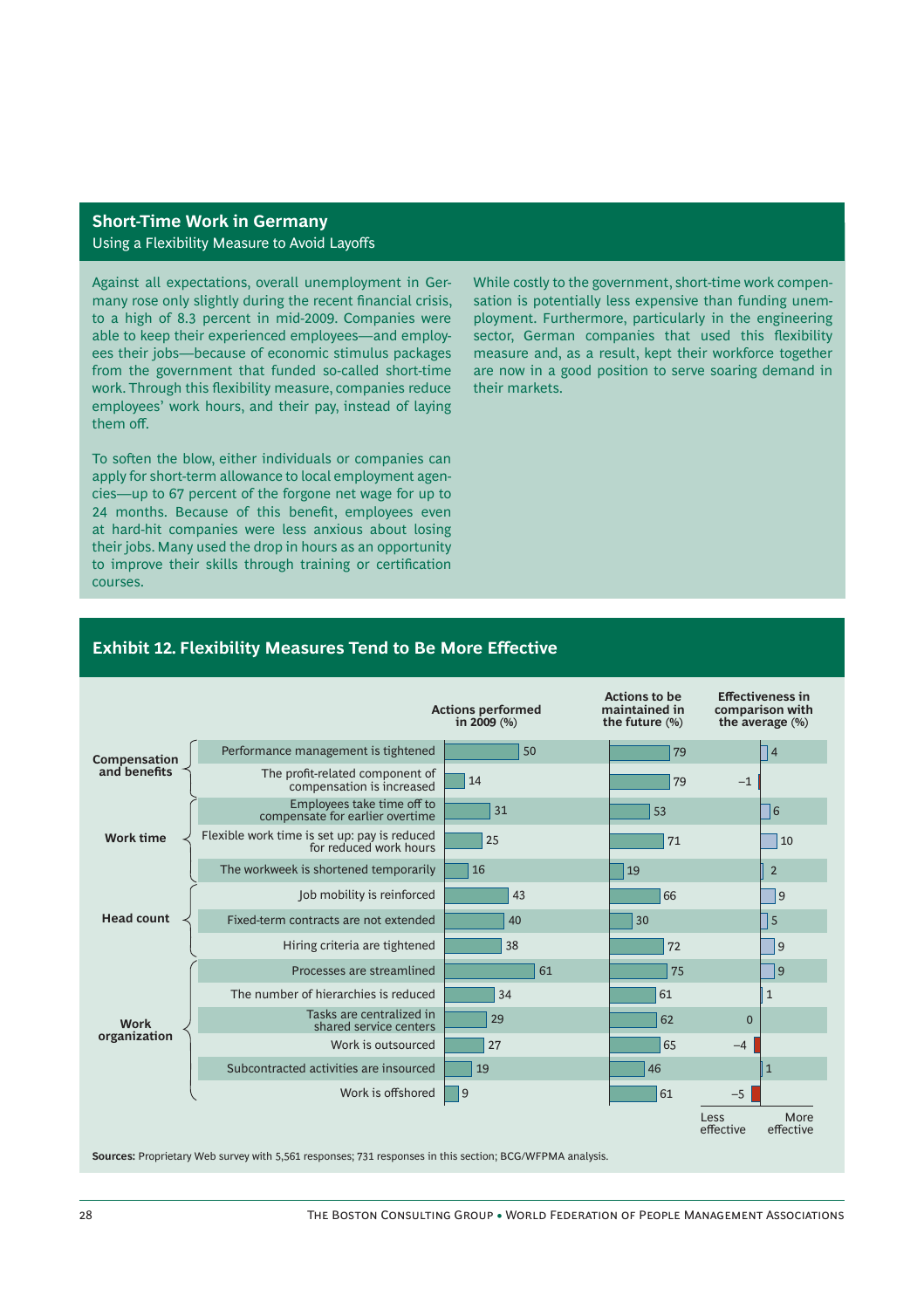## Short-Time Work in Germany

Using a Flexibility Measure to Avoid Layoffs

Against all expectations, overall unemployment in Germany rose only slightly during the recent financial crisis, to a high of 8.3 percent in mid-2009. Companies were able to keep their experienced employees—and employees their jobs—because of economic stimulus packages from the government that funded so-called short-time work. Through this flexibility measure, companies reduce employees' work hours, and their pay, instead of laying them off.

To soften the blow, either individuals or companies can apply for short-term allowance to local employment agencies—up to 67 percent of the forgone net wage for up to 24 months. Because of this benefit, employees even at hard-hit companies were less anxious about losing their jobs. Many used the drop in hours as an opportunity to improve their skills through training or certification courses.

While costly to the government, short-time work compensation is potentially less expensive than funding unemployment. Furthermore, particularly in the engineering sector, German companies that used this flexibility measure and, as a result, kept their workforce together are now in a good position to serve soaring demand in their markets.

## Exhibit 12. Flexibility Measures Tend to Be More Effective

| Category | Measure | Actions performed in 2009 (%) | Actions to be maintained in the future (%) | Effectiveness in comparison with the average (%) |
|---|---|---|---|---|
| Compensation and benefits | Performance management is tightened | 50 | 79 | 4 |
| | The profit-related component of compensation is increased | 14 | 79 | –1 |
| Work time | Employees take time off to compensate for earlier overtime | 31 | 53 | 6 |
| | Flexible work time is set up: pay is reduced for reduced work hours | 25 | 71 | 10 |
| | The workweek is shortened temporarily | 16 | 19 | 2 |
| Head count | Job mobility is reinforced | 43 | 66 | 9 |
| | Fixed-term contracts are not extended | 40 | 30 | 5 |
| | Hiring criteria are tightened | 38 | 72 | 9 |
| Work organization | Processes are streamlined | 61 | 75 | 9 |
| | The number of hierarchies is reduced | 34 | 61 | 1 |
| | Tasks are centralized in shared service centers | 29 | 62 | 0 |
| | Work is outsourced | 27 | 65 | –4 |
| | Subcontracted activities are insourced | 19 | 46 | 1 |
| | Work is offshored | 9 | 61 | –5 |

Effectiveness scale: Less effective ← → More effective

**Sources:** Proprietary Web survey with 5,561 responses; 731 responses in this section; BCG/WFPMA analysis.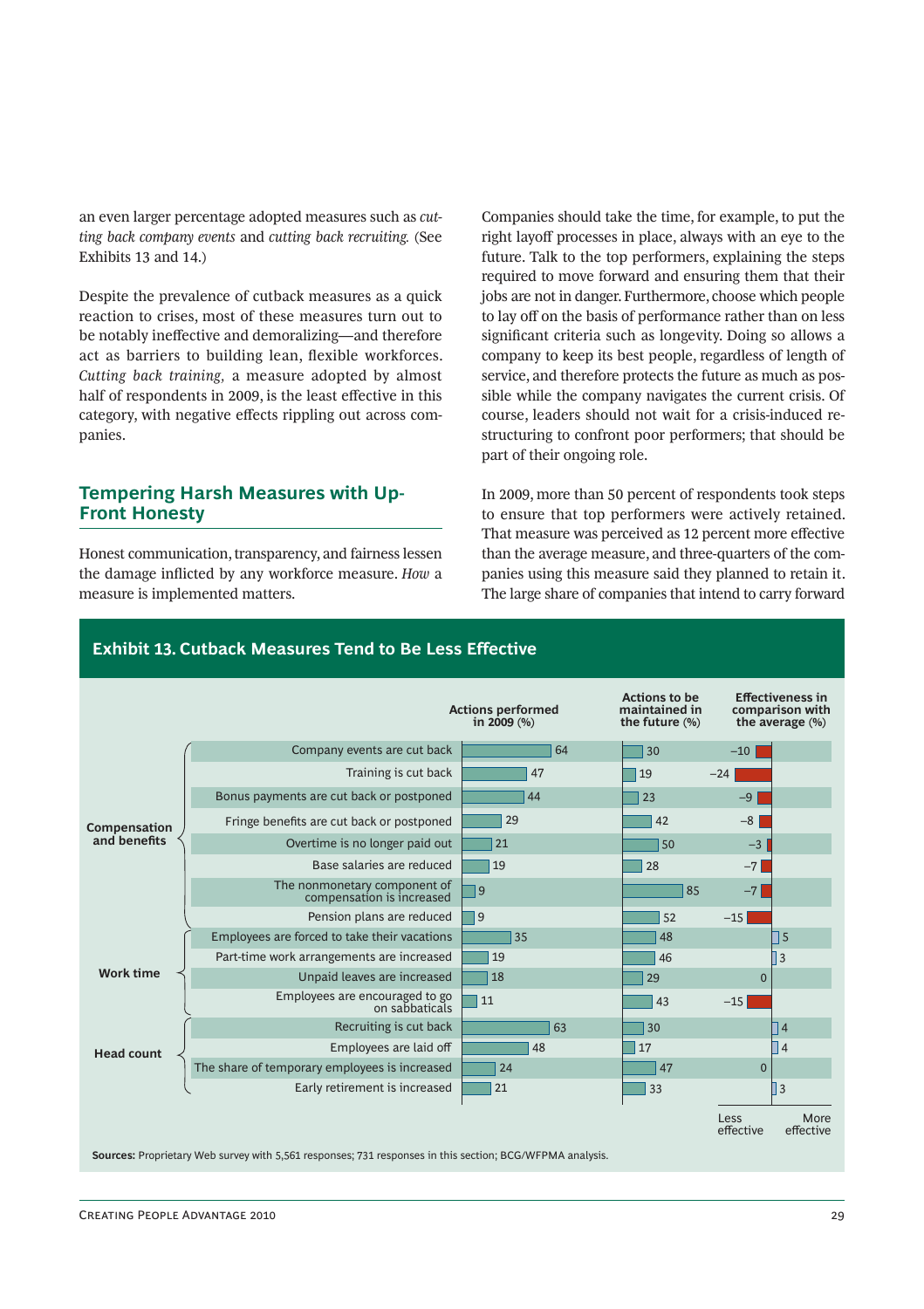an even larger percentage adopted measures such as *cutting back company events* and *cutting back recruiting.* (See Exhibits 13 and 14.)

Despite the prevalence of cutback measures as a quick reaction to crises, most of these measures turn out to be notably ineffective and demoralizing—and therefore act as barriers to building lean, flexible workforces. *Cutting back training,* a measure adopted by almost half of respondents in 2009, is the least effective in this category, with negative effects rippling out across companies.

## Tempering Harsh Measures with Up-Front Honesty

Honest communication, transparency, and fairness lessen the damage inflicted by any workforce measure. *How* a measure is implemented matters.

Companies should take the time, for example, to put the right layoff processes in place, always with an eye to the future. Talk to the top performers, explaining the steps required to move forward and ensuring them that their jobs are not in danger. Furthermore, choose which people to lay off on the basis of performance rather than on less significant criteria such as longevity. Doing so allows a company to keep its best people, regardless of length of service, and therefore protects the future as much as possible while the company navigates the current crisis. Of course, leaders should not wait for a crisis-induced restructuring to confront poor performers; that should be part of their ongoing role.

In 2009, more than 50 percent of respondents took steps to ensure that top performers were actively retained. That measure was perceived as 12 percent more effective than the average measure, and three-quarters of the companies using this measure said they planned to retain it. The large share of companies that intend to carry forward

### Exhibit 13. Cutback Measures Tend to Be Less Effective

| Category | Measure | Actions performed in 2009 (%) | Actions to be maintained in the future (%) | Effectiveness in comparison with the average (%) |
|---|---|---|---|---|
| Compensation and benefits | Company events are cut back | 64 | 30 | –10 |
| | Training is cut back | 47 | 19 | –24 |
| | Bonus payments are cut back or postponed | 44 | 23 | –9 |
| | Fringe benefits are cut back or postponed | 29 | 42 | –8 |
| | Overtime is no longer paid out | 21 | 50 | –3 |
| | Base salaries are reduced | 19 | 28 | –7 |
| | The nonmonetary component of compensation is increased | 9 | 85 | –7 |
| | Pension plans are reduced | 9 | 52 | –15 |
| Work time | Employees are forced to take their vacations | 35 | 48 | 5 |
| | Part-time work arrangements are increased | 19 | 46 | 3 |
| | Unpaid leaves are increased | 18 | 29 | 0 |
| | Employees are encouraged to go on sabbaticals | 11 | 43 | –15 |
| Head count | Recruiting is cut back | 63 | 30 | 4 |
| | Employees are laid off | 48 | 17 | 4 |
| | The share of temporary employees is increased | 24 | 47 | 0 |
| | Early retirement is increased | 21 | 33 | 3 |

Less effective ← → More effective

**Sources:** Proprietary Web survey with 5,561 responses; 731 responses in this section; BCG/WFPMA analysis.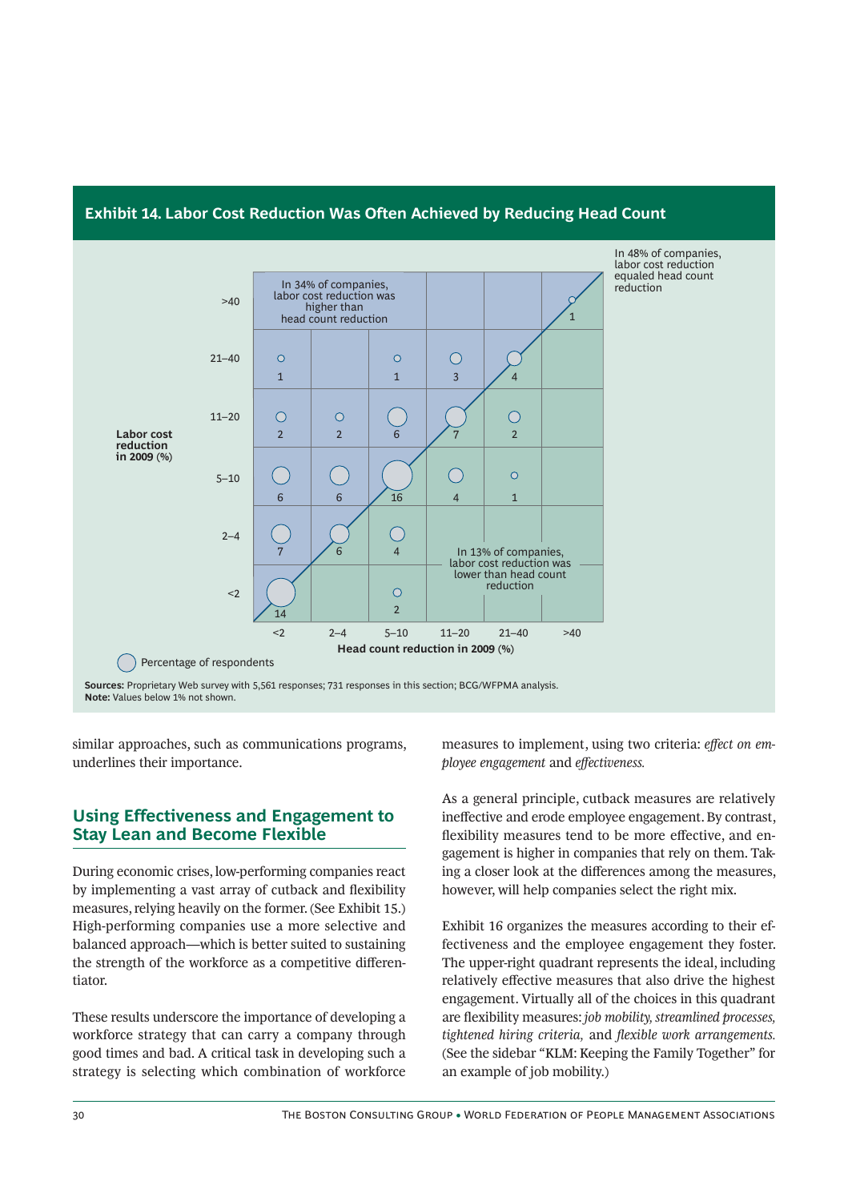## Exhibit 14. Labor Cost Reduction Was Often Achieved by Reducing Head Count

In 48% of companies, labor cost reduction equaled head count reduction

In 34% of companies, labor cost reduction was higher than head count reduction

In 13% of companies, labor cost reduction was lower than head count reduction

| Labor cost reduction in 2009 (%) | <2 | 2–4 | 5–10 | 11–20 | 21–40 | >40 |
|---|---|---|---|---|---|---|
| >40 | | | | | | 1 |
| 21–40 | 1 | | 1 | 3 | 4 | |
| 11–20 | 2 | 2 | 6 | 7 | 2 | |
| 5–10 | 6 | 6 | 16 | 4 | 1 | |
| 2–4 | 7 | 6 | 4 | | | |
| <2 | 14 | | 2 | | | |

Head count reduction in 2009 (%)

Percentage of respondents

**Sources:** Proprietary Web survey with 5,561 responses; 731 responses in this section; BCG/WFPMA analysis.
**Note:** Values below 1% not shown.

similar approaches, such as communications programs, underlines their importance.

## Using Effectiveness and Engagement to Stay Lean and Become Flexible

During economic crises, low-performing companies react by implementing a vast array of cutback and flexibility measures, relying heavily on the former. (See Exhibit 15.) High-performing companies use a more selective and balanced approach—which is better suited to sustaining the strength of the workforce as a competitive differentiator.

These results underscore the importance of developing a workforce strategy that can carry a company through good times and bad. A critical task in developing such a strategy is selecting which combination of workforce measures to implement, using two criteria: *effect on employee engagement* and *effectiveness.*

As a general principle, cutback measures are relatively ineffective and erode employee engagement. By contrast, flexibility measures tend to be more effective, and engagement is higher in companies that rely on them. Taking a closer look at the differences among the measures, however, will help companies select the right mix.

Exhibit 16 organizes the measures according to their effectiveness and the employee engagement they foster. The upper-right quadrant represents the ideal, including relatively effective measures that also drive the highest engagement. Virtually all of the choices in this quadrant are flexibility measures: *job mobility, streamlined processes, tightened hiring criteria,* and *flexible work arrangements.* (See the sidebar "KLM: Keeping the Family Together" for an example of job mobility.)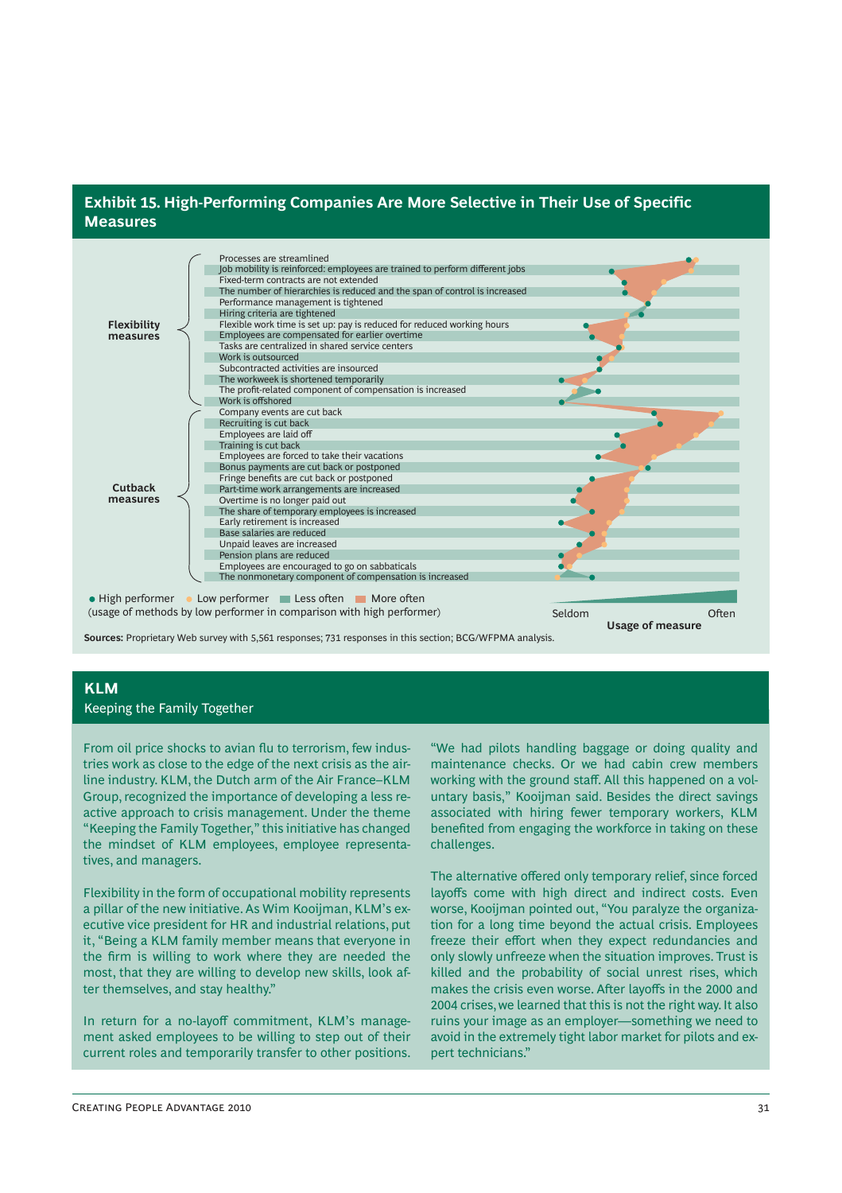## Exhibit 15. High-Performing Companies Are More Selective in Their Use of Specific Measures

**Flexibility measures**

- Processes are streamlined
- Job mobility is reinforced: employees are trained to perform different jobs
- Fixed-term contracts are not extended
- The number of hierarchies is reduced and the span of control is increased
- Performance management is tightened
- Hiring criteria are tightened
- Flexible work time is set up: pay is reduced for reduced working hours
- Employees are compensated for earlier overtime
- Tasks are centralized in shared service centers
- Work is outsourced
- Subcontracted activities are insourced
- The workweek is shortened temporarily
- The profit-related component of compensation is increased
- Work is offshored

**Cutback measures**

- Company events are cut back
- Recruiting is cut back
- Employees are laid off
- Training is cut back
- Employees are forced to take their vacations
- Bonus payments are cut back or postponed
- Fringe benefits are cut back or postponed
- Part-time work arrangements are increased
- Overtime is no longer paid out
- The share of temporary employees is increased
- Early retirement is increased
- Base salaries are reduced
- Unpaid leaves are increased
- Pension plans are reduced
- Employees are encouraged to go on sabbaticals
- The nonmonetary component of compensation is increased

● High performer ● Low performer ■ Less often ■ More often
(usage of methods by low performer in comparison with high performer)

Seldom — Often
**Usage of measure**

**Sources:** Proprietary Web survey with 5,561 responses; 731 responses in this section; BCG/WFPMA analysis.

## KLM

Keeping the Family Together

From oil price shocks to avian flu to terrorism, few industries work as close to the edge of the next crisis as the airline industry. KLM, the Dutch arm of the Air France–KLM Group, recognized the importance of developing a less reactive approach to crisis management. Under the theme "Keeping the Family Together," this initiative has changed the mindset of KLM employees, employee representatives, and managers.

Flexibility in the form of occupational mobility represents a pillar of the new initiative. As Wim Kooijman, KLM's executive vice president for HR and industrial relations, put it, "Being a KLM family member means that everyone in the firm is willing to work where they are needed the most, that they are willing to develop new skills, look after themselves, and stay healthy."

In return for a no-layoff commitment, KLM's management asked employees to be willing to step out of their current roles and temporarily transfer to other positions. "We had pilots handling baggage or doing quality and maintenance checks. Or we had cabin crew members working with the ground staff. All this happened on a voluntary basis," Kooijman said. Besides the direct savings associated with hiring fewer temporary workers, KLM benefited from engaging the workforce in taking on these challenges.

The alternative offered only temporary relief, since forced layoffs come with high direct and indirect costs. Even worse, Kooijman pointed out, "You paralyze the organization for a long time beyond the actual crisis. Employees freeze their effort when they expect redundancies and only slowly unfreeze when the situation improves. Trust is killed and the probability of social unrest rises, which makes the crisis even worse. After layoffs in the 2000 and 2004 crises, we learned that this is not the right way. It also ruins your image as an employer—something we need to avoid in the extremely tight labor market for pilots and expert technicians."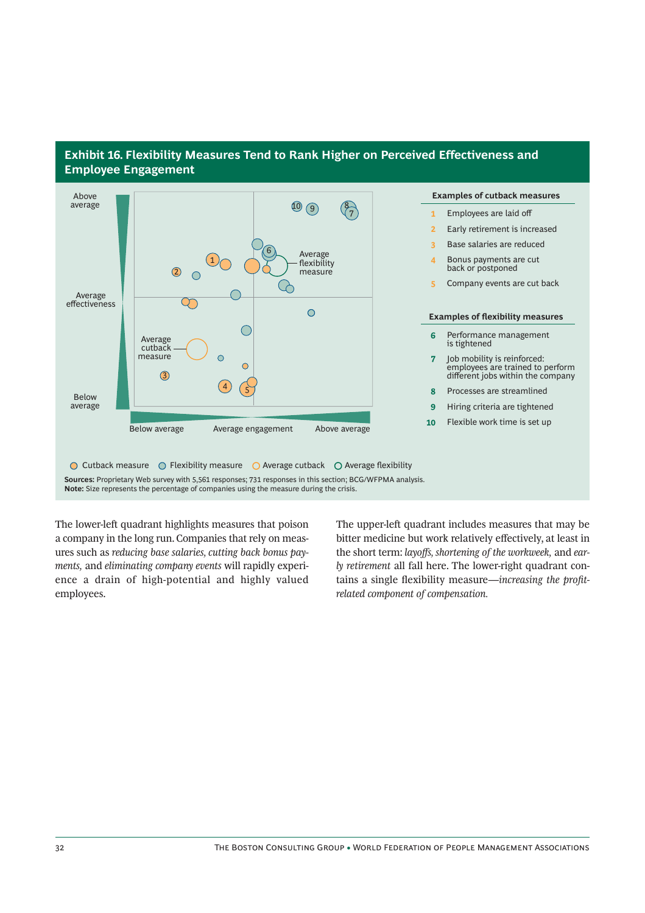### Exhibit 16. Flexibility Measures Tend to Rank Higher on Perceived Effectiveness and Employee Engagement

Above average

Average effectiveness

Below average

Below average — Average engagement — Above average

Average flexibility measure

Average cutback measure

**Examples of cutback measures**

1. Employees are laid off
2. Early retirement is increased
3. Base salaries are reduced
4. Bonus payments are cut back or postponed
5. Company events are cut back

**Examples of flexibility measures**

6. Performance management is tightened
7. Job mobility is reinforced: employees are trained to perform different jobs within the company
8. Processes are streamlined
9. Hiring criteria are tightened
10. Flexible work time is set up

Cutback measure · Flexibility measure · Average cutback · Average flexibility

**Sources:** Proprietary Web survey with 5,561 responses; 731 responses in this section; BCG/WFPMA analysis.
**Note:** Size represents the percentage of companies using the measure during the crisis.

The lower-left quadrant highlights measures that poison a company in the long run. Companies that rely on measures such as *reducing base salaries, cutting back bonus payments,* and *eliminating company events* will rapidly experience a drain of high-potential and highly valued employees.

The upper-left quadrant includes measures that may be bitter medicine but work relatively effectively, at least in the short term: *layoffs, shortening of the workweek,* and *early retirement* all fall here. The lower-right quadrant contains a single flexibility measure—*increasing the profit-related component of compensation.*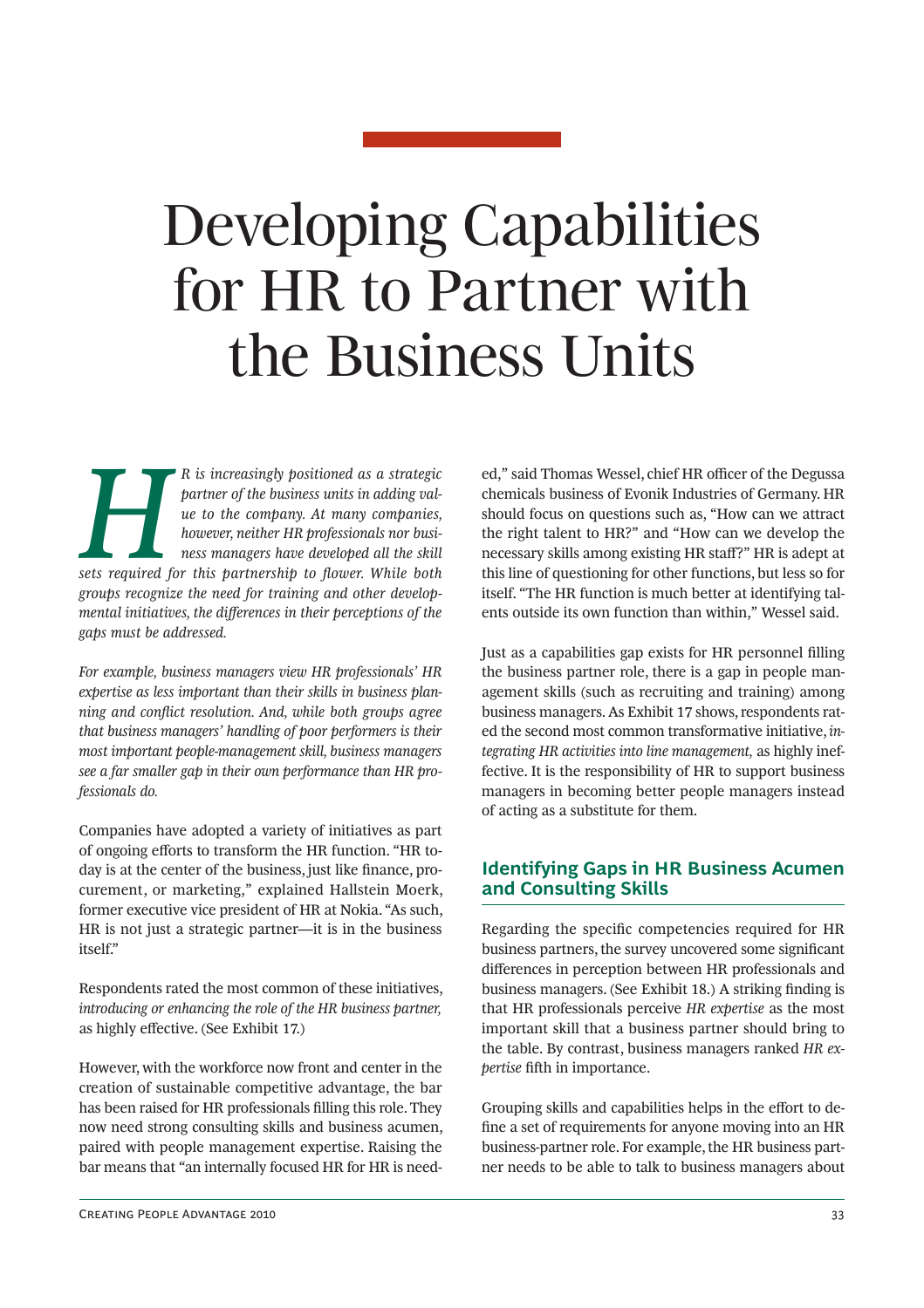# Developing Capabilities for HR to Partner with the Business Units

*HR is increasingly positioned as a strategic partner of the business units in adding value to the company. At many companies, however, neither HR professionals nor business managers have developed all the skill sets required for this partnership to flower. While both groups recognize the need for training and other developmental initiatives, the differences in their perceptions of the gaps must be addressed.*

*For example, business managers view HR professionals' HR expertise as less important than their skills in business planning and conflict resolution. And, while both groups agree that business managers' handling of poor performers is their most important people-management skill, business managers see a far smaller gap in their own performance than HR professionals do.*

Companies have adopted a variety of initiatives as part of ongoing efforts to transform the HR function. "HR today is at the center of the business, just like finance, procurement, or marketing," explained Hallstein Moerk, former executive vice president of HR at Nokia. "As such, HR is not just a strategic partner—it is in the business itself."

Respondents rated the most common of these initiatives, *introducing or enhancing the role of the HR business partner,* as highly effective. (See Exhibit 17.)

However, with the workforce now front and center in the creation of sustainable competitive advantage, the bar has been raised for HR professionals filling this role. They now need strong consulting skills and business acumen, paired with people management expertise. Raising the bar means that "an internally focused HR for HR is needed," said Thomas Wessel, chief HR officer of the Degussa chemicals business of Evonik Industries of Germany. HR should focus on questions such as, "How can we attract the right talent to HR?" and "How can we develop the necessary skills among existing HR staff?" HR is adept at this line of questioning for other functions, but less so for itself. "The HR function is much better at identifying talents outside its own function than within," Wessel said.

Just as a capabilities gap exists for HR personnel filling the business partner role, there is a gap in people management skills (such as recruiting and training) among business managers. As Exhibit 17 shows, respondents rated the second most common transformative initiative, *integrating HR activities into line management,* as highly ineffective. It is the responsibility of HR to support business managers in becoming better people managers instead of acting as a substitute for them.

## Identifying Gaps in HR Business Acumen and Consulting Skills

Regarding the specific competencies required for HR business partners, the survey uncovered some significant differences in perception between HR professionals and business managers. (See Exhibit 18.) A striking finding is that HR professionals perceive *HR expertise* as the most important skill that a business partner should bring to the table. By contrast, business managers ranked *HR expertise* fifth in importance.

Grouping skills and capabilities helps in the effort to define a set of requirements for anyone moving into an HR business-partner role. For example, the HR business partner needs to be able to talk to business managers about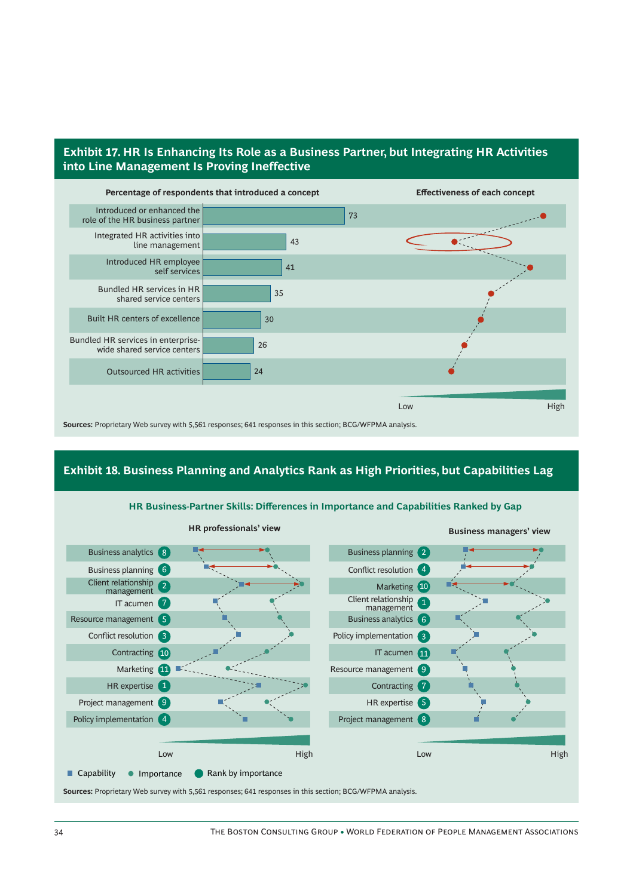## Exhibit 17. HR Is Enhancing Its Role as a Business Partner, but Integrating HR Activities into Line Management Is Proving Ineffective

| Percentage of respondents that introduced a concept | % |
|---|---|
| Introduced or enhanced the role of the HR business partner | 73 |
| Integrated HR activities into line management | 43 |
| Introduced HR employee self services | 41 |
| Bundled HR services in HR shared service centers | 35 |
| Built HR centers of excellence | 30 |
| Bundled HR services in enterprise-wide shared service centers | 26 |
| Outsourced HR activities | 24 |

Effectiveness of each concept (Low – High)

**Sources:** Proprietary Web survey with 5,561 responses; 641 responses in this section; BCG/WFPMA analysis.

## Exhibit 18. Business Planning and Analytics Rank as High Priorities, but Capabilities Lag

**HR Business-Partner Skills: Differences in Importance and Capabilities Ranked by Gap**

| HR professionals' view | Rank by importance | Business managers' view | Rank by importance |
|---|---|---|---|
| Business analytics | 8 | Business planning | 2 |
| Business planning | 6 | Conflict resolution | 4 |
| Client relationship management | 2 | Marketing | 10 |
| IT acumen | 7 | Client relationship management | 1 |
| Resource management | 5 | Business analytics | 6 |
| Conflict resolution | 3 | Policy implementation | 3 |
| Contracting | 10 | IT acumen | 11 |
| Marketing | 11 | Resource management | 9 |
| HR expertise | 1 | Contracting | 7 |
| Project management | 9 | HR expertise | 5 |
| Policy implementation | 4 | Project management | 8 |

Low – High

■ Capability ● Importance ● Rank by importance

**Sources:** Proprietary Web survey with 5,561 responses; 641 responses in this section; BCG/WFPMA analysis.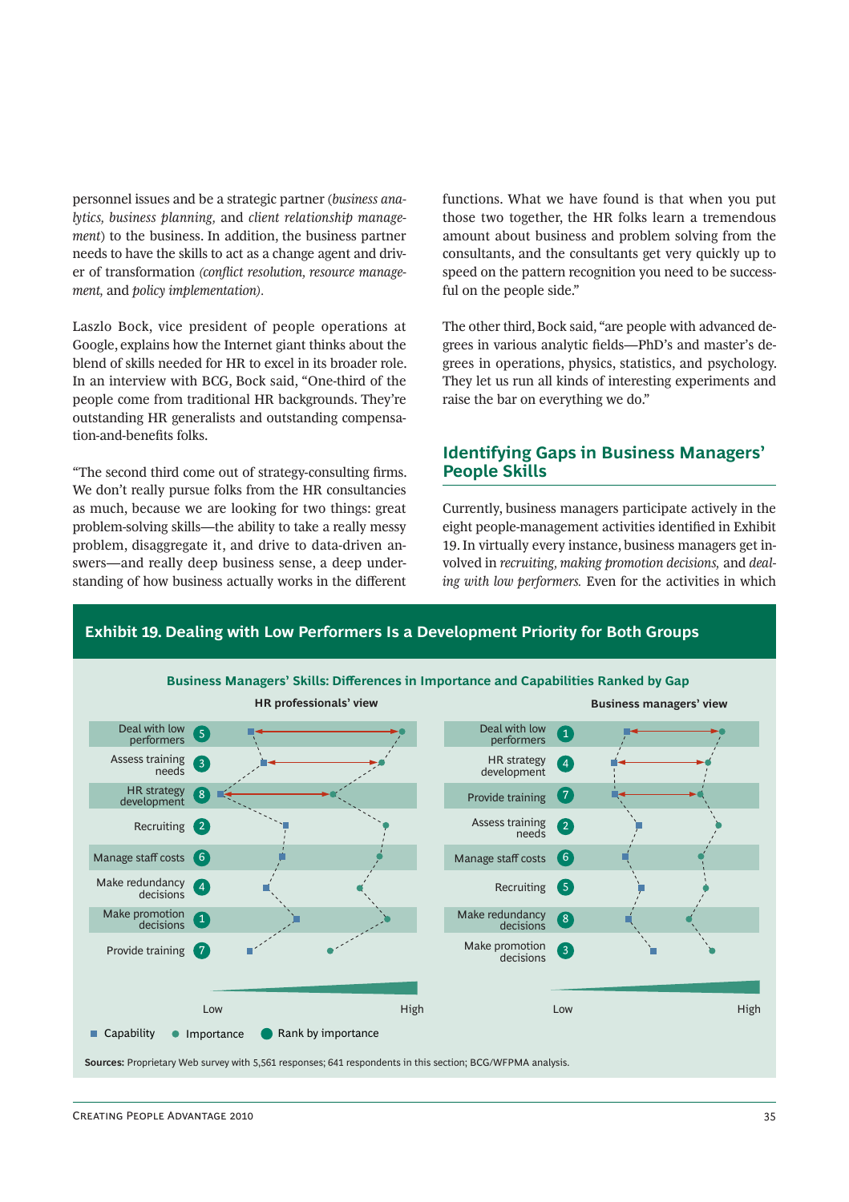personnel issues and be a strategic partner (*business analytics, business planning,* and *client relationship management*) to the business. In addition, the business partner needs to have the skills to act as a change agent and driver of transformation *(conflict resolution, resource management,* and *policy implementation).*

Laszlo Bock, vice president of people operations at Google, explains how the Internet giant thinks about the blend of skills needed for HR to excel in its broader role. In an interview with BCG, Bock said, "One-third of the people come from traditional HR backgrounds. They're outstanding HR generalists and outstanding compensation-and-benefits folks.

"The second third come out of strategy-consulting firms. We don't really pursue folks from the HR consultancies as much, because we are looking for two things: great problem-solving skills—the ability to take a really messy problem, disaggregate it, and drive to data-driven answers—and really deep business sense, a deep understanding of how business actually works in the different functions. What we have found is that when you put those two together, the HR folks learn a tremendous amount about business and problem solving from the consultants, and the consultants get very quickly up to speed on the pattern recognition you need to be successful on the people side."

The other third, Bock said, "are people with advanced degrees in various analytic fields—PhD's and master's degrees in operations, physics, statistics, and psychology. They let us run all kinds of interesting experiments and raise the bar on everything we do."

## Identifying Gaps in Business Managers' People Skills

Currently, business managers participate actively in the eight people-management activities identified in Exhibit 19. In virtually every instance, business managers get involved in *recruiting, making promotion decisions,* and *dealing with low performers.* Even for the activities in which

**Exhibit 19. Dealing with Low Performers Is a Development Priority for Both Groups**

**Business Managers' Skills: Differences in Importance and Capabilities Ranked by Gap**

| HR professionals' view | Rank by importance | Business managers' view | Rank by importance |
|---|---|---|---|
| Deal with low performers | 5 | Deal with low performers | 1 |
| Assess training needs | 3 | HR strategy development | 4 |
| HR strategy development | 8 | Provide training | 7 |
| Recruiting | 2 | Assess training needs | 2 |
| Manage staff costs | 6 | Manage staff costs | 6 |
| Make redundancy decisions | 4 | Recruiting | 5 |
| Make promotion decisions | 1 | Make redundancy decisions | 8 |
| Provide training | 7 | Make promotion decisions | 3 |

Low — High

■ Capability ● Importance ● Rank by importance

**Sources:** Proprietary Web survey with 5,561 responses; 641 respondents in this section; BCG/WFPMA analysis.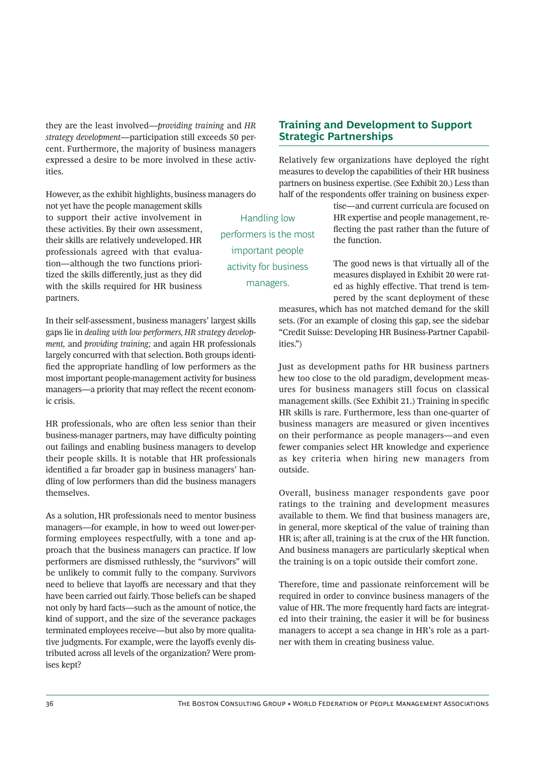they are the least involved—*providing training* and *HR strategy development*—participation still exceeds 50 percent. Furthermore, the majority of business managers expressed a desire to be more involved in these activities.

However, as the exhibit highlights, business managers do not yet have the people management skills to support their active involvement in these activities. By their own assessment, their skills are relatively undeveloped. HR professionals agreed with that evaluation—although the two functions prioritized the skills differently, just as they did with the skills required for HR business partners.

Handling low performers is the most important people activity for business managers.

In their self-assessment, business managers' largest skills gaps lie in *dealing with low performers, HR strategy development,* and *providing training;* and again HR professionals largely concurred with that selection. Both groups identified the appropriate handling of low performers as the most important people-management activity for business managers—a priority that may reflect the recent economic crisis.

HR professionals, who are often less senior than their business-manager partners, may have difficulty pointing out failings and enabling business managers to develop their people skills. It is notable that HR professionals identified a far broader gap in business managers' handling of low performers than did the business managers themselves.

As a solution, HR professionals need to mentor business managers—for example, in how to weed out lower-performing employees respectfully, with a tone and approach that the business managers can practice. If low performers are dismissed ruthlessly, the "survivors" will be unlikely to commit fully to the company. Survivors need to believe that layoffs are necessary and that they have been carried out fairly. Those beliefs can be shaped not only by hard facts—such as the amount of notice, the kind of support, and the size of the severance packages terminated employees receive—but also by more qualitative judgments. For example, were the layoffs evenly distributed across all levels of the organization? Were promises kept?

## Training and Development to Support Strategic Partnerships

Relatively few organizations have deployed the right measures to develop the capabilities of their HR business partners on business expertise. (See Exhibit 20.) Less than half of the respondents offer training on business expertise—and current curricula are focused on HR expertise and people management, reflecting the past rather than the future of the function.

The good news is that virtually all of the measures displayed in Exhibit 20 were rated as highly effective. That trend is tempered by the scant deployment of these measures, which has not matched demand for the skill sets. (For an example of closing this gap, see the sidebar "Credit Suisse: Developing HR Business-Partner Capabilities.")

Just as development paths for HR business partners hew too close to the old paradigm, development measures for business managers still focus on classical management skills. (See Exhibit 21.) Training in specific HR skills is rare. Furthermore, less than one-quarter of business managers are measured or given incentives on their performance as people managers—and even fewer companies select HR knowledge and experience as key criteria when hiring new managers from outside.

Overall, business manager respondents gave poor ratings to the training and development measures available to them. We find that business managers are, in general, more skeptical of the value of training than HR is; after all, training is at the crux of the HR function. And business managers are particularly skeptical when the training is on a topic outside their comfort zone.

Therefore, time and passionate reinforcement will be required in order to convince business managers of the value of HR. The more frequently hard facts are integrated into their training, the easier it will be for business managers to accept a sea change in HR's role as a partner with them in creating business value.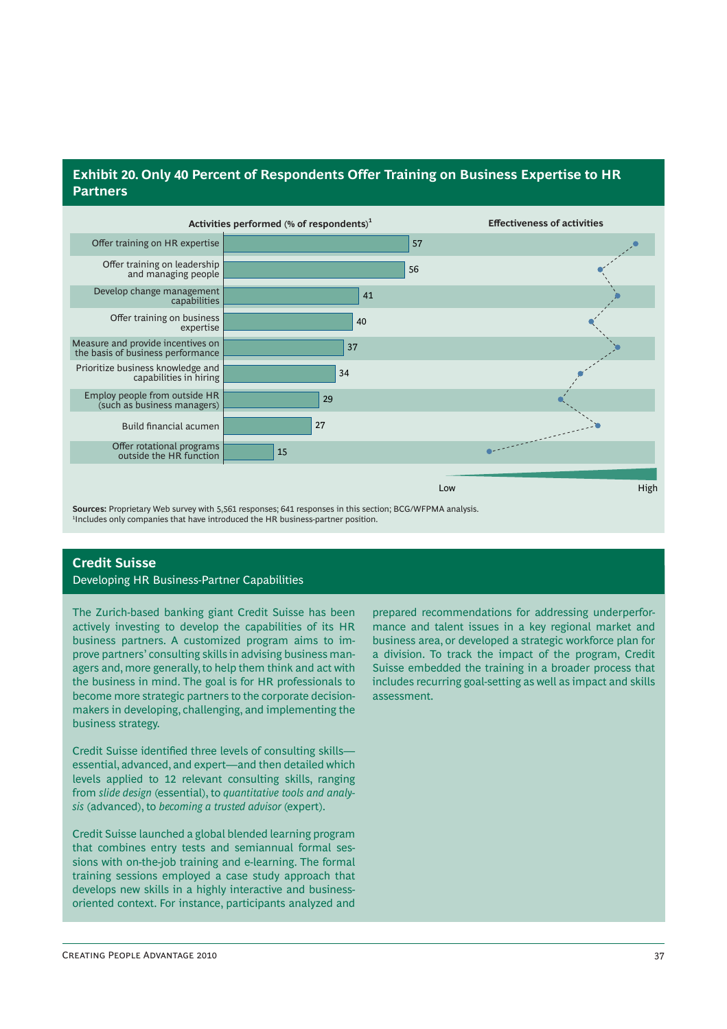## Exhibit 20. Only 40 Percent of Respondents Offer Training on Business Expertise to HR Partners

| Activity | Activities performed (% of respondents)[1] |
|---|---|
| Offer training on HR expertise | 57 |
| Offer training on leadership and managing people | 56 |
| Develop change management capabilities | 41 |
| Offer training on business expertise | 40 |
| Measure and provide incentives on the basis of business performance | 37 |
| Prioritize business knowledge and capabilities in hiring | 34 |
| Employ people from outside HR (such as business managers) | 29 |
| Build financial acumen | 27 |
| Offer rotational programs outside the HR function | 15 |

Effectiveness of activities (Low – High)

**Sources:** Proprietary Web survey with 5,561 responses; 641 responses in this section; BCG/WFPMA analysis.
[1]Includes only companies that have introduced the HR business-partner position.

## Credit Suisse

Developing HR Business-Partner Capabilities

The Zurich-based banking giant Credit Suisse has been actively investing to develop the capabilities of its HR business partners. A customized program aims to improve partners' consulting skills in advising business managers and, more generally, to help them think and act with the business in mind. The goal is for HR professionals to become more strategic partners to the corporate decision-makers in developing, challenging, and implementing the business strategy.

Credit Suisse identified three levels of consulting skills—essential, advanced, and expert—and then detailed which levels applied to 12 relevant consulting skills, ranging from *slide design* (essential), to *quantitative tools and analysis* (advanced), to *becoming a trusted advisor* (expert).

Credit Suisse launched a global blended learning program that combines entry tests and semiannual formal sessions with on-the-job training and e-learning. The formal training sessions employed a case study approach that develops new skills in a highly interactive and business-oriented context. For instance, participants analyzed and prepared recommendations for addressing underperformance and talent issues in a key regional market and business area, or developed a strategic workforce plan for a division. To track the impact of the program, Credit Suisse embedded the training in a broader process that includes recurring goal-setting as well as impact and skills assessment.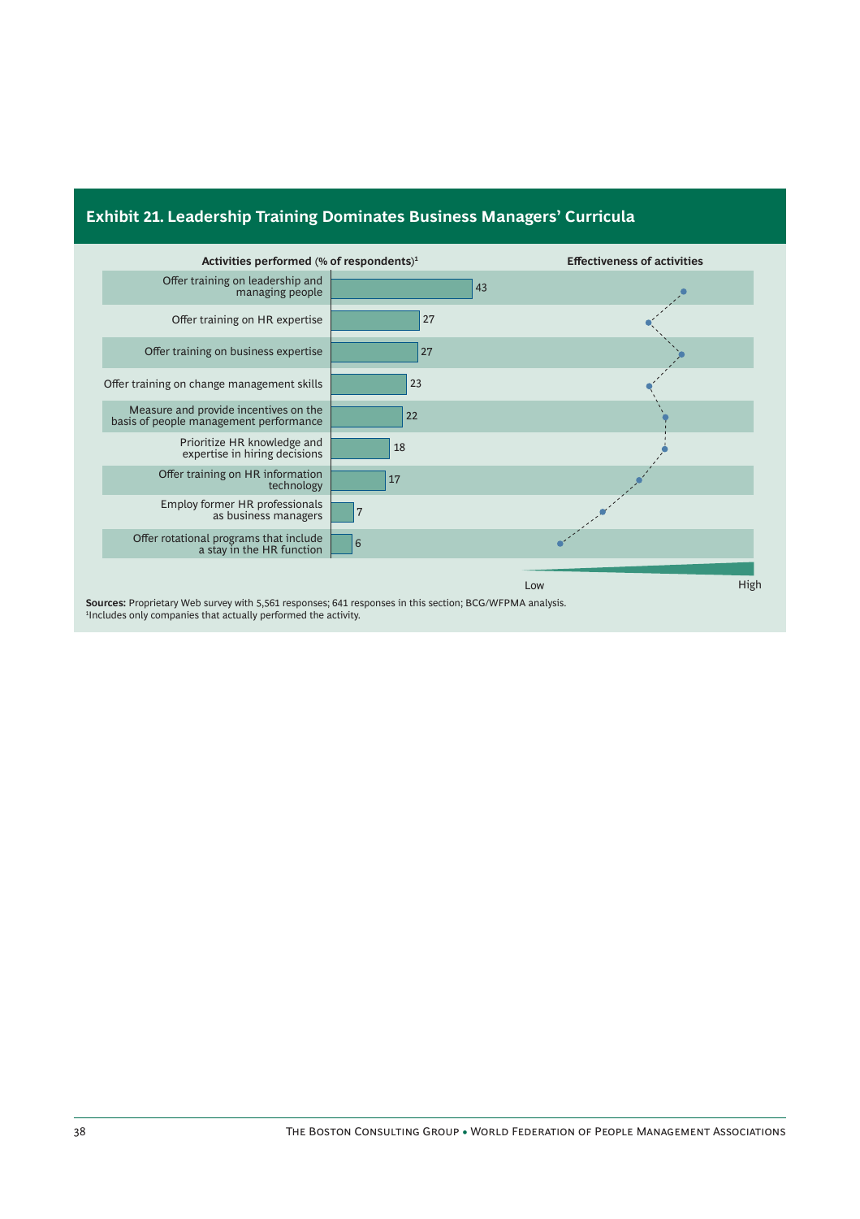## Exhibit 21. Leadership Training Dominates Business Managers' Curricula

| Activities performed (% of respondents)[1] | % |
|---|---|
| Offer training on leadership and managing people | 43 |
| Offer training on HR expertise | 27 |
| Offer training on business expertise | 27 |
| Offer training on change management skills | 23 |
| Measure and provide incentives on the basis of people management performance | 22 |
| Prioritize HR knowledge and expertise in hiring decisions | 18 |
| Offer training on HR information technology | 17 |
| Employ former HR professionals as business managers | 7 |
| Offer rotational programs that include a stay in the HR function | 6 |

Effectiveness of activities (Low – High)

**Sources:** Proprietary Web survey with 5,561 responses; 641 responses in this section; BCG/WFPMA analysis.
[1]Includes only companies that actually performed the activity.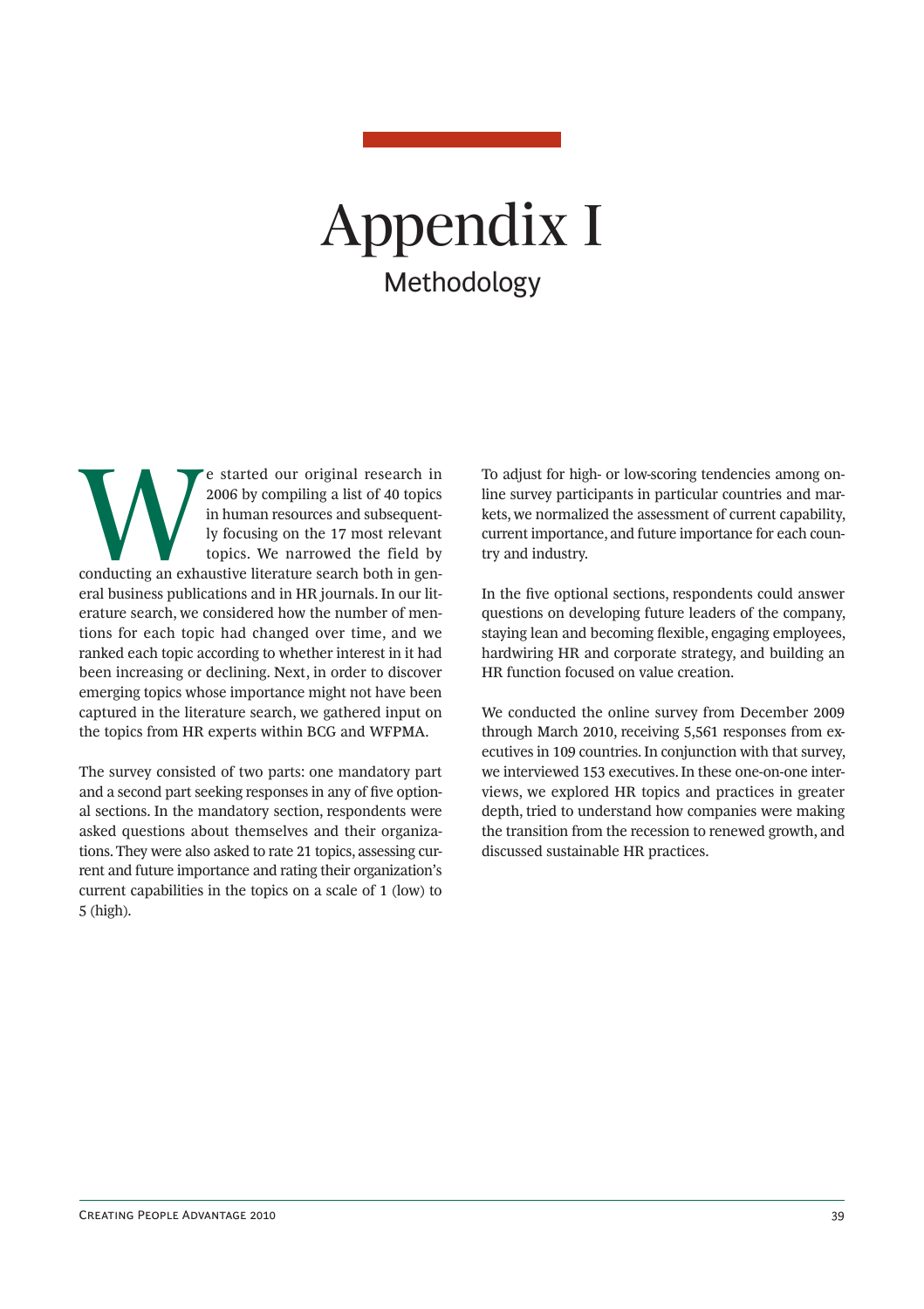# Appendix I

## Methodology

We started our original research in 2006 by compiling a list of 40 topics in human resources and subsequently focusing on the 17 most relevant topics. We narrowed the field by conducting an exhaustive literature search both in general business publications and in HR journals. In our literature search, we considered how the number of mentions for each topic had changed over time, and we ranked each topic according to whether interest in it had been increasing or declining. Next, in order to discover emerging topics whose importance might not have been captured in the literature search, we gathered input on the topics from HR experts within BCG and WFPMA.

The survey consisted of two parts: one mandatory part and a second part seeking responses in any of five optional sections. In the mandatory section, respondents were asked questions about themselves and their organizations. They were also asked to rate 21 topics, assessing current and future importance and rating their organization's current capabilities in the topics on a scale of 1 (low) to 5 (high).

To adjust for high- or low-scoring tendencies among online survey participants in particular countries and markets, we normalized the assessment of current capability, current importance, and future importance for each country and industry.

In the five optional sections, respondents could answer questions on developing future leaders of the company, staying lean and becoming flexible, engaging employees, hardwiring HR and corporate strategy, and building an HR function focused on value creation.

We conducted the online survey from December 2009 through March 2010, receiving 5,561 responses from executives in 109 countries. In conjunction with that survey, we interviewed 153 executives. In these one-on-one interviews, we explored HR topics and practices in greater depth, tried to understand how companies were making the transition from the recession to renewed growth, and discussed sustainable HR practices.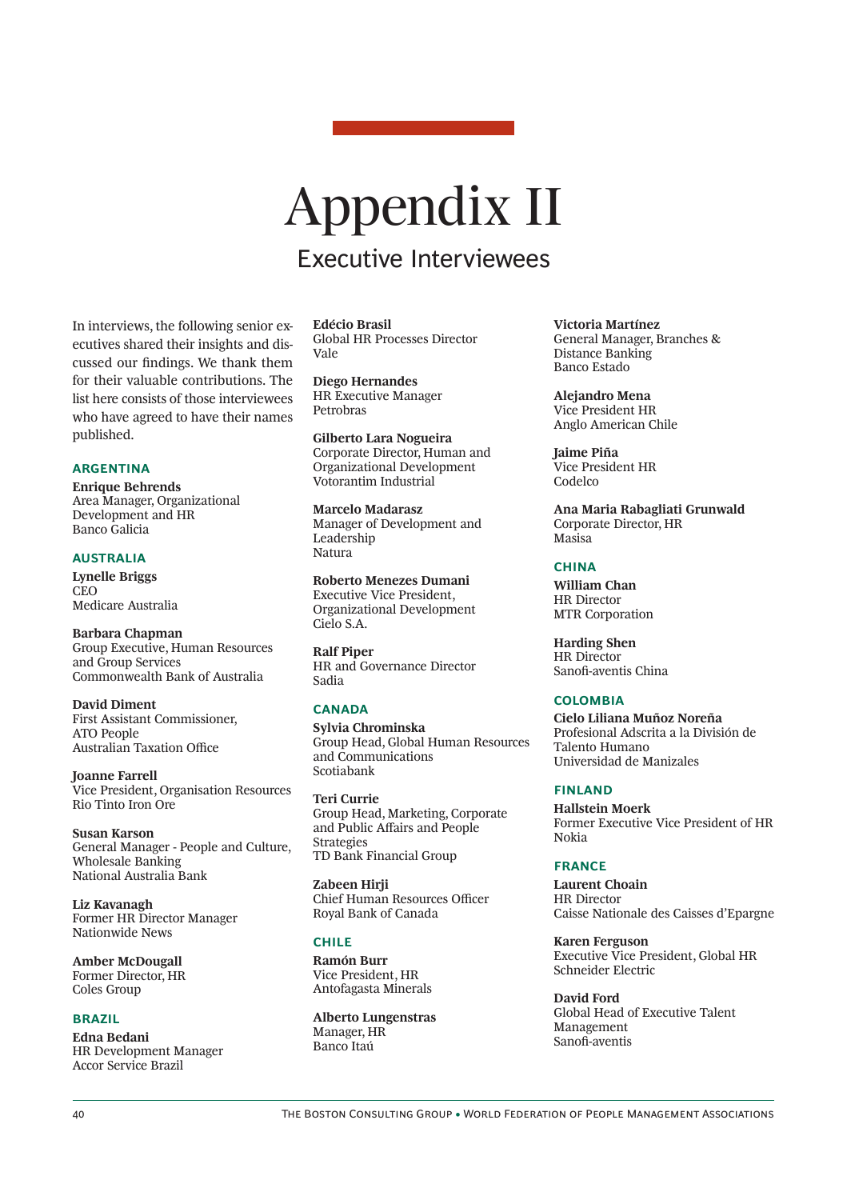# Appendix II

## Executive Interviewees

In interviews, the following senior executives shared their insights and discussed our findings. We thank them for their valuable contributions. The list here consists of those interviewees who have agreed to have their names published.

### ARGENTINA

**Enrique Behrends**
Area Manager, Organizational Development and HR
Banco Galicia

### AUSTRALIA

**Lynelle Briggs**
CEO
Medicare Australia

**Barbara Chapman**
Group Executive, Human Resources and Group Services
Commonwealth Bank of Australia

**David Diment**
First Assistant Commissioner, ATO People
Australian Taxation Office

**Joanne Farrell**
Vice President, Organisation Resources
Rio Tinto Iron Ore

**Susan Karson**
General Manager - People and Culture, Wholesale Banking
National Australia Bank

**Liz Kavanagh**
Former HR Director Manager
Nationwide News

**Amber McDougall**
Former Director, HR
Coles Group

### BRAZIL

**Edna Bedani**
HR Development Manager
Accor Service Brazil

**Edécio Brasil**
Global HR Processes Director
Vale

**Diego Hernandes**
HR Executive Manager
Petrobras

**Gilberto Lara Nogueira**
Corporate Director, Human and Organizational Development
Votorantim Industrial

**Marcelo Madarasz**
Manager of Development and Leadership
Natura

**Roberto Menezes Dumani**
Executive Vice President, Organizational Development
Cielo S.A.

**Ralf Piper**
HR and Governance Director
Sadia

### CANADA

**Sylvia Chrominska**
Group Head, Global Human Resources and Communications
Scotiabank

**Teri Currie**
Group Head, Marketing, Corporate and Public Affairs and People Strategies
TD Bank Financial Group

**Zabeen Hirji**
Chief Human Resources Officer
Royal Bank of Canada

### CHILE

**Ramón Burr**
Vice President, HR
Antofagasta Minerals

**Alberto Lungenstras**
Manager, HR
Banco Itaú

**Victoria Martínez**
General Manager, Branches & Distance Banking
Banco Estado

**Alejandro Mena**
Vice President HR
Anglo American Chile

**Jaime Piña**
Vice President HR
Codelco

**Ana Maria Rabagliati Grunwald**
Corporate Director, HR
Masisa

### CHINA

**William Chan**
HR Director
MTR Corporation

**Harding Shen**
HR Director
Sanofi-aventis China

### COLOMBIA

**Cielo Liliana Muñoz Noreña**
Profesional Adscrita a la División de Talento Humano
Universidad de Manizales

### FINLAND

**Hallstein Moerk**
Former Executive Vice President of HR
Nokia

### FRANCE

**Laurent Choain**
HR Director
Caisse Nationale des Caisses d'Epargne

**Karen Ferguson**
Executive Vice President, Global HR
Schneider Electric

**David Ford**
Global Head of Executive Talent Management
Sanofi-aventis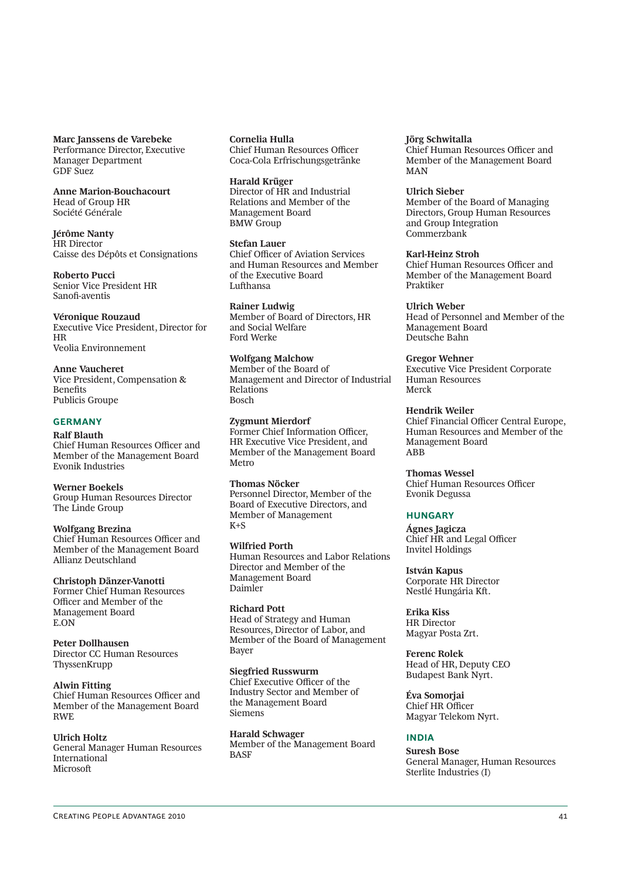**Marc Janssens de Varebeke**
Performance Director, Executive Manager Department
GDF Suez

**Anne Marion-Bouchacourt**
Head of Group HR
Société Générale

**Jérôme Nanty**
HR Director
Caisse des Dépôts et Consignations

**Roberto Pucci**
Senior Vice President HR
Sanofi-aventis

**Véronique Rouzaud**
Executive Vice President, Director for HR
Veolia Environnement

**Anne Vaucheret**
Vice President, Compensation & Benefits
Publicis Groupe

## GERMANY

**Ralf Blauth**
Chief Human Resources Officer and Member of the Management Board
Evonik Industries

**Werner Boekels**
Group Human Resources Director
The Linde Group

**Wolfgang Brezina**
Chief Human Resources Officer and Member of the Management Board
Allianz Deutschland

**Christoph Dänzer-Vanotti**
Former Chief Human Resources Officer and Member of the Management Board
E.ON

**Peter Dollhausen**
Director CC Human Resources
ThyssenKrupp

**Alwin Fitting**
Chief Human Resources Officer and Member of the Management Board
RWE

**Ulrich Holtz**
General Manager Human Resources International
Microsoft

**Cornelia Hulla**
Chief Human Resources Officer
Coca-Cola Erfrischungsgetränke

**Harald Krüger**
Director of HR and Industrial Relations and Member of the Management Board
BMW Group

**Stefan Lauer**
Chief Officer of Aviation Services and Human Resources and Member of the Executive Board
Lufthansa

**Rainer Ludwig**
Member of Board of Directors, HR and Social Welfare
Ford Werke

**Wolfgang Malchow**
Member of the Board of Management and Director of Industrial Relations
Bosch

**Zygmunt Mierdorf**
Former Chief Information Officer, HR Executive Vice President, and Member of the Management Board
Metro

**Thomas Nöcker**
Personnel Director, Member of the Board of Executive Directors, and Member of Management
K+S

**Wilfried Porth**
Human Resources and Labor Relations Director and Member of the Management Board
Daimler

**Richard Pott**
Head of Strategy and Human Resources, Director of Labor, and Member of the Board of Management
Bayer

**Siegfried Russwurm**
Chief Executive Officer of the Industry Sector and Member of the Management Board
Siemens

**Harald Schwager**
Member of the Management Board
BASF

**Jörg Schwitalla**
Chief Human Resources Officer and Member of the Management Board
MAN

**Ulrich Sieber**
Member of the Board of Managing Directors, Group Human Resources and Group Integration
Commerzbank

**Karl-Heinz Stroh**
Chief Human Resources Officer and Member of the Management Board
Praktiker

**Ulrich Weber**
Head of Personnel and Member of the Management Board
Deutsche Bahn

**Gregor Wehner**
Executive Vice President Corporate Human Resources
Merck

**Hendrik Weiler**
Chief Financial Officer Central Europe, Human Resources and Member of the Management Board
ABB

**Thomas Wessel**
Chief Human Resources Officer
Evonik Degussa

## HUNGARY

**Ágnes Jagicza**
Chief HR and Legal Officer
Invitel Holdings

**István Kapus**
Corporate HR Director
Nestlé Hungária Kft.

**Erika Kiss**
HR Director
Magyar Posta Zrt.

**Ferenc Rolek**
Head of HR, Deputy CEO
Budapest Bank Nyrt.

**Éva Somorjai**
Chief HR Officer
Magyar Telekom Nyrt.

## INDIA

**Suresh Bose**
General Manager, Human Resources
Sterlite Industries (I)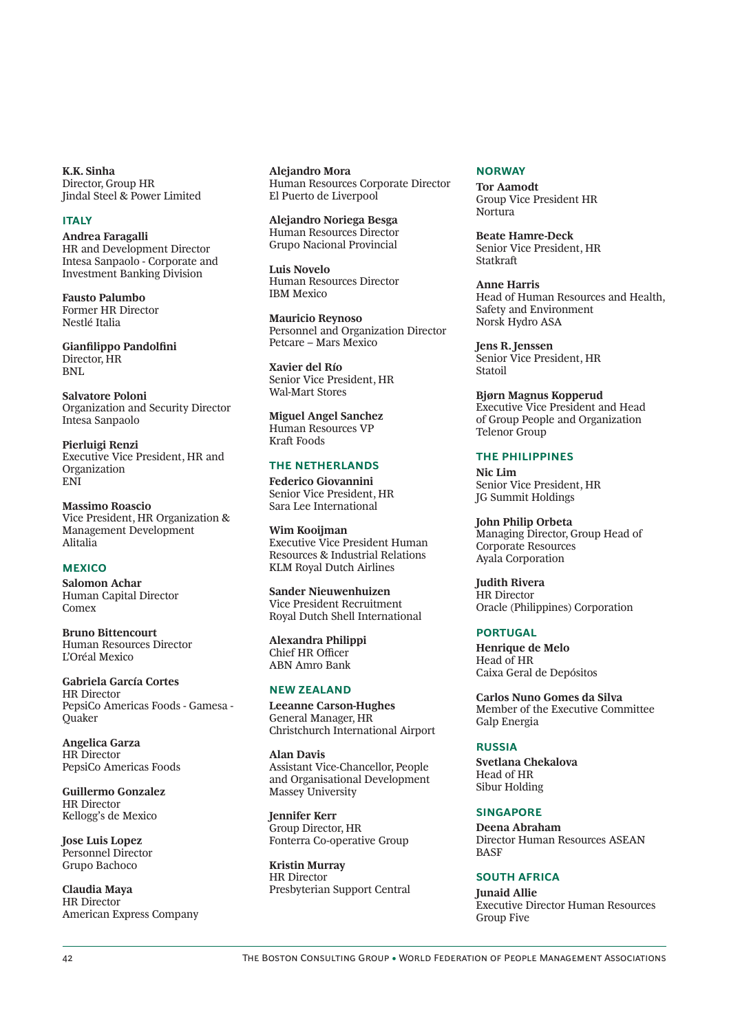**K.K. Sinha**
Director, Group HR
Jindal Steel & Power Limited

## ITALY

**Andrea Faragalli**
HR and Development Director
Intesa Sanpaolo - Corporate and Investment Banking Division

**Fausto Palumbo**
Former HR Director
Nestlé Italia

**Gianfilippo Pandolfini**
Director, HR
BNL

**Salvatore Poloni**
Organization and Security Director
Intesa Sanpaolo

**Pierluigi Renzi**
Executive Vice President, HR and Organization
ENI

**Massimo Roascio**
Vice President, HR Organization & Management Development
Alitalia

## MEXICO

**Salomon Achar**
Human Capital Director
Comex

**Bruno Bittencourt**
Human Resources Director
L'Oréal Mexico

**Gabriela García Cortes**
HR Director
PepsiCo Americas Foods - Gamesa - Quaker

**Angelica Garza**
HR Director
PepsiCo Americas Foods

**Guillermo Gonzalez**
HR Director
Kellogg's de Mexico

**Jose Luis Lopez**
Personnel Director
Grupo Bachoco

**Claudia Maya**
HR Director
American Express Company

**Alejandro Mora**
Human Resources Corporate Director
El Puerto de Liverpool

**Alejandro Noriega Besga**
Human Resources Director
Grupo Nacional Provincial

**Luis Novelo**
Human Resources Director
IBM Mexico

**Mauricio Reynoso**
Personnel and Organization Director
Petcare – Mars Mexico

**Xavier del Río**
Senior Vice President, HR
Wal-Mart Stores

**Miguel Angel Sanchez**
Human Resources VP
Kraft Foods

## THE NETHERLANDS

**Federico Giovannini**
Senior Vice President, HR
Sara Lee International

**Wim Kooijman**
Executive Vice President Human Resources & Industrial Relations
KLM Royal Dutch Airlines

**Sander Nieuwenhuizen**
Vice President Recruitment
Royal Dutch Shell International

**Alexandra Philippi**
Chief HR Officer
ABN Amro Bank

## NEW ZEALAND

**Leeanne Carson-Hughes**
General Manager, HR
Christchurch International Airport

**Alan Davis**
Assistant Vice-Chancellor, People and Organisational Development
Massey University

**Jennifer Kerr**
Group Director, HR
Fonterra Co-operative Group

**Kristin Murray**
HR Director
Presbyterian Support Central

## NORWAY

**Tor Aamodt**
Group Vice President HR
Nortura

**Beate Hamre-Deck**
Senior Vice President, HR
Statkraft

**Anne Harris**
Head of Human Resources and Health, Safety and Environment
Norsk Hydro ASA

**Jens R. Jenssen**
Senior Vice President, HR
Statoil

**Bjørn Magnus Kopperud**
Executive Vice President and Head of Group People and Organization
Telenor Group

## THE PHILIPPINES

**Nic Lim**
Senior Vice President, HR
JG Summit Holdings

**John Philip Orbeta**
Managing Director, Group Head of Corporate Resources
Ayala Corporation

**Judith Rivera**
HR Director
Oracle (Philippines) Corporation

## PORTUGAL

**Henrique de Melo**
Head of HR
Caixa Geral de Depósitos

**Carlos Nuno Gomes da Silva**
Member of the Executive Committee
Galp Energia

## RUSSIA

**Svetlana Chekalova**
Head of HR
Sibur Holding

## SINGAPORE

**Deena Abraham**
Director Human Resources ASEAN
BASF

## SOUTH AFRICA

**Junaid Allie**
Executive Director Human Resources
Group Five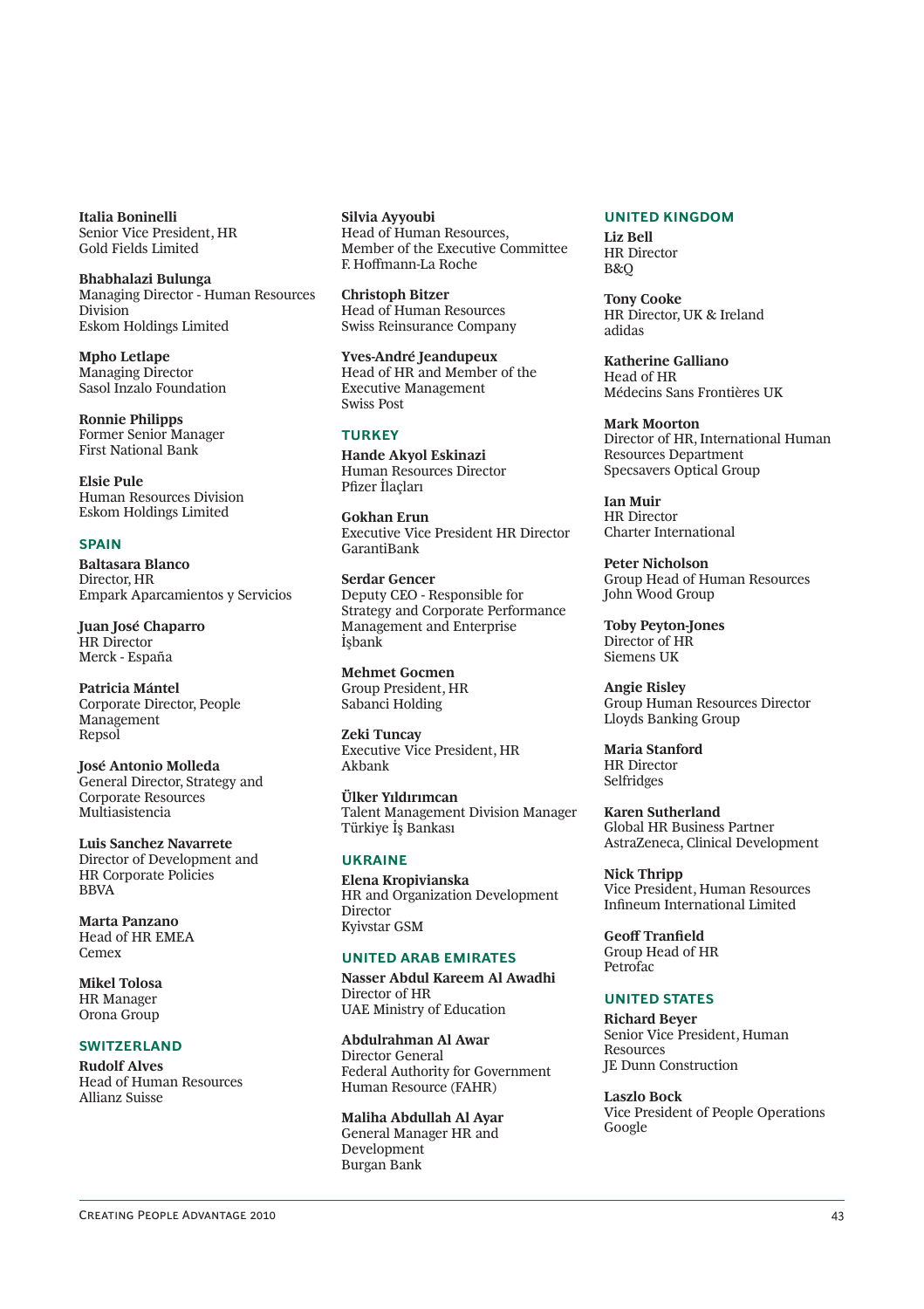**Italia Boninelli**
Senior Vice President, HR
Gold Fields Limited

**Bhabhalazi Bulunga**
Managing Director - Human Resources Division
Eskom Holdings Limited

**Mpho Letlape**
Managing Director
Sasol Inzalo Foundation

**Ronnie Philipps**
Former Senior Manager
First National Bank

**Elsie Pule**
Human Resources Division
Eskom Holdings Limited

### SPAIN

**Baltasara Blanco**
Director, HR
Empark Aparcamientos y Servicios

**Juan José Chaparro**
HR Director
Merck - España

**Patricia Mántel**
Corporate Director, People Management
Repsol

**José Antonio Molleda**
General Director, Strategy and Corporate Resources
Multiasistencia

**Luis Sanchez Navarrete**
Director of Development and HR Corporate Policies
BBVA

**Marta Panzano**
Head of HR EMEA
Cemex

**Mikel Tolosa**
HR Manager
Orona Group

### SWITZERLAND

**Rudolf Alves**
Head of Human Resources
Allianz Suisse

**Silvia Ayyoubi**
Head of Human Resources,
Member of the Executive Committee
F. Hoffmann-La Roche

**Christoph Bitzer**
Head of Human Resources
Swiss Reinsurance Company

**Yves-André Jeandupeux**
Head of HR and Member of the Executive Management
Swiss Post

### TURKEY

**Hande Akyol Eskinazi**
Human Resources Director
Pfizer İlaçları

**Gokhan Erun**
Executive Vice President HR Director
GarantiBank

**Serdar Gencer**
Deputy CEO - Responsible for Strategy and Corporate Performance Management and Enterprise
İşbank

**Mehmet Gocmen**
Group President, HR
Sabanci Holding

**Zeki Tuncay**
Executive Vice President, HR
Akbank

**Ülker Yıldırımcan**
Talent Management Division Manager
Türkiye İş Bankası

### UKRAINE

**Elena Kropivianska**
HR and Organization Development Director
Kyivstar GSM

### UNITED ARAB EMIRATES

**Nasser Abdul Kareem Al Awadhi**
Director of HR
UAE Ministry of Education

**Abdulrahman Al Awar**
Director General
Federal Authority for Government Human Resource (FAHR)

**Maliha Abdullah Al Ayar**
General Manager HR and Development
Burgan Bank

### UNITED KINGDOM

**Liz Bell**
HR Director
B&Q

**Tony Cooke**
HR Director, UK & Ireland
adidas

**Katherine Galliano**
Head of HR
Médecins Sans Frontières UK

**Mark Moorton**
Director of HR, International Human Resources Department
Specsavers Optical Group

**Ian Muir**
HR Director
Charter International

**Peter Nicholson**
Group Head of Human Resources
John Wood Group

**Toby Peyton-Jones**
Director of HR
Siemens UK

**Angie Risley**
Group Human Resources Director
Lloyds Banking Group

**Maria Stanford**
HR Director
Selfridges

**Karen Sutherland**
Global HR Business Partner
AstraZeneca, Clinical Development

**Nick Thripp**
Vice President, Human Resources
Infineum International Limited

**Geoff Tranfield**
Group Head of HR
Petrofac

### UNITED STATES

**Richard Beyer**
Senior Vice President, Human Resources
JE Dunn Construction

**Laszlo Bock**
Vice President of People Operations
Google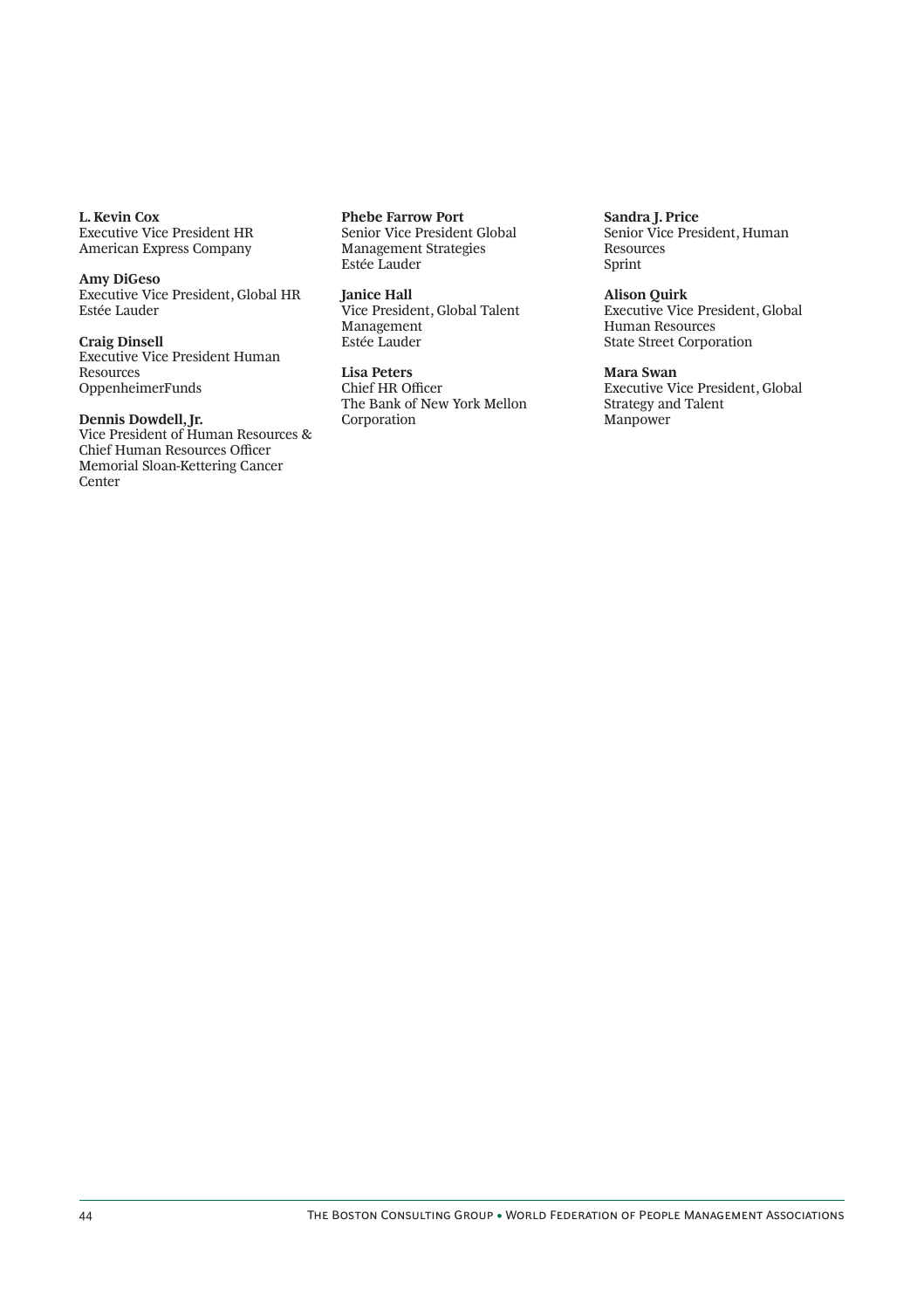**L. Kevin Cox**
Executive Vice President HR
American Express Company

**Amy DiGeso**
Executive Vice President, Global HR
Estée Lauder

**Craig Dinsell**
Executive Vice President Human Resources
OppenheimerFunds

**Dennis Dowdell, Jr.**
Vice President of Human Resources & Chief Human Resources Officer
Memorial Sloan-Kettering Cancer Center

**Phebe Farrow Port**
Senior Vice President Global Management Strategies
Estée Lauder

**Janice Hall**
Vice President, Global Talent Management
Estée Lauder

**Lisa Peters**
Chief HR Officer
The Bank of New York Mellon Corporation

**Sandra J. Price**
Senior Vice President, Human Resources
Sprint

**Alison Quirk**
Executive Vice President, Global Human Resources
State Street Corporation

**Mara Swan**
Executive Vice President, Global Strategy and Talent
Manpower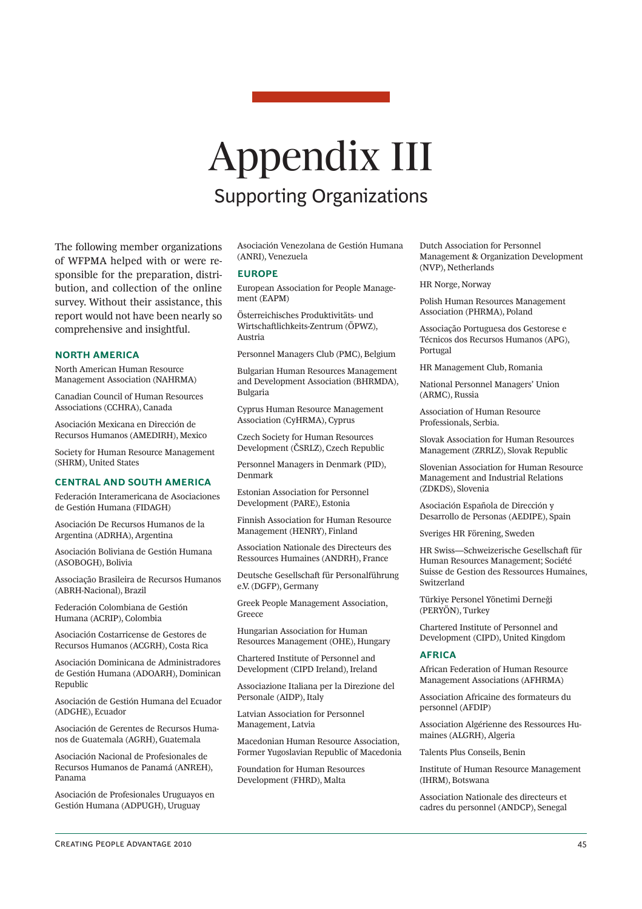# Appendix III

## Supporting Organizations

The following member organizations of WFPMA helped with or were responsible for the preparation, distribution, and collection of the online survey. Without their assistance, this report would not have been nearly so comprehensive and insightful.

### NORTH AMERICA

North American Human Resource Management Association (NAHRMA)

Canadian Council of Human Resources Associations (CCHRA), Canada

Asociación Mexicana en Dirección de Recursos Humanos (AMEDIRH), Mexico

Society for Human Resource Management (SHRM), United States

### CENTRAL AND SOUTH AMERICA

Federación Interamericana de Asociaciones de Gestión Humana (FIDAGH)

Asociación De Recursos Humanos de la Argentina (ADRHA), Argentina

Asociación Boliviana de Gestión Humana (ASOBOGH), Bolivia

Associação Brasileira de Recursos Humanos (ABRH-Nacional), Brazil

Federación Colombiana de Gestión Humana (ACRIP), Colombia

Asociación Costarricense de Gestores de Recursos Humanos (ACGRH), Costa Rica

Asociación Dominicana de Administradores de Gestión Humana (ADOARH), Dominican Republic

Asociación de Gestión Humana del Ecuador (ADGHE), Ecuador

Asociación de Gerentes de Recursos Humanos de Guatemala (AGRH), Guatemala

Asociación Nacional de Profesionales de Recursos Humanos de Panamá (ANREH), Panama

Asociación de Profesionales Uruguayos en Gestión Humana (ADPUGH), Uruguay

Asociación Venezolana de Gestión Humana (ANRI), Venezuela

### EUROPE

European Association for People Management (EAPM)

Österreichisches Produktivitäts- und Wirtschaftlichkeits-Zentrum (ÖPWZ), Austria

Personnel Managers Club (PMC), Belgium

Bulgarian Human Resources Management and Development Association (BHRMDA), Bulgaria

Cyprus Human Resource Management Association (CyHRMA), Cyprus

Czech Society for Human Resources Development (ČSRLZ), Czech Republic

Personnel Managers in Denmark (PID), Denmark

Estonian Association for Personnel Development (PARE), Estonia

Finnish Association for Human Resource Management (HENRY), Finland

Association Nationale des Directeurs des Ressources Humaines (ANDRH), France

Deutsche Gesellschaft für Personalführung e.V. (DGFP), Germany

Greek People Management Association, Greece

Hungarian Association for Human Resources Management (OHE), Hungary

Chartered Institute of Personnel and Development (CIPD Ireland), Ireland

Associazione Italiana per la Direzione del Personale (AIDP), Italy

Latvian Association for Personnel Management, Latvia

Macedonian Human Resource Association, Former Yugoslavian Republic of Macedonia

Foundation for Human Resources Development (FHRD), Malta

Dutch Association for Personnel Management & Organization Development (NVP), Netherlands

HR Norge, Norway

Polish Human Resources Management Association (PHRMA), Poland

Associação Portuguesa dos Gestorese e Técnicos dos Recursos Humanos (APG), Portugal

HR Management Club, Romania

National Personnel Managers' Union (ARMC), Russia

Association of Human Resource Professionals, Serbia.

Slovak Association for Human Resources Management (ZRRLZ), Slovak Republic

Slovenian Association for Human Resource Management and Industrial Relations (ZDKDS), Slovenia

Asociación Española de Dirección y Desarrollo de Personas (AEDIPE), Spain

Sveriges HR Förening, Sweden

HR Swiss—Schweizerische Gesellschaft für Human Resources Management; Société Suisse de Gestion des Ressources Humaines, Switzerland

Türkiye Personel Yönetimi Derneği (PERYÖN), Turkey

Chartered Institute of Personnel and Development (CIPD), United Kingdom

### AFRICA

African Federation of Human Resource Management Associations (AFHRMA)

Association Africaine des formateurs du personnel (AFDIP)

Association Algérienne des Ressources Humaines (ALGRH), Algeria

Talents Plus Conseils, Benin

Institute of Human Resource Management (IHRM), Botswana

Association Nationale des directeurs et cadres du personnel (ANDCP), Senegal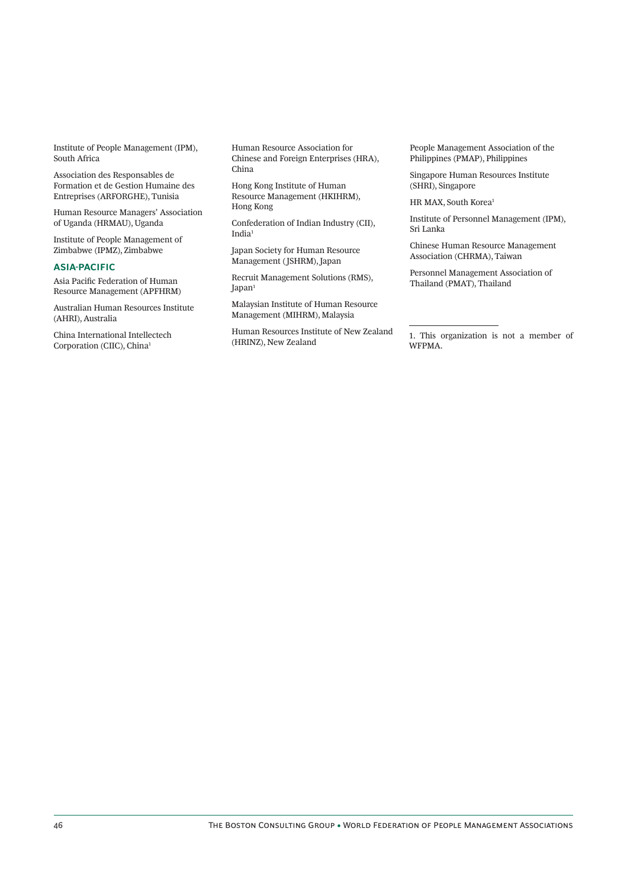Institute of People Management (IPM), South Africa

Association des Responsables de Formation et de Gestion Humaine des Entreprises (ARFORGHE), Tunisia

Human Resource Managers' Association of Uganda (HRMAU), Uganda

Institute of People Management of Zimbabwe (IPMZ), Zimbabwe

### ASIA-PACIFIC

Asia Pacific Federation of Human Resource Management (APFHRM)

Australian Human Resources Institute (AHRI), Australia

China International Intellectech Corporation (CIIC), China[1]

Human Resource Association for Chinese and Foreign Enterprises (HRA), China

Hong Kong Institute of Human Resource Management (HKIHRM), Hong Kong

Confederation of Indian Industry (CII), India[1]

Japan Society for Human Resource Management (JSHRM), Japan

Recruit Management Solutions (RMS), Japan[1]

Malaysian Institute of Human Resource Management (MIHRM), Malaysia

Human Resources Institute of New Zealand (HRINZ), New Zealand

People Management Association of the Philippines (PMAP), Philippines

Singapore Human Resources Institute (SHRI), Singapore

HR MAX, South Korea[1]

Institute of Personnel Management (IPM), Sri Lanka

Chinese Human Resource Management Association (CHRMA), Taiwan

Personnel Management Association of Thailand (PMAT), Thailand

---

1. This organization is not a member of WFPMA.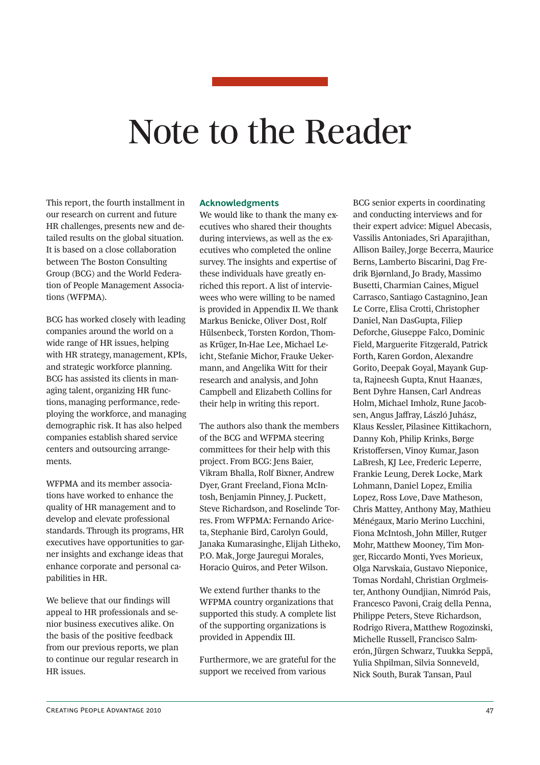# Note to the Reader

This report, the fourth installment in our research on current and future HR challenges, presents new and detailed results on the global situation. It is based on a close collaboration between The Boston Consulting Group (BCG) and the World Federation of People Management Associations (WFPMA).

BCG has worked closely with leading companies around the world on a wide range of HR issues, helping with HR strategy, management, KPIs, and strategic workforce planning. BCG has assisted its clients in managing talent, organizing HR functions, managing performance, redeploying the workforce, and managing demographic risk. It has also helped companies establish shared service centers and outsourcing arrangements.

WFPMA and its member associations have worked to enhance the quality of HR management and to develop and elevate professional standards. Through its programs, HR executives have opportunities to garner insights and exchange ideas that enhance corporate and personal capabilities in HR.

We believe that our findings will appeal to HR professionals and senior business executives alike. On the basis of the positive feedback from our previous reports, we plan to continue our regular research in HR issues.

### Acknowledgments

We would like to thank the many executives who shared their thoughts during interviews, as well as the executives who completed the online survey. The insights and expertise of these individuals have greatly enriched this report. A list of interviewees who were willing to be named is provided in Appendix II. We thank Markus Benicke, Oliver Dost, Rolf Hülsenbeck, Torsten Kordon, Thomas Krüger, In-Hae Lee, Michael Leicht, Stefanie Michor, Frauke Uekermann, and Angelika Witt for their research and analysis, and John Campbell and Elizabeth Collins for their help in writing this report.

The authors also thank the members of the BCG and WFPMA steering committees for their help with this project. From BCG: Jens Baier, Vikram Bhalla, Rolf Bixner, Andrew Dyer, Grant Freeland, Fiona McIntosh, Benjamin Pinney, J. Puckett, Steve Richardson, and Roselinde Torres. From WFPMA: Fernando Ariceta, Stephanie Bird, Carolyn Gould, Janaka Kumarasinghe, Elijah Litheko, P.O. Mak, Jorge Jauregui Morales, Horacio Quiros, and Peter Wilson.

We extend further thanks to the WFPMA country organizations that supported this study. A complete list of the supporting organizations is provided in Appendix III.

Furthermore, we are grateful for the support we received from various BCG senior experts in coordinating and conducting interviews and for their expert advice: Miguel Abecasis, Vassilis Antoniades, Sri Aparajithan, Allison Bailey, Jorge Becerra, Maurice Berns, Lamberto Biscarini, Dag Fredrik Bjørnland, Jo Brady, Massimo Busetti, Charmian Caines, Miguel Carrasco, Santiago Castagnino, Jean Le Corre, Elisa Crotti, Christopher Daniel, Nan DasGupta, Filiep Deforche, Giuseppe Falco, Dominic Field, Marguerite Fitzgerald, Patrick Forth, Karen Gordon, Alexandre Gorito, Deepak Goyal, Mayank Gupta, Rajneesh Gupta, Knut Haanæs, Bent Dyhre Hansen, Carl Andreas Holm, Michael Imholz, Rune Jacobsen, Angus Jaffray, László Juhász, Klaus Kessler, Pilasinee Kittikachorn, Danny Koh, Philip Krinks, Børge Kristoffersen, Vinoy Kumar, Jason LaBresh, KJ Lee, Frederic Leperre, Frankie Leung, Derek Locke, Mark Lohmann, Daniel Lopez, Emilia Lopez, Ross Love, Dave Matheson, Chris Mattey, Anthony May, Mathieu Ménégaux, Mario Merino Lucchini, Fiona McIntosh, John Miller, Rutger Mohr, Matthew Mooney, Tim Monger, Riccardo Monti, Yves Morieux, Olga Narvskaia, Gustavo Nieponice, Tomas Nordahl, Christian Orglmeister, Anthony Oundjian, Nimród Pais, Francesco Pavoni, Craig della Penna, Philippe Peters, Steve Richardson, Rodrigo Rivera, Matthew Rogozinski, Michelle Russell, Francisco Salmerón, Jürgen Schwarz, Tuukka Seppä, Yulia Shpilman, Silvia Sonneveld, Nick South, Burak Tansan, Paul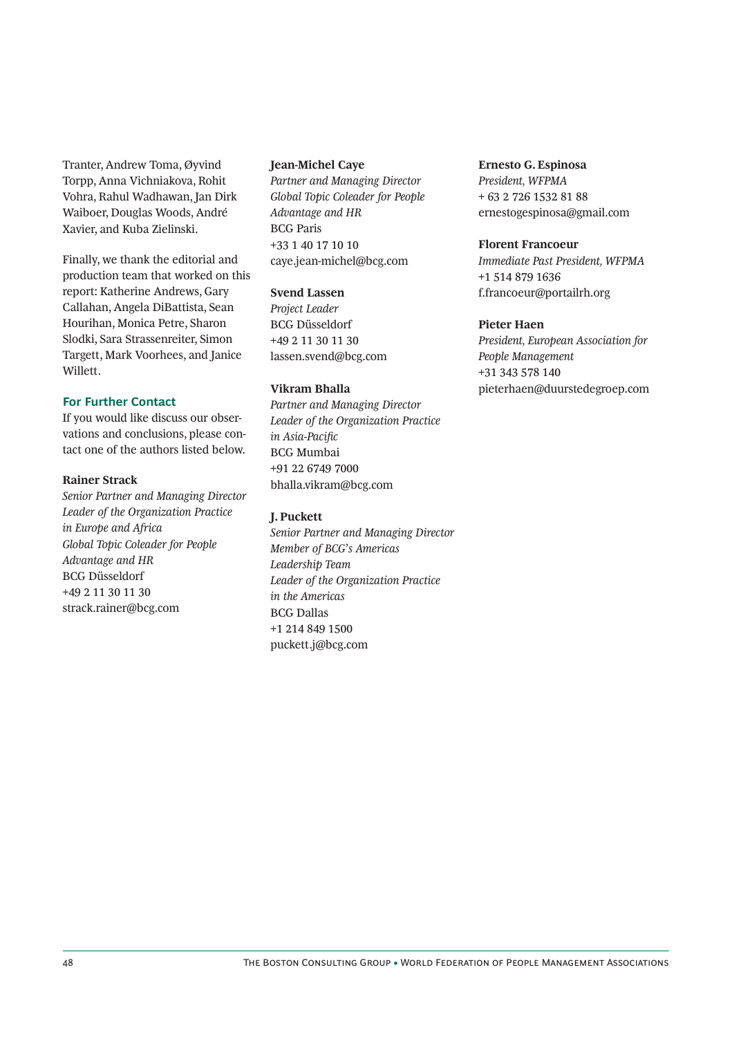Tranter, Andrew Toma, Øyvind Torpp, Anna Vichniakova, Rohit Vohra, Rahul Wadhawan, Jan Dirk Waiboer, Douglas Woods, André Xavier, and Kuba Zielinski.

Finally, we thank the editorial and production team that worked on this report: Katherine Andrews, Gary Callahan, Angela DiBattista, Sean Hourihan, Monica Petre, Sharon Slodki, Sara Strassenreiter, Simon Targett, Mark Voorhees, and Janice Willett.

### For Further Contact

If you would like discuss our observations and conclusions, please contact one of the authors listed below.

**Rainer Strack**
*Senior Partner and Managing Director*
*Leader of the Organization Practice in Europe and Africa*
*Global Topic Coleader for People Advantage and HR*
BCG Düsseldorf
+49 2 11 30 11 30
strack.rainer@bcg.com

**Jean-Michel Caye**
*Partner and Managing Director*
*Global Topic Coleader for People Advantage and HR*
BCG Paris
+33 1 40 17 10 10
caye.jean-michel@bcg.com

**Svend Lassen**
*Project Leader*
BCG Düsseldorf
+49 2 11 30 11 30
lassen.svend@bcg.com

**Vikram Bhalla**
*Partner and Managing Director*
*Leader of the Organization Practice in Asia-Pacific*
BCG Mumbai
+91 22 6749 7000
bhalla.vikram@bcg.com

**J. Puckett**
*Senior Partner and Managing Director*
*Member of BCG's Americas Leadership Team*
*Leader of the Organization Practice in the Americas*
BCG Dallas
+1 214 849 1500
puckett.j@bcg.com

**Ernesto G. Espinosa**
*President, WFPMA*
+ 63 2 726 1532 81 88
ernestogespinosa@gmail.com

**Florent Francoeur**
*Immediate Past President, WFPMA*
+1 514 879 1636
f.francoeur@portailrh.org

**Pieter Haen**
*President, European Association for People Management*
+31 343 578 140
pieterhaen@duurstedegroep.com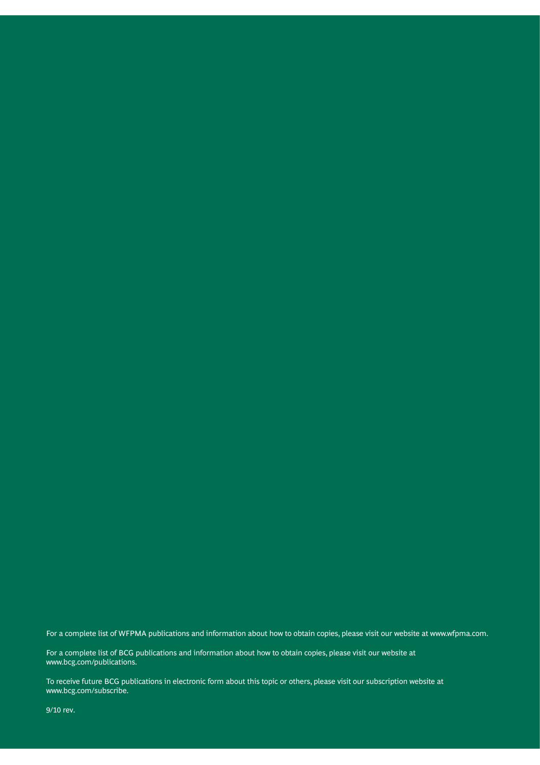For a complete list of WFPMA publications and information about how to obtain copies, please visit our website at www.wfpma.com.

For a complete list of BCG publications and information about how to obtain copies, please visit our website at www.bcg.com/publications.

To receive future BCG publications in electronic form about this topic or others, please visit our subscription website at www.bcg.com/subscribe.

9/10 rev.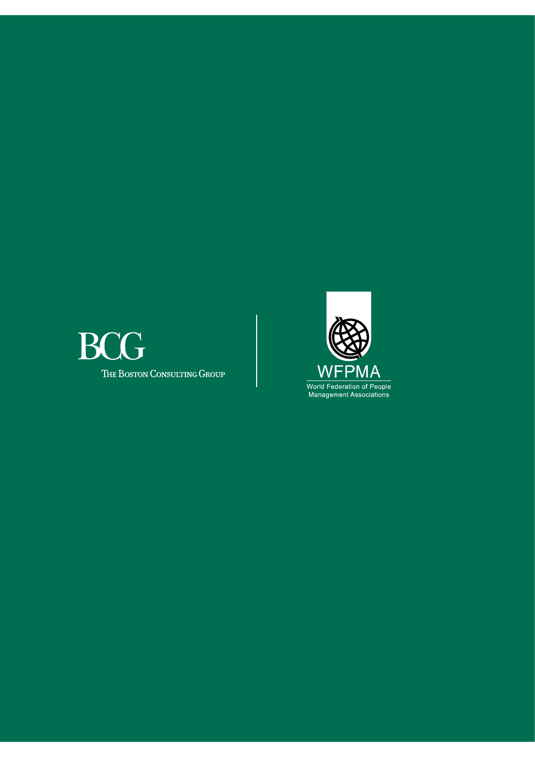BCG

The Boston Consulting Group

WFPMA

World Federation of People Management Associations